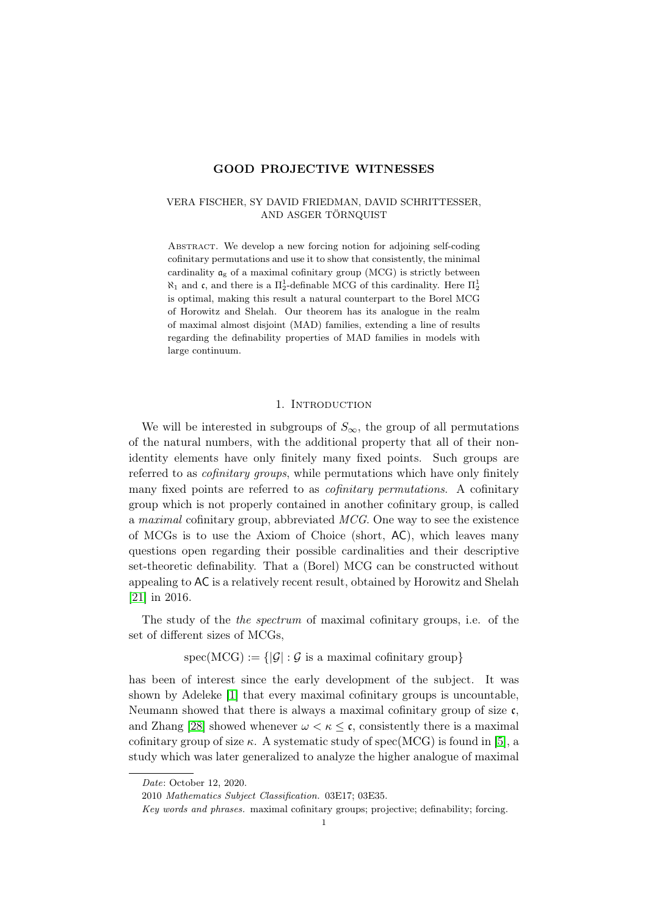# GOOD PROJECTIVE WITNESSES

VERA FISCHER, SY DAVID FRIEDMAN, DAVID SCHRITTESSER, AND ASGER TÖRNQUIST

Abstract. We develop a new forcing notion for adjoining self-coding cofinitary permutations and use it to show that consistently, the minimal cardinality $\mathfrak{a}_g$ of a maximal cofinitary group (MCG) is strictly between $\aleph_1$ and $\mathfrak{c}$, and there is a $\Pi^1_2$-definable MCG of this cardinality. Here $\Pi^1_2$ is optimal, making this result a natural counterpart to the Borel MCG of Horowitz and Shelah. Our theorem has its analogue in the realm of maximal almost disjoint (MAD) families, extending a line of results regarding the definability properties of MAD families in models with large continuum.

## 1. Introduction

We will be interested in subgroups of $S_\infty$, the group of all permutations of the natural numbers, with the additional property that all of their non-identity elements have only finitely many fixed points. Such groups are referred to as *cofinitary groups*, while permutations which have only finitely many fixed points are referred to as *cofinitary permutations*. A cofinitary group which is not properly contained in another cofinitary group, is called a *maximal* cofinitary group, abbreviated *MCG*. One way to see the existence of MCGs is to use the Axiom of Choice (short, AC), which leaves many questions open regarding their possible cardinalities and their descriptive set-theoretic definability. That a (Borel) MCG can be constructed without appealing to AC is a relatively recent result, obtained by Horowitz and Shelah [21] in 2016.

The study of the *the spectrum* of maximal cofinitary groups, i.e. of the set of different sizes of MCGs,

$$\mathrm{spec}(\mathrm{MCG}) := \{|\mathcal{G}| : \mathcal{G} \text{ is a maximal cofinitary group}\}$$

has been of interest since the early development of the subject. It was shown by Adeleke [1] that every maximal cofinitary groups is uncountable, Neumann showed that there is always a maximal cofinitary group of size $\mathfrak{c}$, and Zhang [28] showed whenever $\omega < \kappa \leq \mathfrak{c}$, consistently there is a maximal cofinitary group of size $\kappa$. A systematic study of spec(MCG) is found in [5], a study which was later generalized to analyze the higher analogue of maximal

---

*Date*: October 12, 2020.

2010 *Mathematics Subject Classification.* 03E17; 03E35.

*Key words and phrases.* maximal cofinitary groups; projective; definability; forcing.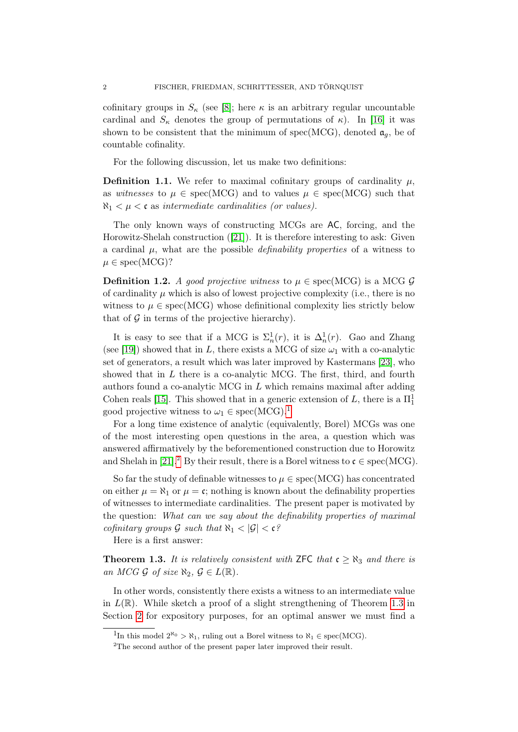cofinitary groups in $S_\kappa$ (see [8]; here $\kappa$ is an arbitrary regular uncountable cardinal and $S_\kappa$ denotes the group of permutations of $\kappa$). In [16] it was shown to be consistent that the minimum of spec(MCG), denoted $\mathfrak{a}_g$, be of countable cofinality.

For the following discussion, let us make two definitions:

**Definition 1.1.** We refer to maximal cofinitary groups of cardinality $\mu$, as *witnesses* to $\mu \in$ spec(MCG) and to values $\mu \in$ spec(MCG) such that $\aleph_1 < \mu < \mathfrak{c}$ as *intermediate cardinalities (or values)*.

The only known ways of constructing MCGs are AC, forcing, and the Horowitz-Shelah construction ([21]). It is therefore interesting to ask: Given a cardinal $\mu$, what are the possible *definability properties* of a witness to $\mu \in$ spec(MCG)?

**Definition 1.2.** *A good projective witness to $\mu \in$ spec(MCG) is a MCG $\mathcal{G}$ of cardinality $\mu$ which is also of lowest projective complexity (i.e., there is no witness to $\mu \in$ spec(MCG) whose definitional complexity lies strictly below that of $\mathcal{G}$ in terms of the projective hierarchy).*

It is easy to see that if a MCG is $\Sigma^1_n(r)$, it is $\Delta^1_n(r)$. Gao and Zhang (see [19]) showed that in $L$, there exists a MCG of size $\omega_1$ with a co-analytic set of generators, a result which was later improved by Kastermans [23], who showed that in $L$ there is a co-analytic MCG. The first, third, and fourth authors found a co-analytic MCG in $L$ which remains maximal after adding Cohen reals [15]. This showed that in a generic extension of $L$, there is a $\Pi^1_1$ good projective witness to $\omega_1 \in$ spec(MCG).[1]

For a long time existence of analytic (equivalently, Borel) MCGs was one of the most interesting open questions in the area, a question which was answered affirmatively by the beforementioned construction due to Horowitz and Shelah in [21].[2] By their result, there is a Borel witness to $\mathfrak{c} \in$ spec(MCG).

So far the study of definable witnesses to $\mu \in$ spec(MCG) has concentrated on either $\mu = \aleph_1$ or $\mu = \mathfrak{c}$; nothing is known about the definability properties of witnesses to intermediate cardinalities. The present paper is motivated by the question: *What can we say about the definability properties of maximal cofinitary groups $\mathcal{G}$ such that $\aleph_1 < |\mathcal{G}| < \mathfrak{c}$?*

Here is a first answer:

**Theorem 1.3.** *It is relatively consistent with ZFC that $\mathfrak{c} \geq \aleph_3$ and there is an MCG $\mathcal{G}$ of size $\aleph_2$, $\mathcal{G} \in L(\mathbb{R})$.*

In other words, consistently there exists a witness to an intermediate value in $L(\mathbb{R})$. While sketch a proof of a slight strengthening of Theorem 1.3 in Section 2 for expository purposes, for an optimal answer we must find a

[1] In this model $2^{\aleph_0} > \aleph_1$, ruling out a Borel witness to $\aleph_1 \in$ spec(MCG).

[2] The second author of the present paper later improved their result.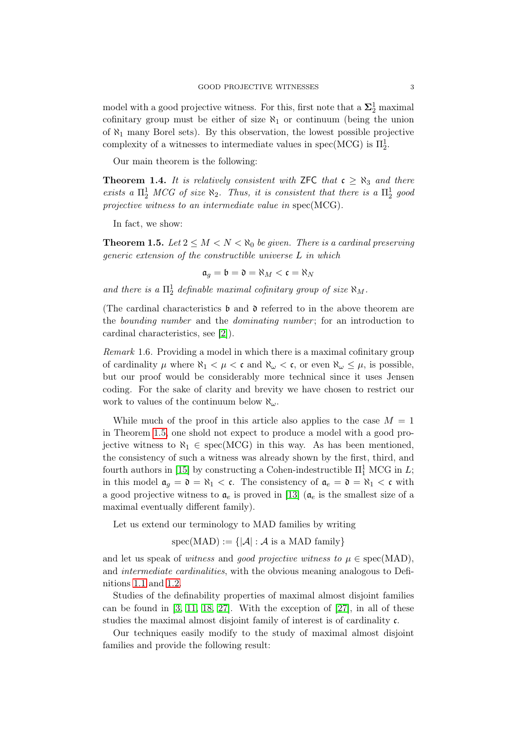model with a good projective witness. For this, first note that a $\mathbf{\Sigma}^1_2$ maximal cofinitary group must be either of size $\aleph_1$ or continuum (being the union of $\aleph_1$ many Borel sets). By this observation, the lowest possible projective complexity of a witnesses to intermediate values in spec(MCG) is $\Pi^1_2$.

Our main theorem is the following:

**Theorem 1.4.** *It is relatively consistent with* ZFC *that* $\mathfrak{c} \geq \aleph_3$ *and there exists a* $\Pi^1_2$ *MCG of size* $\aleph_2$. *Thus, it is consistent that there is a* $\Pi^1_2$ *good projective witness to an intermediate value in* spec(MCG).

In fact, we show:

**Theorem 1.5.** *Let* $2 \leq M < N < \aleph_0$ *be given. There is a cardinal preserving generic extension of the constructible universe* $L$ *in which*

$$\mathfrak{a}_g = \mathfrak{b} = \mathfrak{d} = \aleph_M < \mathfrak{c} = \aleph_N$$

*and there is a* $\Pi^1_2$ *definable maximal cofinitary group of size* $\aleph_M$.

(The cardinal characteristics $\mathfrak{b}$ and $\mathfrak{d}$ referred to in the above theorem are the *bounding number* and the *dominating number*; for an introduction to cardinal characteristics, see [2]).

*Remark* 1.6. Providing a model in which there is a maximal cofinitary group of cardinality $\mu$ where $\aleph_1 < \mu < \mathfrak{c}$ and $\aleph_\omega < \mathfrak{c}$, or even $\aleph_\omega \leq \mu$, is possible, but our proof would be considerably more technical since it uses Jensen coding. For the sake of clarity and brevity we have chosen to restrict our work to values of the continuum below $\aleph_\omega$.

While much of the proof in this article also applies to the case $M = 1$ in Theorem 1.5, one shold not expect to produce a model with a good projective witness to $\aleph_1 \in$ spec(MCG) in this way. As has been mentioned, the consistency of such a witness was already shown by the first, third, and fourth authors in [15] by constructing a Cohen-indestructible $\Pi^1_1$ MCG in $L$; in this model $\mathfrak{a}_g = \mathfrak{d} = \aleph_1 < \mathfrak{c}$. The consistency of $\mathfrak{a}_e = \mathfrak{d} = \aleph_1 < \mathfrak{c}$ with a good projective witness to $\mathfrak{a}_e$ is proved in [13] ($\mathfrak{a}_e$ is the smallest size of a maximal eventually different family).

Let us extend our terminology to MAD families by writing

$$\text{spec(MAD)} := \{|\mathcal{A}| : \mathcal{A} \text{ is a MAD family}\}$$

and let us speak of *witness* and *good projective witness to* $\mu \in$ spec(MAD), and *intermediate cardinalities*, with the obvious meaning analogous to Definitions 1.1 and 1.2.

Studies of the definability properties of maximal almost disjoint families can be found in [3, 11, 18, 27]. With the exception of [27], in all of these studies the maximal almost disjoint family of interest is of cardinality $\mathfrak{c}$.

Our techniques easily modify to the study of maximal almost disjoint families and provide the following result: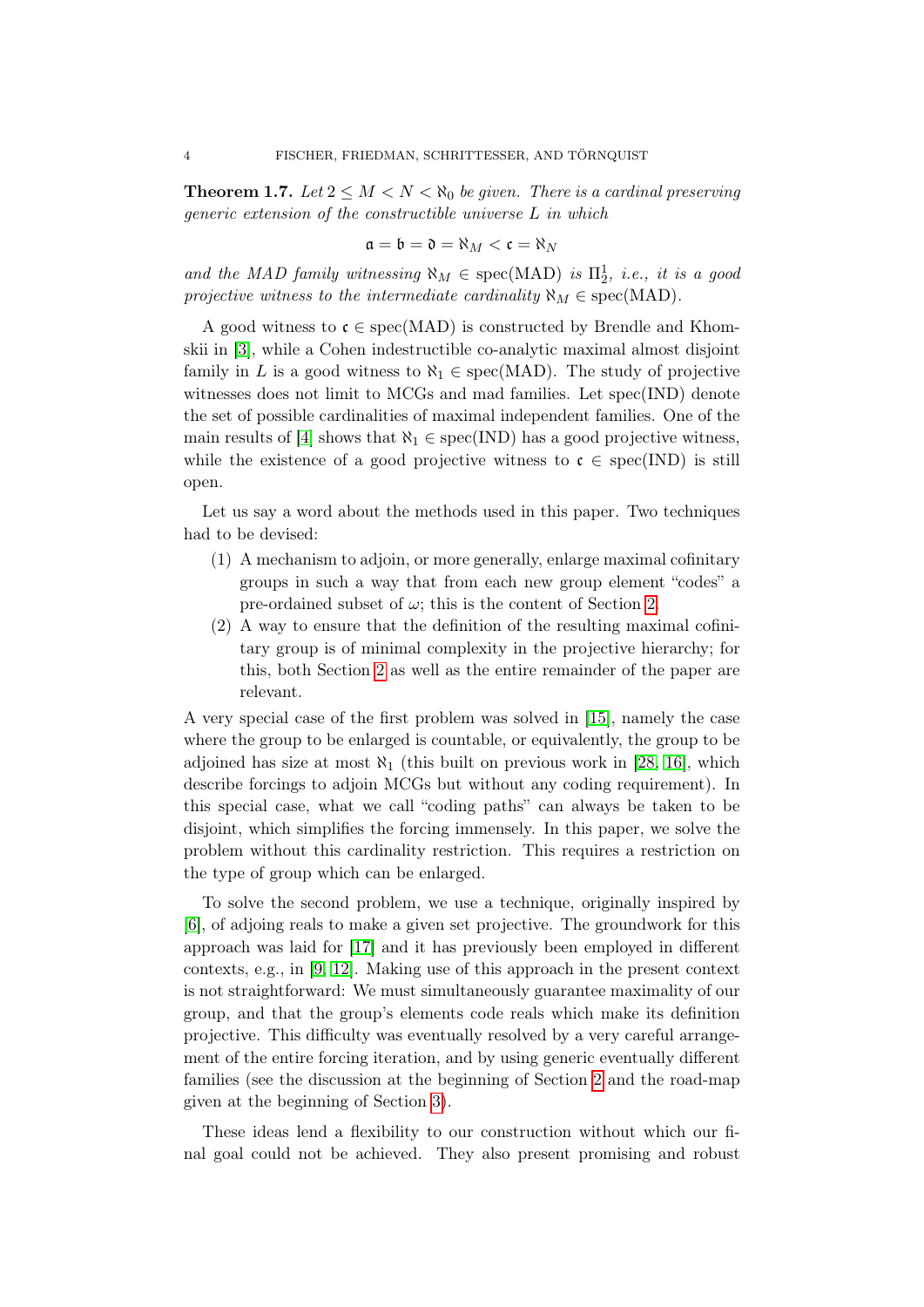**Theorem 1.7.** *Let $2 \leq M < N < \aleph_0$ be given. There is a cardinal preserving generic extension of the constructible universe $L$ in which*

$$\mathfrak{a} = \mathfrak{b} = \mathfrak{d} = \aleph_M < \mathfrak{c} = \aleph_N$$

*and the MAD family witnessing $\aleph_M \in \operatorname{spec}(\mathrm{MAD})$ is $\Pi^1_2$, i.e., it is a good projective witness to the intermediate cardinality $\aleph_M \in \operatorname{spec}(\mathrm{MAD})$.*

A good witness to $\mathfrak{c} \in \operatorname{spec}(\mathrm{MAD})$ is constructed by Brendle and Khomskii in [3], while a Cohen indestructible co-analytic maximal almost disjoint family in $L$ is a good witness to $\aleph_1 \in \operatorname{spec}(\mathrm{MAD})$. The study of projective witnesses does not limit to MCGs and mad families. Let $\operatorname{spec}(\mathrm{IND})$ denote the set of possible cardinalities of maximal independent families. One of the main results of [4] shows that $\aleph_1 \in \operatorname{spec}(\mathrm{IND})$ has a good projective witness, while the existence of a good projective witness to $\mathfrak{c} \in \operatorname{spec}(\mathrm{IND})$ is still open.

Let us say a word about the methods used in this paper. Two techniques had to be devised:

1. A mechanism to adjoin, or more generally, enlarge maximal cofinitary groups in such a way that from each new group element "codes" a pre-ordained subset of $\omega$; this is the content of Section 2.
2. A way to ensure that the definition of the resulting maximal cofinitary group is of minimal complexity in the projective hierarchy; for this, both Section 2 as well as the entire remainder of the paper are relevant.

A very special case of the first problem was solved in [15], namely the case where the group to be enlarged is countable, or equivalently, the group to be adjoined has size at most $\aleph_1$ (this built on previous work in [28, 16], which describe forcings to adjoin MCGs but without any coding requirement). In this special case, what we call "coding paths" can always be taken to be disjoint, which simplifies the forcing immensely. In this paper, we solve the problem without this cardinality restriction. This requires a restriction on the type of group which can be enlarged.

To solve the second problem, we use a technique, originally inspired by [6], of adjoining reals to make a given set projective. The groundwork for this approach was laid for [17] and it has previously been employed in different contexts, e.g., in [9, 12]. Making use of this approach in the present context is not straightforward: We must simultaneously guarantee maximality of our group, and that the group's elements code reals which make its definition projective. This difficulty was eventually resolved by a very careful arrangement of the entire forcing iteration, and by using generic eventually different families (see the discussion at the beginning of Section 2 and the road-map given at the beginning of Section 3).

These ideas lend a flexibility to our construction without which our final goal could not be achieved. They also present promising and robust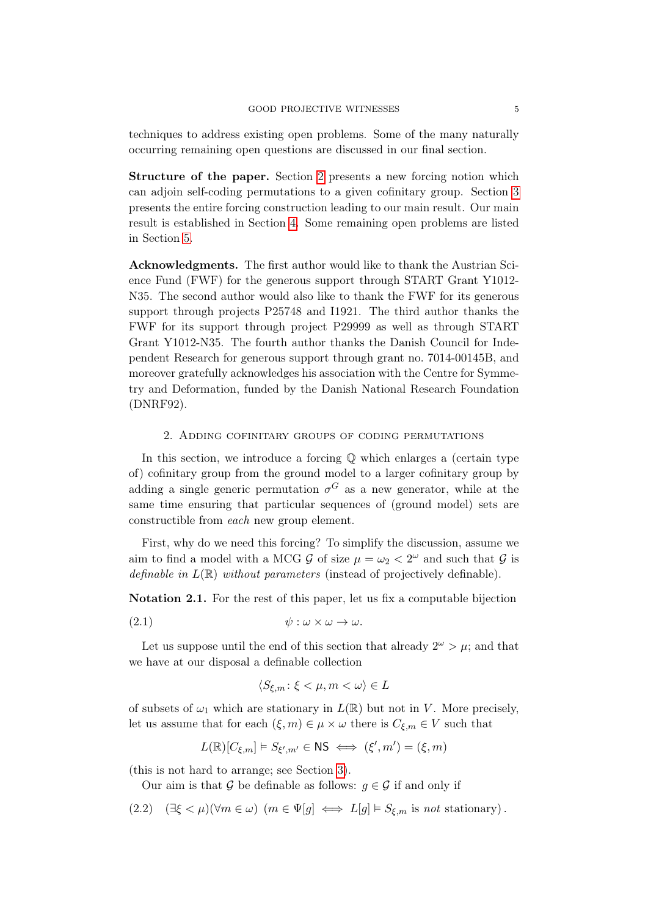techniques to address existing open problems. Some of the many naturally occurring remaining open questions are discussed in our final section.

**Structure of the paper.** Section 2 presents a new forcing notion which can adjoin self-coding permutations to a given cofinitary group. Section 3 presents the entire forcing construction leading to our main result. Our main result is established in Section 4. Some remaining open problems are listed in Section 5.

**Acknowledgments.** The first author would like to thank the Austrian Science Fund (FWF) for the generous support through START Grant Y1012-N35. The second author would also like to thank the FWF for its generous support through projects P25748 and I1921. The third author thanks the FWF for its support through project P29999 as well as through START Grant Y1012-N35. The fourth author thanks the Danish Council for Independent Research for generous support through grant no. 7014-00145B, and moreover gratefully acknowledges his association with the Centre for Symmetry and Deformation, funded by the Danish National Research Foundation (DNRF92).

## 2. Adding cofinitary groups of coding permutations

In this section, we introduce a forcing $\mathbb{Q}$ which enlarges a (certain type of) cofinitary group from the ground model to a larger cofinitary group by adding a single generic permutation $\sigma^G$ as a new generator, while at the same time ensuring that particular sequences of (ground model) sets are constructible from *each* new group element.

First, why do we need this forcing? To simplify the discussion, assume we aim to find a model with a MCG $\mathcal{G}$ of size $\mu = \omega_2 < 2^\omega$ and such that $\mathcal{G}$ is *definable in* $L(\mathbb{R})$ *without parameters* (instead of projectively definable).

**Notation 2.1.** For the rest of this paper, let us fix a computable bijection

$$\psi : \omega \times \omega \to \omega. \tag{2.1}$$

Let us suppose until the end of this section that already $2^\omega > \mu$; and that we have at our disposal a definable collection

$$\langle S_{\xi,m} \colon \xi < \mu, m < \omega \rangle \in L$$

of subsets of $\omega_1$ which are stationary in $L(\mathbb{R})$ but not in $V$. More precisely, let us assume that for each $(\xi, m) \in \mu \times \omega$ there is $C_{\xi,m} \in V$ such that

$$L(\mathbb{R})[C_{\xi,m}] \vDash S_{\xi',m'} \in \mathsf{NS} \iff (\xi', m') = (\xi, m)$$

(this is not hard to arrange; see Section 3).

Our aim is that $\mathcal{G}$ be definable as follows: $g \in \mathcal{G}$ if and only if

$$(\exists \xi < \mu)(\forall m \in \omega)\ (m \in \Psi[g] \iff L[g] \vDash S_{\xi,m} \text{ is } \textit{not} \text{ stationary})\,. \tag{2.2}$$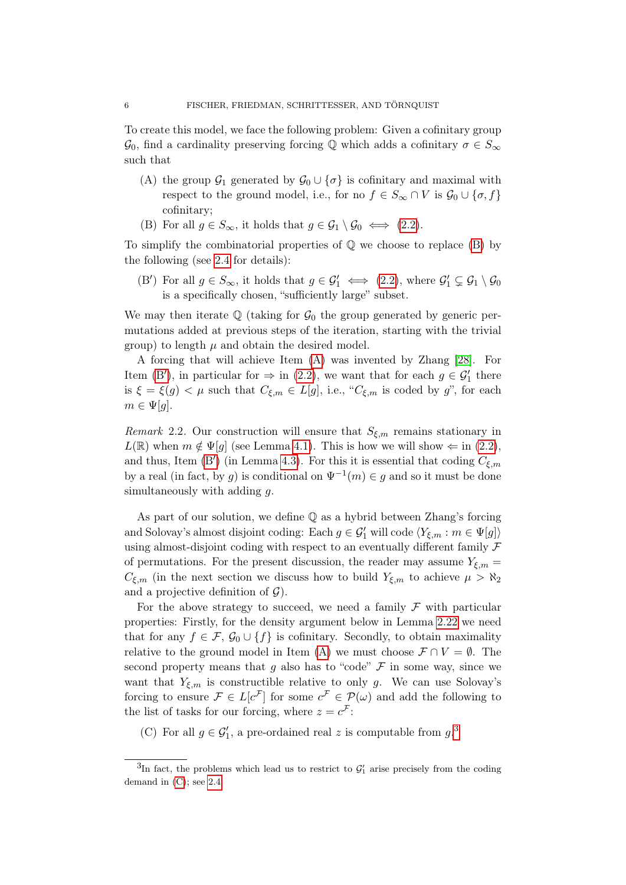To create this model, we face the following problem: Given a cofinitary group $\mathcal{G}_0$, find a cardinality preserving forcing $\mathbb{Q}$ which adds a cofinitary $\sigma \in S_\infty$ such that

(A) the group $\mathcal{G}_1$ generated by $\mathcal{G}_0 \cup \{\sigma\}$ is cofinitary and maximal with respect to the ground model, i.e., for no $f \in S_\infty \cap V$ is $\mathcal{G}_0 \cup \{\sigma, f\}$ cofinitary;

(B) For all $g \in S_\infty$, it holds that $g \in \mathcal{G}_1 \setminus \mathcal{G}_0 \iff$ (2.2).

To simplify the combinatorial properties of $\mathbb{Q}$ we choose to replace (B) by the following (see 2.4 for details):

(B′) For all $g \in S_\infty$, it holds that $g \in \mathcal{G}_1' \iff$ (2.2), where $\mathcal{G}_1' \subsetneq \mathcal{G}_1 \setminus \mathcal{G}_0$ is a specifically chosen, "sufficiently large" subset.

We may then iterate $\mathbb{Q}$ (taking for $\mathcal{G}_0$ the group generated by generic permutations added at previous steps of the iteration, starting with the trivial group) to length $\mu$ and obtain the desired model.

A forcing that will achieve Item (A) was invented by Zhang [28]. For Item (B′), in particular for $\Rightarrow$ in (2.2), we want that for each $g \in \mathcal{G}_1'$ there is $\xi = \xi(g) < \mu$ such that $C_{\xi,m} \in L[g]$, i.e., "$C_{\xi,m}$ is coded by $g$", for each $m \in \Psi[g]$.

*Remark* 2.2. Our construction will ensure that $S_{\xi,m}$ remains stationary in $L(\mathbb{R})$ when $m \notin \Psi[g]$ (see Lemma 4.1). This is how we will show $\Leftarrow$ in (2.2), and thus, Item (B′) (in Lemma 4.3). For this it is essential that coding $C_{\xi,m}$ by a real (in fact, by $g$) is conditional on $\Psi^{-1}(m) \in g$ and so it must be done simultaneously with adding $g$.

As part of our solution, we define $\mathbb{Q}$ as a hybrid between Zhang's forcing and Solovay's almost disjoint coding: Each $g \in \mathcal{G}_1'$ will code $\langle Y_{\xi,m} : m \in \Psi[g]\rangle$ using almost-disjoint coding with respect to an eventually different family $\mathcal{F}$ of permutations. For the present discussion, the reader may assume $Y_{\xi,m} = C_{\xi,m}$ (in the next section we discuss how to build $Y_{\xi,m}$ to achieve $\mu > \aleph_2$ and a projective definition of $\mathcal{G}$).

For the above strategy to succeed, we need a family $\mathcal{F}$ with particular properties: Firstly, for the density argument below in Lemma 2.22 we need that for any $f \in \mathcal{F}$, $\mathcal{G}_0 \cup \{f\}$ is cofinitary. Secondly, to obtain maximality relative to the ground model in Item (A) we must choose $\mathcal{F} \cap V = \emptyset$. The second property means that $g$ also has to "code" $\mathcal{F}$ in some way, since we want that $Y_{\xi,m}$ is constructible relative to only $g$. We can use Solovay's forcing to ensure $\mathcal{F} \in L[c^{\mathcal{F}}]$ for some $c^{\mathcal{F}} \in \mathcal{P}(\omega)$ and add the following to the list of tasks for our forcing, where $z = c^{\mathcal{F}}$:

(C) For all $g \in \mathcal{G}_1'$, a pre-ordained real $z$ is computable from $g$.[3]

[3] In fact, the problems which lead us to restrict to $\mathcal{G}_1'$ arise precisely from the coding demand in (C); see 2.4.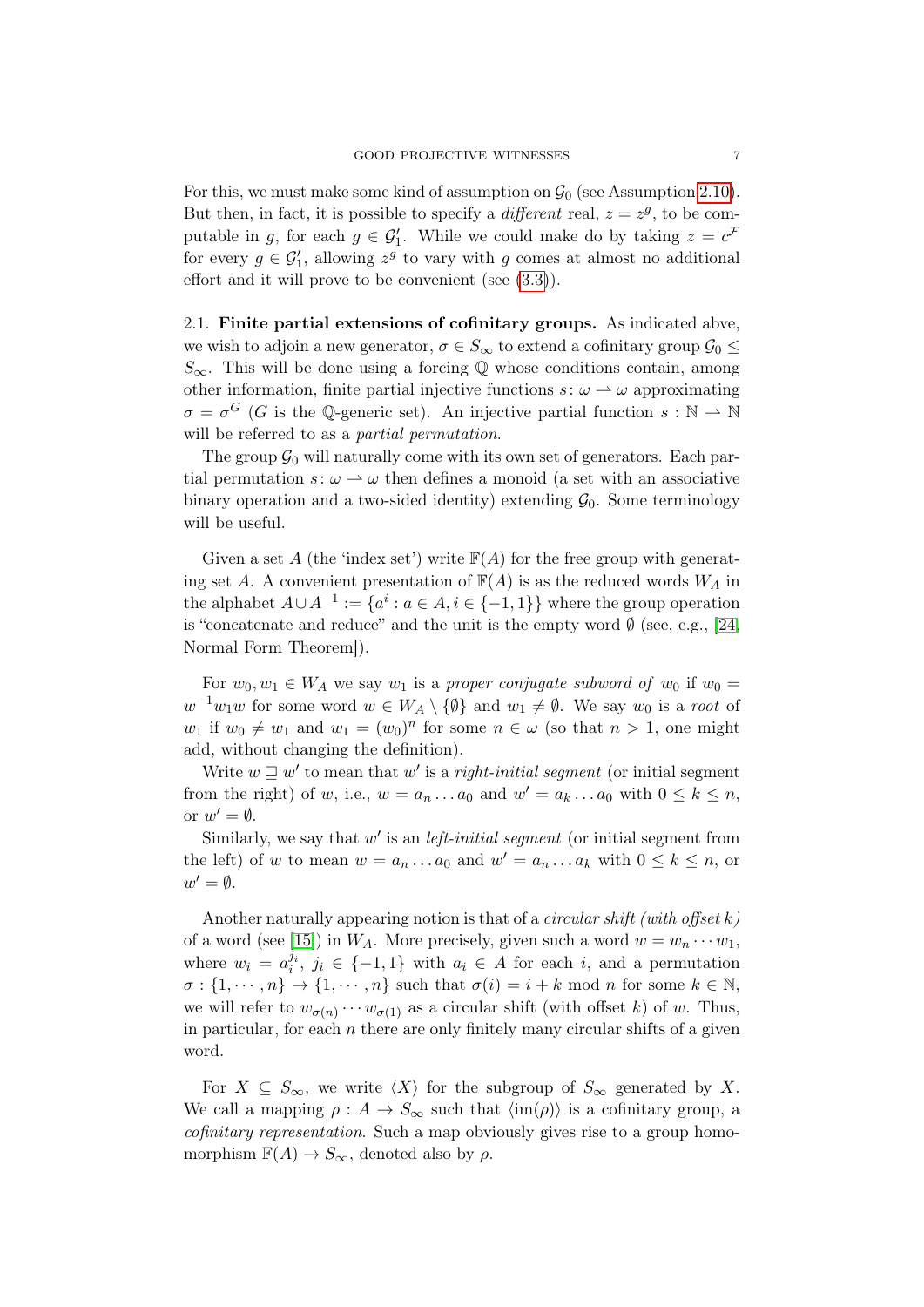For this, we must make some kind of assumption on $\mathcal{G}_0$ (see Assumption 2.10). But then, in fact, it is possible to specify a *different* real, $z = z^g$, to be computable in $g$, for each $g \in \mathcal{G}_1'$. While we could make do by taking $z = c^{\mathcal{F}}$ for every $g \in \mathcal{G}_1'$, allowing $z^g$ to vary with $g$ comes at almost no additional effort and it will prove to be convenient (see (3.3)).

2.1. **Finite partial extensions of cofinitary groups.** As indicated abve, we wish to adjoin a new generator, $\sigma \in S_\infty$ to extend a cofinitary group $\mathcal{G}_0 \leq S_\infty$. This will be done using a forcing $\mathbb{Q}$ whose conditions contain, among other information, finite partial injective functions $s\colon \omega \rightharpoonup \omega$ approximating $\sigma = \sigma^G$ ($G$ is the $\mathbb{Q}$-generic set). An injective partial function $s : \mathbb{N} \rightharpoonup \mathbb{N}$ will be referred to as a *partial permutation*.

The group $\mathcal{G}_0$ will naturally come with its own set of generators. Each partial permutation $s\colon \omega \rightharpoonup \omega$ then defines a monoid (a set with an associative binary operation and a two-sided identity) extending $\mathcal{G}_0$. Some terminology will be useful.

Given a set $A$ (the 'index set') write $\mathbb{F}(A)$ for the free group with generating set $A$. A convenient presentation of $\mathbb{F}(A)$ is as the reduced words $W_A$ in the alphabet $A \cup A^{-1} := \{a^i : a \in A, i \in \{-1, 1\}\}$ where the group operation is "concatenate and reduce" and the unit is the empty word $\emptyset$ (see, e.g., [24, Normal Form Theorem]).

For $w_0, w_1 \in W_A$ we say $w_1$ is a *proper conjugate subword of* $w_0$ if $w_0 = w^{-1}w_1w$ for some word $w \in W_A \setminus \{\emptyset\}$ and $w_1 \neq \emptyset$. We say $w_0$ is a *root* of $w_1$ if $w_0 \neq w_1$ and $w_1 = (w_0)^n$ for some $n \in \omega$ (so that $n > 1$, one might add, without changing the definition).

Write $w \sqsupseteq w'$ to mean that $w'$ is a *right-initial segment* (or initial segment from the right) of $w$, i.e., $w = a_n \dots a_0$ and $w' = a_k \dots a_0$ with $0 \leq k \leq n$, or $w' = \emptyset$.

Similarly, we say that $w'$ is an *left-initial segment* (or initial segment from the left) of $w$ to mean $w = a_n \dots a_0$ and $w' = a_n \dots a_k$ with $0 \leq k \leq n$, or $w' = \emptyset$.

Another naturally appearing notion is that of a *circular shift (with offset $k$)* of a word (see [15]) in $W_A$. More precisely, given such a word $w = w_n \cdots w_1$, where $w_i = a_i^{j_i}$, $j_i \in \{-1, 1\}$ with $a_i \in A$ for each $i$, and a permutation $\sigma : \{1, \cdots, n\} \to \{1, \cdots, n\}$ such that $\sigma(i) = i + k \bmod n$ for some $k \in \mathbb{N}$, we will refer to $w_{\sigma(n)} \cdots w_{\sigma(1)}$ as a circular shift (with offset $k$) of $w$. Thus, in particular, for each $n$ there are only finitely many circular shifts of a given word.

For $X \subseteq S_\infty$, we write $\langle X \rangle$ for the subgroup of $S_\infty$ generated by $X$. We call a mapping $\rho : A \to S_\infty$ such that $\langle \mathrm{im}(\rho) \rangle$ is a cofinitary group, a *cofinitary representation*. Such a map obviously gives rise to a group homomorphism $\mathbb{F}(A) \to S_\infty$, denoted also by $\rho$.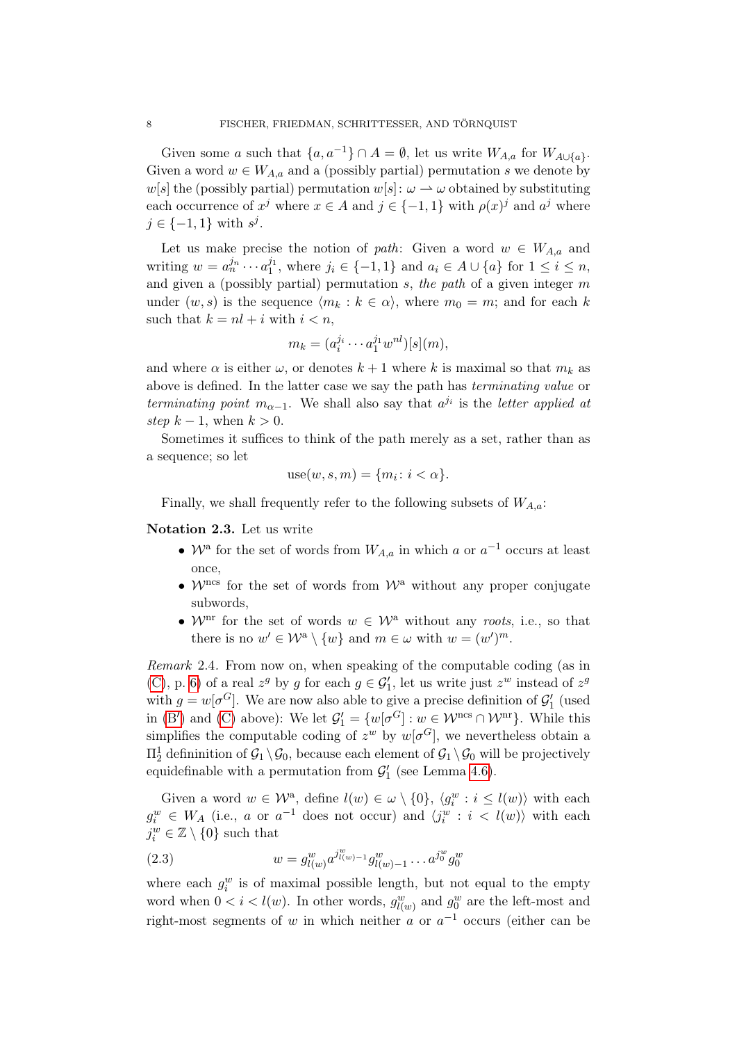Given some $a$ such that $\{a, a^{-1}\} \cap A = \emptyset$, let us write $W_{A,a}$ for $W_{A\cup\{a\}}$. Given a word $w \in W_{A,a}$ and a (possibly partial) permutation $s$ we denote by $w[s]$ the (possibly partial) permutation $w[s]\colon \omega \rightharpoonup \omega$ obtained by substituting each occurrence of $x^j$ where $x \in A$ and $j \in \{-1, 1\}$ with $\rho(x)^j$ and $a^j$ where $j \in \{-1, 1\}$ with $s^j$.

Let us make precise the notion of *path*: Given a word $w \in W_{A,a}$ and writing $w = a_n^{j_n} \cdots a_1^{j_1}$, where $j_i \in \{-1, 1\}$ and $a_i \in A \cup \{a\}$ for $1 \le i \le n$, and given a (possibly partial) permutation $s$, *the path* of a given integer $m$ under $(w, s)$ is the sequence $\langle m_k : k \in \alpha\rangle$, where $m_0 = m$; and for each $k$ such that $k = nl + i$ with $i < n$,

$$m_k = (a_i^{j_i} \cdots a_1^{j_1} w^{nl})[s](m),$$

and where $\alpha$ is either $\omega$, or denotes $k+1$ where $k$ is maximal so that $m_k$ as above is defined. In the latter case we say the path has *terminating value* or *terminating point* $m_{\alpha-1}$. We shall also say that $a^{j_i}$ is the *letter applied at step* $k-1$, when $k > 0$.

Sometimes it suffices to think of the path merely as a set, rather than as a sequence; so let

$$\operatorname{use}(w, s, m) = \{m_i \colon i < \alpha\}.$$

Finally, we shall frequently refer to the following subsets of $W_{A,a}$:

**Notation 2.3.** Let us write

- $\mathcal{W}^{\mathrm{a}}$ for the set of words from $W_{A,a}$ in which $a$ or $a^{-1}$ occurs at least once,
- $\mathcal{W}^{\mathrm{ncs}}$ for the set of words from $\mathcal{W}^{\mathrm{a}}$ without any proper conjugate subwords,
- $\mathcal{W}^{\mathrm{nr}}$ for the set of words $w \in \mathcal{W}^{\mathrm{a}}$ without any *roots*, i.e., so that there is no $w' \in \mathcal{W}^{\mathrm{a}} \setminus \{w\}$ and $m \in \omega$ with $w = (w')^m$.

*Remark* 2.4. From now on, when speaking of the computable coding (as in (C), p. 6) of a real $z^g$ by $g$ for each $g \in \mathcal{G}_1'$, let us write just $z^w$ instead of $z^g$ with $g = w[\sigma^G]$. We are now also able to give a precise definition of $\mathcal{G}_1'$ (used in (B′) and (C) above): We let $\mathcal{G}_1' = \{w[\sigma^G] : w \in \mathcal{W}^{\mathrm{ncs}} \cap \mathcal{W}^{\mathrm{nr}}\}$. While this simplifies the computable coding of $z^w$ by $w[\sigma^G]$, we nevertheless obtain a $\Pi^1_2$ defininition of $\mathcal{G}_1 \setminus \mathcal{G}_0$, because each element of $\mathcal{G}_1 \setminus \mathcal{G}_0$ will be projectively equidefinable with a permutation from $\mathcal{G}_1'$ (see Lemma 4.6).

Given a word $w \in \mathcal{W}^{\mathrm{a}}$, define $l(w) \in \omega \setminus \{0\}$, $\langle g_i^w : i \le l(w)\rangle$ with each $g_i^w \in W_A$ (i.e., $a$ or $a^{-1}$ does not occur) and $\langle j_i^w : i < l(w)\rangle$ with each $j_i^w \in \mathbb{Z} \setminus \{0\}$ such that

$$w = g^w_{l(w)} a^{j^w_{l(w)-1}} g^w_{l(w)-1} \cdots a^{j^w_0} g^w_0 \tag{2.3}$$

where each $g_i^w$ is of maximal possible length, but not equal to the empty word when $0 < i < l(w)$. In other words, $g^w_{l(w)}$ and $g^w_0$ are the left-most and right-most segments of $w$ in which neither $a$ or $a^{-1}$ occurs (either can be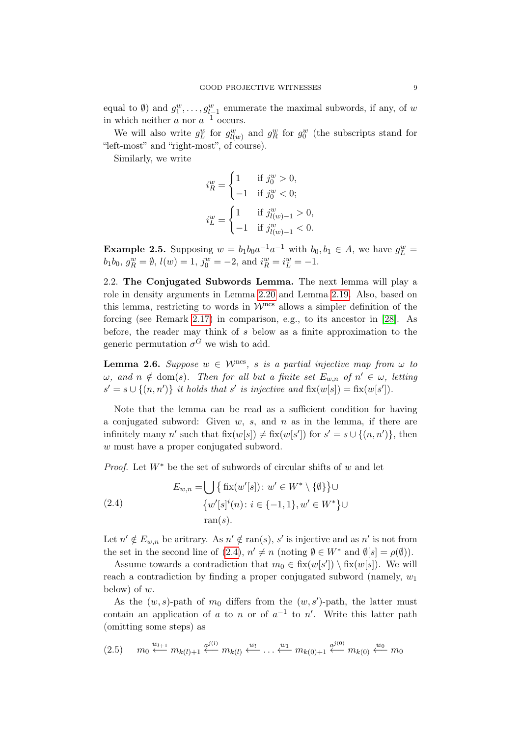equal to $\emptyset$) and $g^w_1, \ldots, g^w_{l-1}$ enumerate the maximal subwords, if any, of $w$ in which neither $a$ nor $a^{-1}$ occurs.

We will also write $g^w_L$ for $g^w_{l(w)}$ and $g^w_R$ for $g^w_0$ (the subscripts stand for "left-most" and "right-most", of course).

Similarly, we write

$$
i^w_R = \begin{cases} 1 & \text{if } j^w_0 > 0, \\ -1 & \text{if } j^w_0 < 0; \end{cases}
$$

$$
i^w_L = \begin{cases} 1 & \text{if } j^w_{l(w)-1} > 0, \\ -1 & \text{if } j^w_{l(w)-1} < 0. \end{cases}
$$

**Example 2.5.** Supposing $w = b_1 b_0 a^{-1} a^{-1}$ with $b_0, b_1 \in A$, we have $g^w_L = b_1 b_0$, $g^w_R = \emptyset$, $l(w) = 1$, $j^w_0 = -2$, and $i^w_R = i^w_L = -1$.

2.2. **The Conjugated Subwords Lemma.** The next lemma will play a role in density arguments in Lemma 2.20 and Lemma 2.19. Also, based on this lemma, restricting to words in $\mathcal{W}^{\mathrm{ncs}}$ allows a simpler definition of the forcing (see Remark 2.17) in comparison, e.g., to its ancestor in [28]. As before, the reader may think of $s$ below as a finite approximation to the generic permutation $\sigma^G$ we wish to add.

**Lemma 2.6.** *Suppose $w \in \mathcal{W}^{\mathrm{ncs}}$, $s$ is a partial injective map from $\omega$ to $\omega$, and $n \notin \mathrm{dom}(s)$. Then for all but a finite set $E_{w,n}$ of $n' \in \omega$, letting $s' = s \cup \{(n, n')\}$ it holds that $s'$ is injective and $\mathrm{fix}(w[s]) = \mathrm{fix}(w[s'])$.*

Note that the lemma can be read as a sufficient condition for having a conjugated subword: Given $w$, $s$, and $n$ as in the lemma, if there are infinitely many $n'$ such that $\mathrm{fix}(w[s]) \neq \mathrm{fix}(w[s'])$ for $s' = s \cup \{(n, n')\}$, then $w$ must have a proper conjugated subword.

*Proof.* Let $W^*$ be the set of subwords of circular shifts of $w$ and let

$$
\begin{aligned}
E_{w,n} = & \bigcup \big\{ \mathrm{fix}(w'[s]) \colon w' \in W^* \setminus \{\emptyset\} \big\} \cup \\
& \big\{ w'[s]^i(n) \colon i \in \{-1, 1\}, w' \in W^* \big\} \cup \\
& \mathrm{ran}(s).
\end{aligned} \tag{2.4}
$$

Let $n' \notin E_{w,n}$ be aritrary. As $n' \notin \mathrm{ran}(s)$, $s'$ is injective and as $n'$ is not from the set in the second line of (2.4), $n' \neq n$ (noting $\emptyset \in W^*$ and $\emptyset[s] = \rho(\emptyset)$).

Assume towards a contradiction that $m_0 \in \mathrm{fix}(w[s']) \setminus \mathrm{fix}(w[s])$. We will reach a contradiction by finding a proper conjugated subword (namely, $w_1$ below) of $w$.

As the $(w, s)$-path of $m_0$ differs from the $(w, s')$-path, the latter must contain an application of $a$ to $n$ or of $a^{-1}$ to $n'$. Write this latter path (omitting some steps) as

$$
m_0 \xleftarrow{w_{l+1}} m_{k(l)+1} \xleftarrow{a^{j(l)}} m_{k(l)} \xleftarrow{w_l} \ldots \xleftarrow{w_1} m_{k(0)+1} \xleftarrow{a^{j(0)}} m_{k(0)} \xleftarrow{w_0} m_0 \tag{2.5}
$$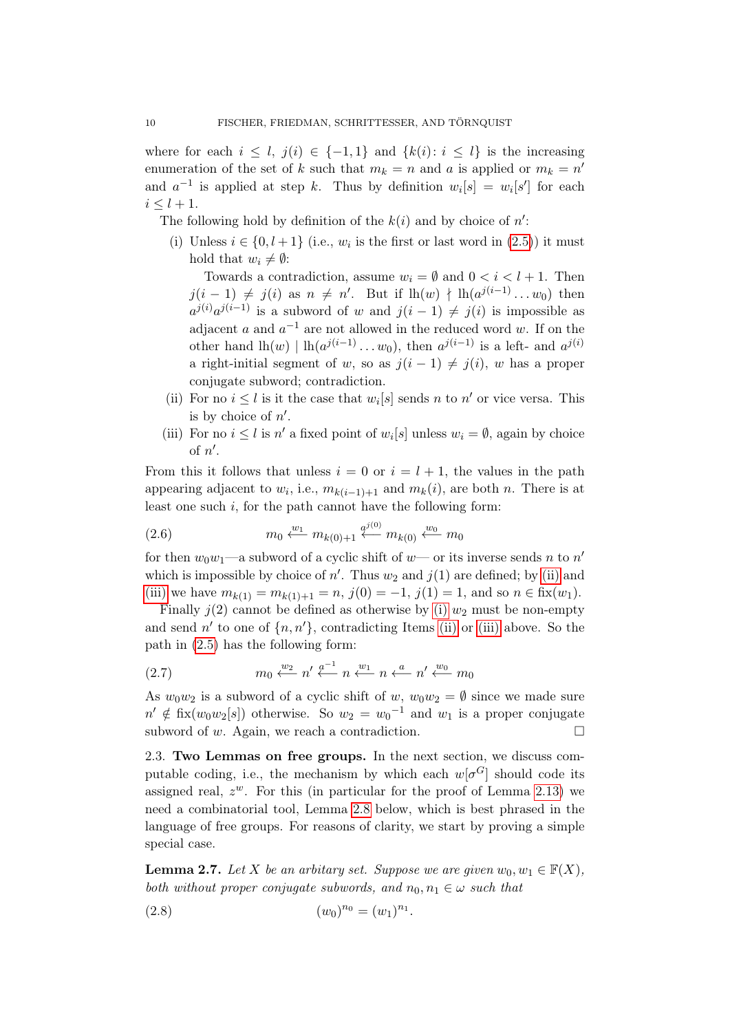where for each $i \leq l$, $j(i) \in \{-1, 1\}$ and $\{k(i) \colon i \leq l\}$ is the increasing enumeration of the set of $k$ such that $m_k = n$ and $a$ is applied or $m_k = n'$ and $a^{-1}$ is applied at step $k$. Thus by definition $w_i[s] = w_i[s']$ for each $i \leq l+1$.

The following hold by definition of the $k(i)$ and by choice of $n'$:

(i) Unless $i \in \{0, l+1\}$ (i.e., $w_i$ is the first or last word in (2.5)) it must hold that $w_i \neq \emptyset$:

Towards a contradiction, assume $w_i = \emptyset$ and $0 < i < l+1$. Then $j(i-1) \neq j(i)$ as $n \neq n'$. But if $\mathrm{lh}(w) \nmid \mathrm{lh}(a^{j(i-1)} \dots w_0)$ then $a^{j(i)} a^{j(i-1)}$ is a subword of $w$ and $j(i-1) \neq j(i)$ is impossible as adjacent $a$ and $a^{-1}$ are not allowed in the reduced word $w$. If on the other hand $\mathrm{lh}(w) \mid \mathrm{lh}(a^{j(i-1)} \dots w_0)$, then $a^{j(i-1)}$ is a left- and $a^{j(i)}$ a right-initial segment of $w$, so as $j(i-1) \neq j(i)$, $w$ has a proper conjugate subword; contradiction.

(ii) For no $i \leq l$ is it the case that $w_i[s]$ sends $n$ to $n'$ or vice versa. This is by choice of $n'$.

(iii) For no $i \leq l$ is $n'$ a fixed point of $w_i[s]$ unless $w_i = \emptyset$, again by choice of $n'$.

From this it follows that unless $i = 0$ or $i = l+1$, the values in the path appearing adjacent to $w_i$, i.e., $m_{k(i-1)+1}$ and $m_k(i)$, are both $n$. There is at least one such $i$, for the path cannot have the following form:

$$m_0 \xleftarrow{w_1} m_{k(0)+1} \xleftarrow{a^{j(0)}} m_{k(0)} \xleftarrow{w_0} m_0 \tag{2.6}$$

for then $w_0 w_1$—a subword of a cyclic shift of $w$— or its inverse sends $n$ to $n'$ which is impossible by choice of $n'$. Thus $w_2$ and $j(1)$ are defined; by (ii) and (iii) we have $m_{k(1)} = m_{k(1)+1} = n$, $j(0) = -1$, $j(1) = 1$, and so $n \in \mathrm{fix}(w_1)$.

Finally $j(2)$ cannot be defined as otherwise by (i) $w_2$ must be non-empty and send $n'$ to one of $\{n, n'\}$, contradicting Items (ii) or (iii) above. So the path in (2.5) has the following form:

$$m_0 \xleftarrow{w_2} n' \xleftarrow{a^{-1}} n \xleftarrow{w_1} n \xleftarrow{a} n' \xleftarrow{w_0} m_0 \tag{2.7}$$

As $w_0 w_2$ is a subword of a cyclic shift of $w$, $w_0 w_2 = \emptyset$ since we made sure $n' \notin \mathrm{fix}(w_0 w_2[s])$ otherwise. So $w_2 = {w_0}^{-1}$ and $w_1$ is a proper conjugate subword of $w$. Again, we reach a contradiction. $\square$

## 2.3. Two Lemmas on free groups.

In the next section, we discuss computable coding, i.e., the mechanism by which each $w[\sigma^G]$ should code its assigned real, $z^w$. For this (in particular for the proof of Lemma 2.13) we need a combinatorial tool, Lemma 2.8 below, which is best phrased in the language of free groups. For reasons of clarity, we start by proving a simple special case.

**Lemma 2.7.** *Let $X$ be an arbitary set. Suppose we are given $w_0, w_1 \in \mathbb{F}(X)$, both without proper conjugate subwords, and $n_0, n_1 \in \omega$ such that*

$$(w_0)^{n_0} = (w_1)^{n_1}. \tag{2.8}$$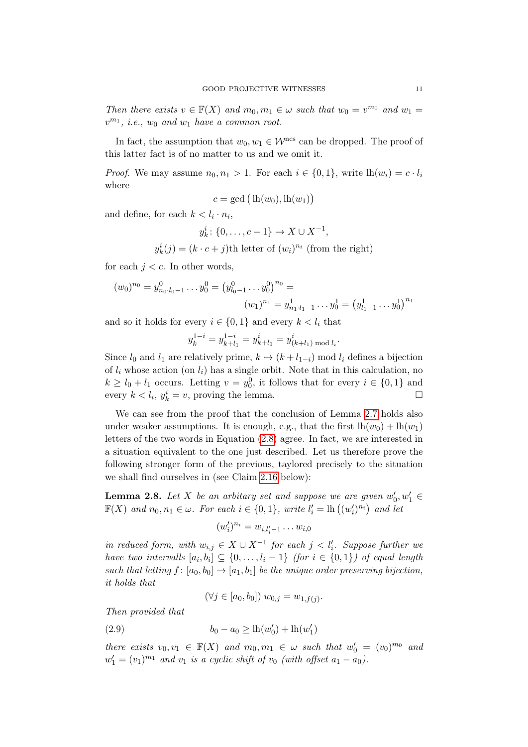*Then there exists* $v \in \mathbb{F}(X)$ *and* $m_0, m_1 \in \omega$ *such that* $w_0 = v^{m_0}$ *and* $w_1 = v^{m_1}$*, i.e.,* $w_0$ *and* $w_1$ *have a common root.*

In fact, the assumption that $w_0, w_1 \in \mathcal{W}^{\text{ncs}}$ can be dropped. The proof of this latter fact is of no matter to us and we omit it.

*Proof.* We may assume $n_0, n_1 > 1$. For each $i \in \{0,1\}$, write $\text{lh}(w_i) = c \cdot l_i$ where

$$c = \gcd\big(\text{lh}(w_0), \text{lh}(w_1)\big)$$

and define, for each $k < l_i \cdot n_i$,

$$y^i_k \colon \{0, \ldots, c-1\} \to X \cup X^{-1},$$
$$y^i_k(j) = (k \cdot c + j)\text{th letter of } (w_i)^{n_i} \text{ (from the right)}$$

for each $j < c$. In other words,

$$(w_0)^{n_0} = y^0_{n_0 \cdot l_0 - 1} \cdots y^0_0 = \big(y^0_{l_0-1} \cdots y^0_0\big)^{n_0} = \\ (w_1)^{n_1} = y^1_{n_1 \cdot l_1 - 1} \cdots y^1_0 = \big(y^1_{l_1-1} \cdots y^1_0\big)^{n_1}$$

and so it holds for every $i \in \{0,1\}$ and every $k < l_i$ that

$$y^{1-i}_k = y^{1-i}_{k+l_1} = y^i_{k+l_1} = y^i_{(k+l_1) \bmod l_i}.$$

Since $l_0$ and $l_1$ are relatively prime, $k \mapsto (k + l_{1-i}) \bmod l_i$ defines a bijection of $l_i$ whose action (on $l_i$) has a single orbit. Note that in this calculation, no $k \geq l_0 + l_1$ occurs. Letting $v = y^0_0$, it follows that for every $i \in \{0,1\}$ and every $k < l_i$, $y^i_k = v$, proving the lemma. □

We can see from the proof that the conclusion of Lemma 2.7 holds also under weaker assumptions. It is enough, e.g., that the first $\text{lh}(w_0) + \text{lh}(w_1)$ letters of the two words in Equation (2.8) agree. In fact, we are interested in a situation equivalent to the one just described. Let us therefore prove the following stronger form of the previous, taylored precisely to the situation we shall find ourselves in (see Claim 2.16 below):

**Lemma 2.8.** *Let* $X$ *be an arbitary set and suppose we are given* $w'_0, w'_1 \in \mathbb{F}(X)$ *and* $n_0, n_1 \in \omega$*. For each* $i \in \{0,1\}$*, write* $l'_i = \text{lh}\big((w'_i)^{n_i}\big)$ *and let*

$$(w'_i)^{n_i} = w_{i,l'_i-1} \cdots w_{i,0}$$

*in reduced form, with* $w_{i,j} \in X \cup X^{-1}$ *for each* $j < l'_i$*. Suppose further we have two intervalls* $[a_i, b_i] \subseteq \{0, \ldots, l_i - 1\}$ *(for* $i \in \{0,1\}$*) of equal length such that letting* $f \colon [a_0, b_0] \to [a_1, b_1]$ *be the unique order preserving bijection, it holds that*

$$(\forall j \in [a_0, b_0]) \; w_{0,j} = w_{1,f(j)}.$$

*Then provided that*

$$b_0 - a_0 \geq \text{lh}(w'_0) + \text{lh}(w'_1) \tag{2.9}$$

*there exists* $v_0, v_1 \in \mathbb{F}(X)$ *and* $m_0, m_1 \in \omega$ *such that* $w'_0 = (v_0)^{m_0}$ *and* $w'_1 = (v_1)^{m_1}$ *and* $v_1$ *is a cyclic shift of* $v_0$ *(with offset* $a_1 - a_0$*).*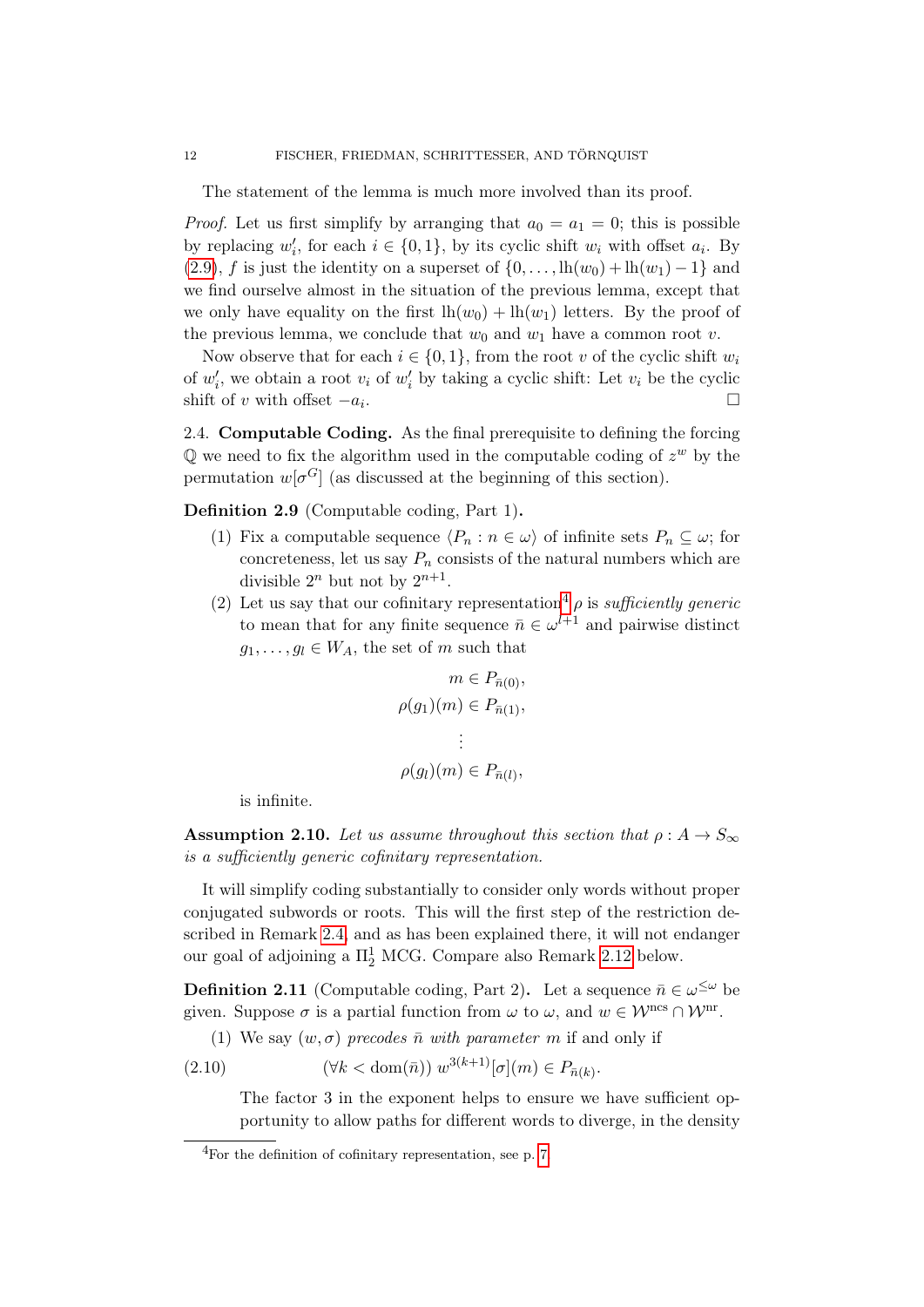The statement of the lemma is much more involved than its proof.

*Proof.* Let us first simplify by arranging that $a_0 = a_1 = 0$; this is possible by replacing $w'_i$, for each $i \in \{0, 1\}$, by its cyclic shift $w_i$ with offset $a_i$. By (2.9), $f$ is just the identity on a superset of $\{0, \ldots, \mathrm{lh}(w_0) + \mathrm{lh}(w_1) - 1\}$ and we find ourselve almost in the situation of the previous lemma, except that we only have equality on the first $\mathrm{lh}(w_0) + \mathrm{lh}(w_1)$ letters. By the proof of the previous lemma, we conclude that $w_0$ and $w_1$ have a common root $v$.

Now observe that for each $i \in \{0, 1\}$, from the root $v$ of the cyclic shift $w_i$ of $w'_i$, we obtain a root $v_i$ of $w'_i$ by taking a cyclic shift: Let $v_i$ be the cyclic shift of $v$ with offset $-a_i$. □

## 2.4. Computable Coding.

As the final prerequisite to defining the forcing $\mathbb{Q}$ we need to fix the algorithm used in the computable coding of $z^w$ by the permutation $w[\sigma^G]$ (as discussed at the beginning of this section).

**Definition 2.9** (Computable coding, Part 1)**.**

1. Fix a computable sequence $\langle P_n : n \in \omega \rangle$ of infinite sets $P_n \subseteq \omega$; for concreteness, let us say $P_n$ consists of the natural numbers which are divisible $2^n$ but not by $2^{n+1}$.
2. Let us say that our cofinitary representation[4] $\rho$ is *sufficiently generic* to mean that for any finite sequence $\bar{n} \in \omega^{l+1}$ and pairwise distinct $g_1, \ldots, g_l \in W_A$, the set of $m$ such that

$$
\begin{aligned}
m &\in P_{\bar{n}(0)}, \\
\rho(g_1)(m) &\in P_{\bar{n}(1)}, \\
&\vdots \\
\rho(g_l)(m) &\in P_{\bar{n}(l)},
\end{aligned}
$$

is infinite.

**Assumption 2.10.** *Let us assume throughout this section that $\rho : A \to S_\infty$ is a sufficiently generic cofinitary representation.*

It will simplify coding substantially to consider only words without proper conjugated subwords or roots. This will the first step of the restriction described in Remark 2.4, and as has been explained there, it will not endanger our goal of adjoining a $\Pi^1_2$ MCG. Compare also Remark 2.12 below.

**Definition 2.11** (Computable coding, Part 2)**.** Let a sequence $\bar{n} \in \omega^{\leq\omega}$ be given. Suppose $\sigma$ is a partial function from $\omega$ to $\omega$, and $w \in \mathcal{W}^{\mathrm{ncs}} \cap \mathcal{W}^{\mathrm{nr}}$.

1. We say $(w, \sigma)$ *precodes $\bar{n}$ with parameter $m$* if and only if

$$
(\forall k < \mathrm{dom}(\bar{n}))\ w^{3(k+1)}[\sigma](m) \in P_{\bar{n}(k)}. \tag{2.10}
$$

   The factor 3 in the exponent helps to ensure we have sufficient opportunity to allow paths for different words to diverge, in the density

[4] For the definition of cofinitary representation, see p. 7.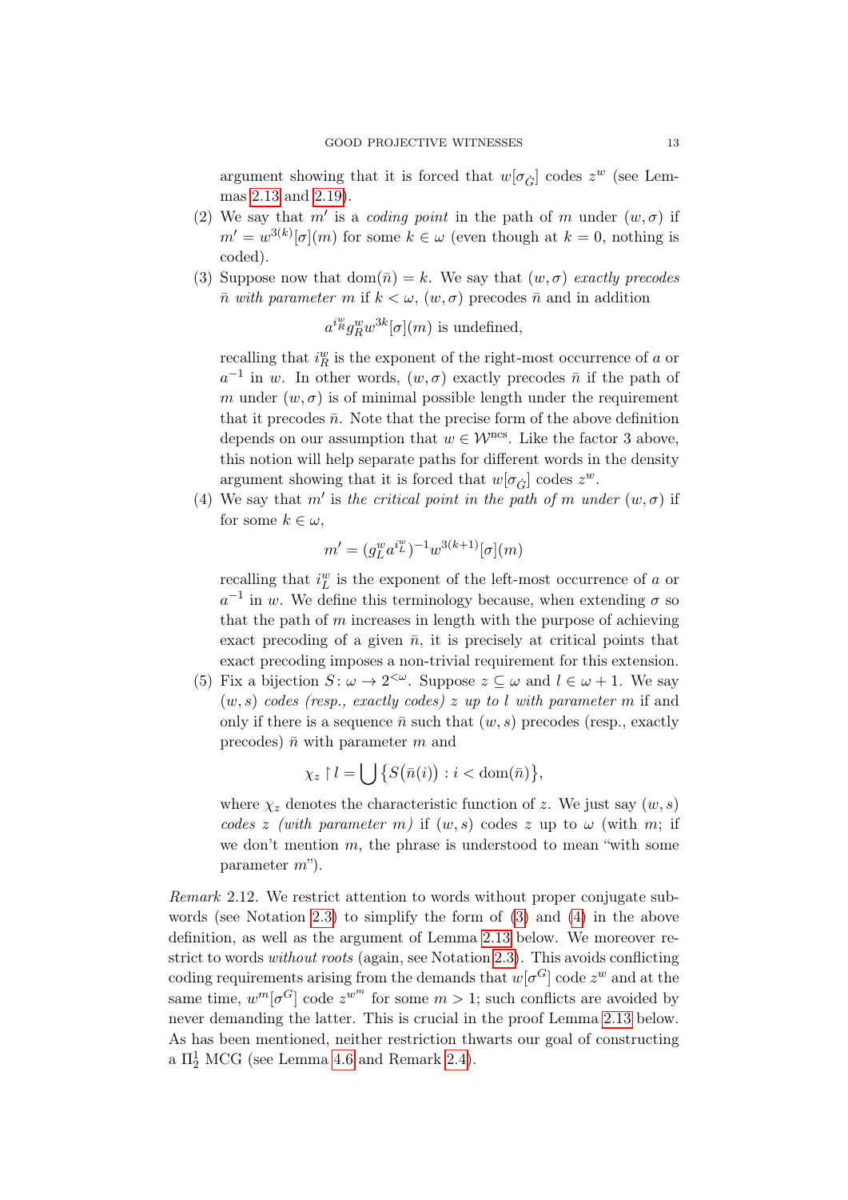argument showing that it is forced that $w[\sigma_{\dot{G}}]$ codes $z^w$ (see Lemmas 2.13 and 2.19).

(2) We say that $m'$ is a *coding point* in the path of $m$ under $(w, \sigma)$ if $m' = w^{3(k)}[\sigma](m)$ for some $k \in \omega$ (even though at $k = 0$, nothing is coded).

(3) Suppose now that $\mathrm{dom}(\bar{n}) = k$. We say that $(w, \sigma)$ *exactly precodes* $\bar{n}$ *with parameter* $m$ if $k < \omega$, $(w, \sigma)$ precodes $\bar{n}$ and in addition

$$a^{i_R^w} g_R^w w^{3k}[\sigma](m) \text{ is undefined,}$$

recalling that $i_R^w$ is the exponent of the right-most occurrence of $a$ or $a^{-1}$ in $w$. In other words, $(w, \sigma)$ exactly precodes $\bar{n}$ if the path of $m$ under $(w, \sigma)$ is of minimal possible length under the requirement that it precodes $\bar{n}$. Note that the precise form of the above definition depends on our assumption that $w \in \mathcal{W}^{\mathrm{ncs}}$. Like the factor 3 above, this notion will help separate paths for different words in the density argument showing that it is forced that $w[\sigma_{\dot{G}}]$ codes $z^w$.

(4) We say that $m'$ is *the critical point in the path of* $m$ *under* $(w, \sigma)$ if for some $k \in \omega$,

$$m' = (g_L^w a^{i_L^w})^{-1} w^{3(k+1)}[\sigma](m)$$

recalling that $i_L^w$ is the exponent of the left-most occurrence of $a$ or $a^{-1}$ in $w$. We define this terminology because, when extending $\sigma$ so that the path of $m$ increases in length with the purpose of achieving exact precoding of a given $\bar{n}$, it is precisely at critical points that exact precoding imposes a non-trivial requirement for this extension.

(5) Fix a bijection $S\colon \omega \to 2^{<\omega}$. Suppose $z \subseteq \omega$ and $l \in \omega + 1$. We say $(w, s)$ *codes (resp., exactly codes)* $z$ *up to* $l$ *with parameter* $m$ if and only if there is a sequence $\bar{n}$ such that $(w, s)$ precodes (resp., exactly precodes) $\bar{n}$ with parameter $m$ and

$$\chi_z \restriction l = \bigcup \{ S(\bar{n}(i)) : i < \mathrm{dom}(\bar{n}) \},$$

where $\chi_z$ denotes the characteristic function of $z$. We just say $(w, s)$ *codes* $z$ *(with parameter* $m$*)* if $(w, s)$ codes $z$ up to $\omega$ (with $m$; if we don't mention $m$, the phrase is understood to mean "with some parameter $m$").

*Remark* 2.12. We restrict attention to words without proper conjugate subwords (see Notation 2.3) to simplify the form of (3) and (4) in the above definition, as well as the argument of Lemma 2.13 below. We moreover restrict to words *without roots* (again, see Notation 2.3). This avoids conflicting coding requirements arising from the demands that $w[\sigma^G]$ code $z^w$ and at the same time, $w^m[\sigma^G]$ code $z^{w^m}$ for some $m > 1$; such conflicts are avoided by never demanding the latter. This is crucial in the proof Lemma 2.13 below. As has been mentioned, neither restriction thwarts our goal of constructing a $\Pi^1_2$ MCG (see Lemma 4.6 and Remark 2.4).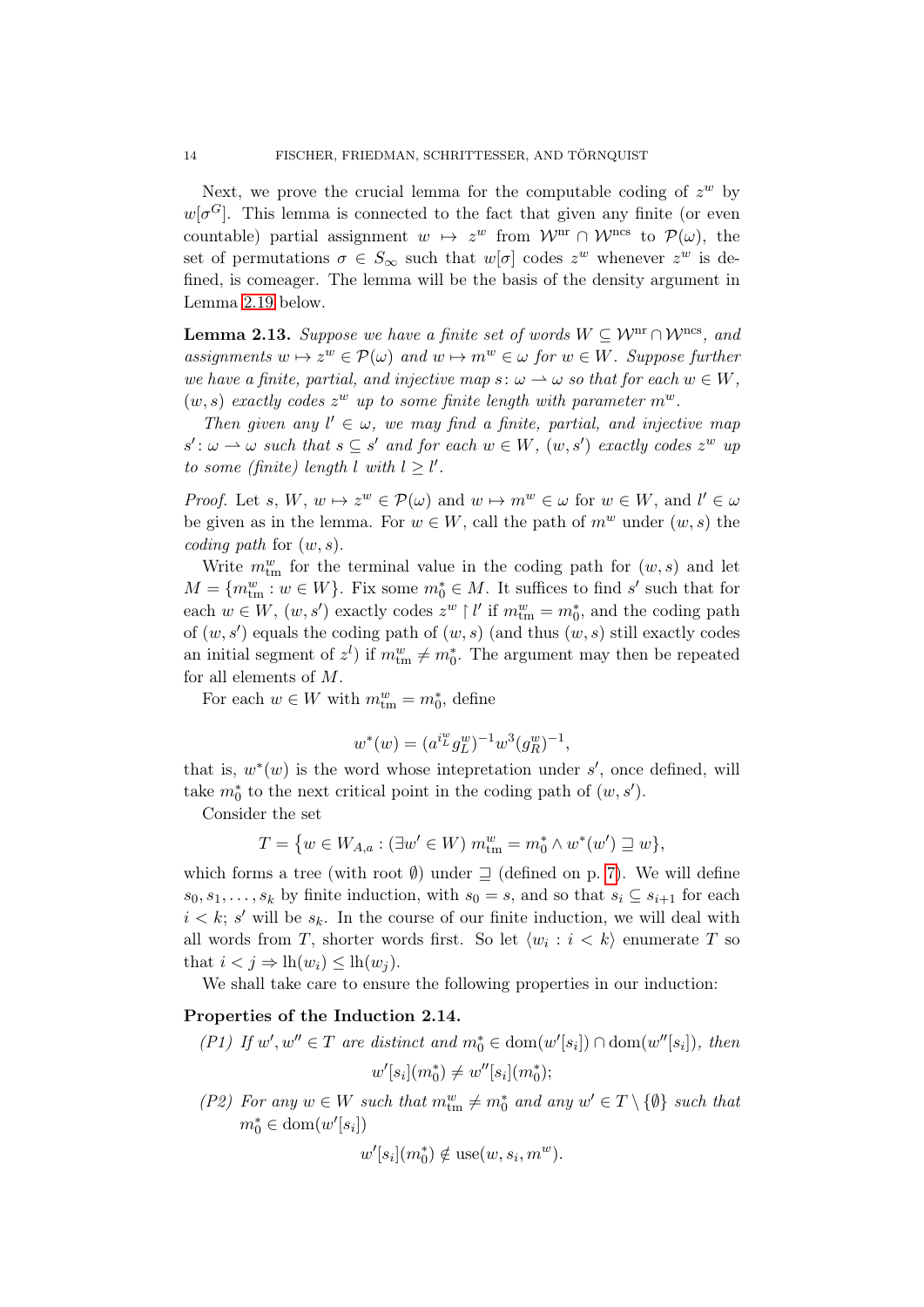Next, we prove the crucial lemma for the computable coding of $z^w$ by $w[\sigma^G]$. This lemma is connected to the fact that given any finite (or even countable) partial assignment $w \mapsto z^w$ from $\mathcal{W}^{\mathrm{nr}} \cap \mathcal{W}^{\mathrm{ncs}}$ to $\mathcal{P}(\omega)$, the set of permutations $\sigma \in S_\infty$ such that $w[\sigma]$ codes $z^w$ whenever $z^w$ is defined, is comeager. The lemma will be the basis of the density argument in Lemma 2.19 below.

**Lemma 2.13.** *Suppose we have a finite set of words $W \subseteq \mathcal{W}^{\mathrm{nr}} \cap \mathcal{W}^{\mathrm{ncs}}$, and assignments $w \mapsto z^w \in \mathcal{P}(\omega)$ and $w \mapsto m^w \in \omega$ for $w \in W$. Suppose further we have a finite, partial, and injective map $s\colon \omega \rightharpoonup \omega$ so that for each $w \in W$, $(w, s)$ exactly codes $z^w$ up to some finite length with parameter $m^w$.*

*Then given any $l' \in \omega$, we may find a finite, partial, and injective map $s'\colon \omega \rightharpoonup \omega$ such that $s \subseteq s'$ and for each $w \in W$, $(w, s')$ exactly codes $z^w$ up to some (finite) length $l$ with $l \geq l'$.*

*Proof.* Let $s$, $W$, $w \mapsto z^w \in \mathcal{P}(\omega)$ and $w \mapsto m^w \in \omega$ for $w \in W$, and $l' \in \omega$ be given as in the lemma. For $w \in W$, call the path of $m^w$ under $(w, s)$ the *coding path* for $(w, s)$.

Write $m^w_{\mathrm{tm}}$ for the terminal value in the coding path for $(w, s)$ and let $M = \{m^w_{\mathrm{tm}} : w \in W\}$. Fix some $m^*_0 \in M$. It suffices to find $s'$ such that for each $w \in W$, $(w, s')$ exactly codes $z^w \restriction l'$ if $m^w_{\mathrm{tm}} = m^*_0$, and the coding path of $(w, s')$ equals the coding path of $(w, s)$ (and thus $(w, s)$ still exactly codes an initial segment of $z^l$) if $m^w_{\mathrm{tm}} \neq m^*_0$. The argument may then be repeated for all elements of $M$.

For each $w \in W$ with $m^w_{\mathrm{tm}} = m^*_0$, define

$$w^*(w) = (a^{i^w_L} g^w_L)^{-1} w^3 (g^w_R)^{-1},$$

that is, $w^*(w)$ is the word whose intepretation under $s'$, once defined, will take $m^*_0$ to the next critical point in the coding path of $(w, s')$.

Consider the set

$$T = \{w \in W_{A,a} : (\exists w' \in W)\ m^w_{\mathrm{tm}} = m^*_0 \wedge w^*(w') \sqsupseteq w\},$$

which forms a tree (with root $\emptyset$) under $\sqsupseteq$ (defined on p. 7). We will define $s_0, s_1, \ldots, s_k$ by finite induction, with $s_0 = s$, and so that $s_i \subseteq s_{i+1}$ for each $i < k$; $s'$ will be $s_k$. In the course of our finite induction, we will deal with all words from $T$, shorter words first. So let $\langle w_i : i < k\rangle$ enumerate $T$ so that $i < j \Rightarrow \mathrm{lh}(w_i) \leq \mathrm{lh}(w_j)$.

We shall take care to ensure the following properties in our induction:

**Properties of the Induction 2.14.**

*(P1) If $w', w'' \in T$ are distinct and $m^*_0 \in \mathrm{dom}(w'[s_i]) \cap \mathrm{dom}(w''[s_i])$, then*
$$w'[s_i](m^*_0) \neq w''[s_i](m^*_0);$$

*(P2) For any $w \in W$ such that $m^w_{\mathrm{tm}} \neq m^*_0$ and any $w' \in T \setminus \{\emptyset\}$ such that $m^*_0 \in \mathrm{dom}(w'[s_i])$*
$$w'[s_i](m^*_0) \notin \mathrm{use}(w, s_i, m^w).$$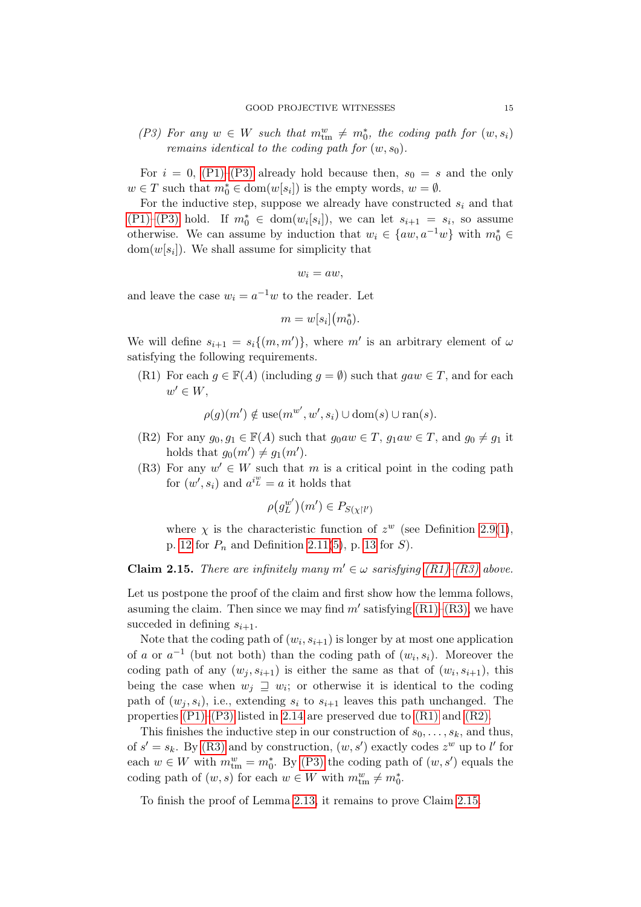*(P3) For any $w \in W$ such that $m^w_{\mathrm{tm}} \neq m^*_0$, the coding path for $(w, s_i)$ remains identical to the coding path for $(w, s_0)$.*

For $i = 0$, (P1)–(P3) already hold because then, $s_0 = s$ and the only $w \in T$ such that $m^*_0 \in \mathrm{dom}(w[s_i])$ is the empty words, $w = \emptyset$.

For the inductive step, suppose we already have constructed $s_i$ and that (P1)–(P3) hold. If $m^*_0 \in \mathrm{dom}(w_i[s_i])$, we can let $s_{i+1} = s_i$, so assume otherwise. We can assume by induction that $w_i \in \{aw, a^{-1}w\}$ with $m^*_0 \in \mathrm{dom}(w[s_i])$. We shall assume for simplicity that

$$w_i = aw,$$

and leave the case $w_i = a^{-1}w$ to the reader. Let

$$m = w[s_i](m^*_0).$$

We will define $s_{i+1} = s_i\{(m, m')\}$, where $m'$ is an arbitrary element of $\omega$ satisfying the following requirements.

(R1) For each $g \in \mathbb{F}(A)$ (including $g = \emptyset$) such that $gaw \in T$, and for each $w' \in W$,

$$\rho(g)(m') \notin \mathrm{use}(m^{w'}, w', s_i) \cup \mathrm{dom}(s) \cup \mathrm{ran}(s).$$

(R2) For any $g_0, g_1 \in \mathbb{F}(A)$ such that $g_0aw \in T$, $g_1aw \in T$, and $g_0 \neq g_1$ it holds that $g_0(m') \neq g_1(m')$.

(R3) For any $w' \in W$ such that $m$ is a critical point in the coding path for $(w', s_i)$ and $a^{i^w_L} = a$ it holds that

$$\rho\big(g^{w'}_L\big)(m') \in P_{S(\chi \restriction l')}$$

where $\chi$ is the characteristic function of $z^w$ (see Definition 2.9(1), p. 12 for $P_n$ and Definition 2.11(5), p. 13 for $S$).

**Claim 2.15.** *There are infinitely many $m' \in \omega$ sarisfying (R1)–(R3) above.*

Let us postpone the proof of the claim and first show how the lemma follows, asuming the claim. Then since we may find $m'$ satisfying (R1)–(R3), we have succeded in defining $s_{i+1}$.

Note that the coding path of $(w_i, s_{i+1})$ is longer by at most one application of $a$ or $a^{-1}$ (but not both) than the coding path of $(w_i, s_i)$. Moreover the coding path of any $(w_j, s_{i+1})$ is either the same as that of $(w_i, s_{i+1})$, this being the case when $w_j \sqsupseteq w_i$; or otherwise it is identical to the coding path of $(w_j, s_i)$, i.e., extending $s_i$ to $s_{i+1}$ leaves this path unchanged. The properties (P1)–(P3) listed in 2.14 are preserved due to (R1) and (R2).

This finishes the inductive step in our construction of $s_0, \ldots, s_k$, and thus, of $s' = s_k$. By (R3) and by construction, $(w, s')$ exactly codes $z^w$ up to $l'$ for each $w \in W$ with $m^w_{\mathrm{tm}} = m^*_0$. By (P3) the coding path of $(w, s')$ equals the coding path of $(w, s)$ for each $w \in W$ with $m^w_{\mathrm{tm}} \neq m^*_0$.

To finish the proof of Lemma 2.13, it remains to prove Claim 2.15.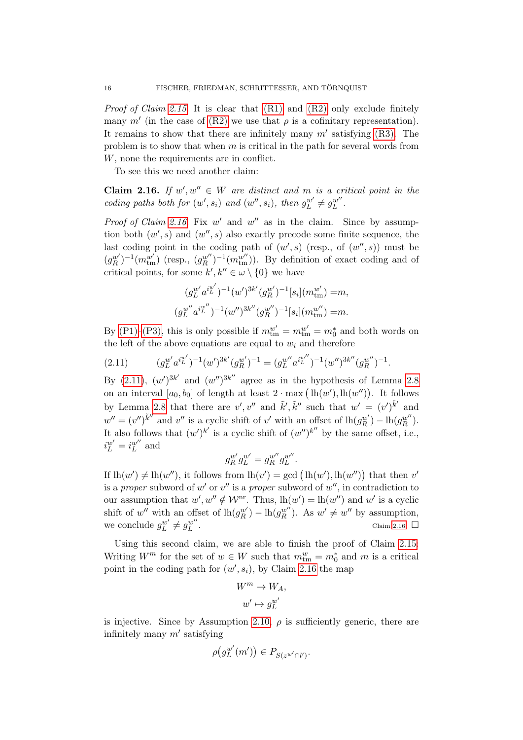*Proof of Claim 2.15.* It is clear that (R1) and (R2) only exclude finitely many $m'$ (in the case of (R2) we use that $\rho$ is a cofinitary representation). It remains to show that there are infinitely many $m'$ satisfying (R3). The problem is to show that when $m$ is critical in the path for several words from $W$, none the requirements are in conflict.

To see this we need another claim:

**Claim 2.16.** *If $w', w'' \in W$ are distinct and $m$ is a critical point in the coding paths both for $(w', s_i)$ and $(w'', s_i)$, then $g_L^{w'} \neq g_L^{w''}$.*

*Proof of Claim 2.16.* Fix $w'$ and $w''$ as in the claim. Since by assumption both $(w', s)$ and $(w'', s)$ also exactly precode some finite sequence, the last coding point in the coding path of $(w', s)$ (resp., of $(w'', s)$) must be $(g_R^{w'})^{-1}(m_{\mathrm{tm}}^{w'})$ (resp., $(g_R^{w''})^{-1}(m_{\mathrm{tm}}^{w''})$). By definition of exact coding and of critical points, for some $k', k'' \in \omega \setminus \{0\}$ we have

$$(g_L^{w'} a^{i_L^{w'}})^{-1} (w')^{3k'} (g_R^{w'})^{-1}[s_i](m_{\mathrm{tm}}^{w'}) = m,$$
$$(g_L^{w''} a^{i_L^{w''}})^{-1} (w'')^{3k''} (g_R^{w''})^{-1}[s_i](m_{\mathrm{tm}}^{w''}) = m.$$

By (P1)–(P3), this is only possible if $m_{\mathrm{tm}}^{w'} = m_{\mathrm{tm}}^{w'} = m_0^*$ and both words on the left of the above equations are equal to $w_i$ and therefore

$$(g_L^{w'} a^{i_L^{w'}})^{-1} (w')^{3k'} (g_R^{w'})^{-1} = (g_L^{w''} a^{i_L^{w''}})^{-1} (w'')^{3k''} (g_R^{w''})^{-1}. \tag{2.11}$$

By (2.11), $(w')^{3k'}$ and $(w'')^{3k''}$ agree as in the hypothesis of Lemma 2.8 on an interval $[a_0, b_0]$ of length at least $2 \cdot \max\big(\mathrm{lh}(w'), \mathrm{lh}(w'')\big)$. It follows by Lemma 2.8 that there are $v', v''$ and $\tilde{k}', \tilde{k}''$ such that $w' = (v')^{\tilde{k}'}$ and $w'' = (v'')^{\tilde{k}''}$ and $v''$ is a cyclic shift of $v'$ with an offset of $\mathrm{lh}(g_R^{w'}) - \mathrm{lh}(g_R^{w''})$. It also follows that $(w')^{k'}$ is a cyclic shift of $(w'')^{k''}$ by the same offset, i.e., $i_L^{w'} = i_L^{w''}$ and

$$g_R^{w'} g_L^{w'} = g_R^{w''} g_L^{w''}.$$

If $\mathrm{lh}(w') \neq \mathrm{lh}(w'')$, it follows from $\mathrm{lh}(v') = \gcd\big(\mathrm{lh}(w'), \mathrm{lh}(w'')\big)$ that then $v'$ is a *proper* subword of $w'$ or $v''$ is a *proper* subword of $w''$, in contradiction to our assumption that $w', w'' \notin \mathcal{W}^{\mathrm{nr}}$. Thus, $\mathrm{lh}(w') = \mathrm{lh}(w'')$ and $w'$ is a cyclic shift of $w''$ with an offset of $\mathrm{lh}(g_R^{w'}) - \mathrm{lh}(g_R^{w''})$. As $w' \neq w''$ by assumption, we conclude $g_L^{w'} \neq g_L^{w''}$. Claim 2.16 $\square$

Using this second claim, we are able to finish the proof of Claim 2.15: Writing $W^m$ for the set of $w \in W$ such that $m_{\mathrm{tm}}^w = m_0^*$ and $m$ is a critical point in the coding path for $(w', s_i)$, by Claim 2.16 the map

$$W^m \to W_A,$$
$$w' \mapsto g_L^{w'}$$

is injective. Since by Assumption 2.10, $\rho$ is sufficiently generic, there are infinitely many $m'$ satisfying

$$\rho\big(g_L^{w'}(m')\big) \in P_{S(z^{w'} \cap l')}.$$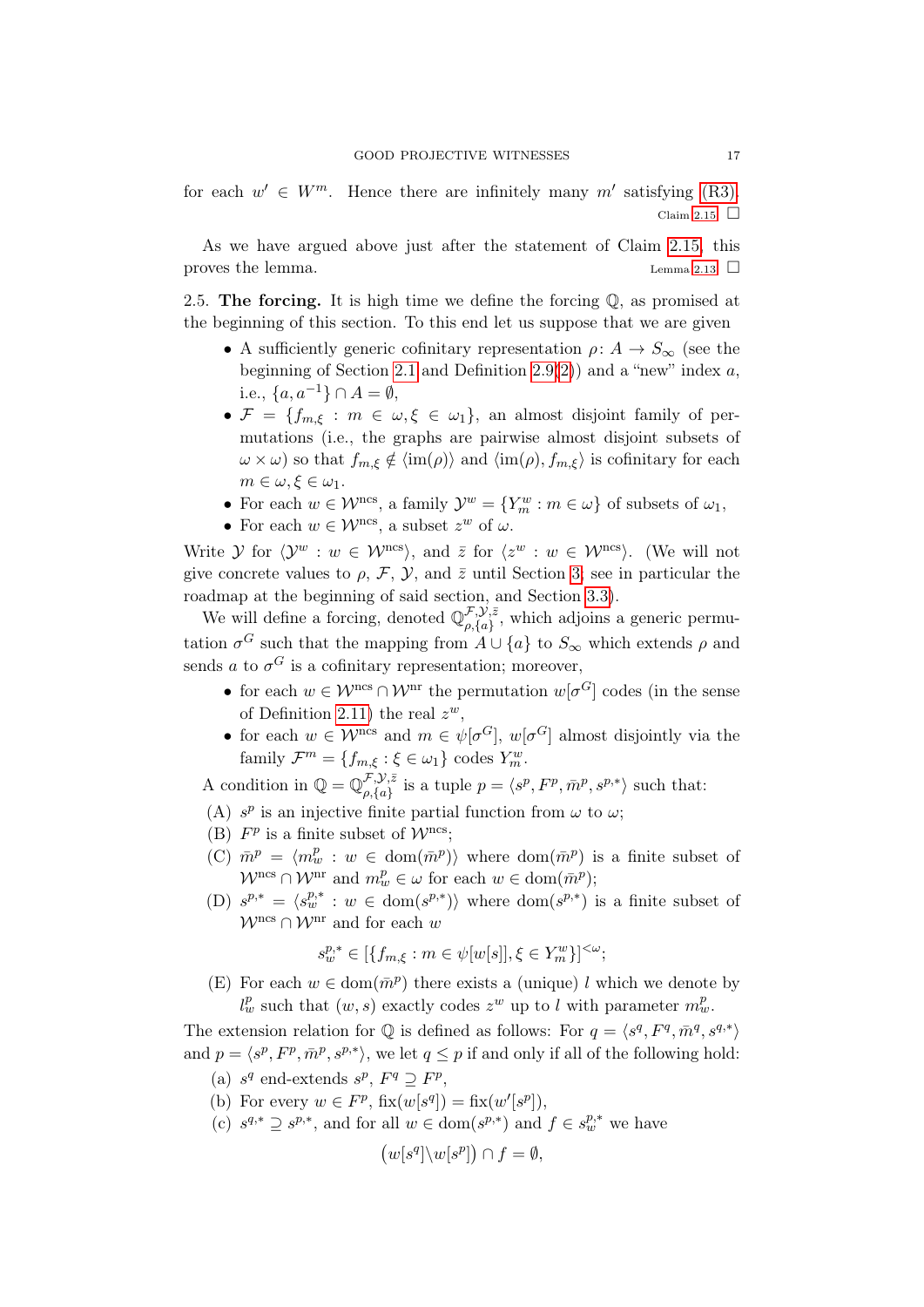for each $w' \in W^m$. Hence there are infinitely many $m'$ satisfying (R3).
Claim 2.15 $\square$

As we have argued above just after the statement of Claim 2.15, this proves the lemma.
Lemma 2.13 $\square$

**2.5. The forcing.** It is high time we define the forcing $\mathbb{Q}$, as promised at the beginning of this section. To this end let us suppose that we are given

- A sufficiently generic cofinitary representation $\rho\colon A \to S_\infty$ (see the beginning of Section 2.1 and Definition 2.9(2)) and a "new" index $a$, i.e., $\{a, a^{-1}\} \cap A = \emptyset$,
- $\mathcal{F} = \{f_{m,\xi} : m \in \omega, \xi \in \omega_1\}$, an almost disjoint family of permutations (i.e., the graphs are pairwise almost disjoint subsets of $\omega \times \omega$) so that $f_{m,\xi} \notin \langle \mathrm{im}(\rho) \rangle$ and $\langle \mathrm{im}(\rho), f_{m,\xi} \rangle$ is cofinitary for each $m \in \omega, \xi \in \omega_1$.
- For each $w \in \mathcal{W}^{\mathrm{ncs}}$, a family $\mathcal{Y}^w = \{Y^w_m : m \in \omega\}$ of subsets of $\omega_1$,
- For each $w \in \mathcal{W}^{\mathrm{ncs}}$, a subset $z^w$ of $\omega$.

Write $\mathcal{Y}$ for $\langle \mathcal{Y}^w : w \in \mathcal{W}^{\mathrm{ncs}} \rangle$, and $\bar{z}$ for $\langle z^w : w \in \mathcal{W}^{\mathrm{ncs}} \rangle$. (We will not give concrete values to $\rho$, $\mathcal{F}$, $\mathcal{Y}$, and $\bar{z}$ until Section 3; see in particular the roadmap at the beginning of said section, and Section 3.3).

We will define a forcing, denoted $\mathbb{Q}^{\mathcal{F},\mathcal{Y},\bar{z}}_{\rho,\{a\}}$, which adjoins a generic permutation $\sigma^G$ such that the mapping from $A \cup \{a\}$ to $S_\infty$ which extends $\rho$ and sends $a$ to $\sigma^G$ is a cofinitary representation; moreover,

- for each $w \in \mathcal{W}^{\mathrm{ncs}} \cap \mathcal{W}^{\mathrm{nr}}$ the permutation $w[\sigma^G]$ codes (in the sense of Definition 2.11) the real $z^w$,
- for each $w \in \mathcal{W}^{\mathrm{ncs}}$ and $m \in \psi[\sigma^G]$, $w[\sigma^G]$ almost disjointly via the family $\mathcal{F}^m = \{f_{m,\xi} : \xi \in \omega_1\}$ codes $Y^w_m$.

A condition in $\mathbb{Q} = \mathbb{Q}^{\mathcal{F},\mathcal{Y},\bar{z}}_{\rho,\{a\}}$ is a tuple $p = \langle s^p, F^p, \bar{m}^p, s^{p,*} \rangle$ such that:

(A) $s^p$ is an injective finite partial function from $\omega$ to $\omega$;

(B) $F^p$ is a finite subset of $\mathcal{W}^{\mathrm{ncs}}$;

(C) $\bar{m}^p = \langle m^p_w : w \in \mathrm{dom}(\bar{m}^p) \rangle$ where $\mathrm{dom}(\bar{m}^p)$ is a finite subset of $\mathcal{W}^{\mathrm{ncs}} \cap \mathcal{W}^{\mathrm{nr}}$ and $m^p_w \in \omega$ for each $w \in \mathrm{dom}(\bar{m}^p)$;

(D) $s^{p,*} = \langle s^{p,*}_w : w \in \mathrm{dom}(s^{p,*}) \rangle$ where $\mathrm{dom}(s^{p,*})$ is a finite subset of $\mathcal{W}^{\mathrm{ncs}} \cap \mathcal{W}^{\mathrm{nr}}$ and for each $w$
$$s^{p,*}_w \in [\{f_{m,\xi} : m \in \psi[w[s]], \xi \in Y^w_m\}]^{<\omega};$$

(E) For each $w \in \mathrm{dom}(\bar{m}^p)$ there exists a (unique) $l$ which we denote by $l^p_w$ such that $(w, s)$ exactly codes $z^w$ up to $l$ with parameter $m^p_w$.

The extension relation for $\mathbb{Q}$ is defined as follows: For $q = \langle s^q, F^q, \bar{m}^q, s^{q,*} \rangle$ and $p = \langle s^p, F^p, \bar{m}^p, s^{p,*} \rangle$, we let $q \leq p$ if and only if all of the following hold:

(a) $s^q$ end-extends $s^p$, $F^q \supseteq F^p$,

(b) For every $w \in F^p$, $\mathrm{fix}(w[s^q]) = \mathrm{fix}(w'[s^p])$,

(c) $s^{q,*} \supseteq s^{p,*}$, and for all $w \in \mathrm{dom}(s^{p,*})$ and $f \in s^{p,*}_w$ we have
$$\big(w[s^q] \backslash w[s^p]\big) \cap f = \emptyset,$$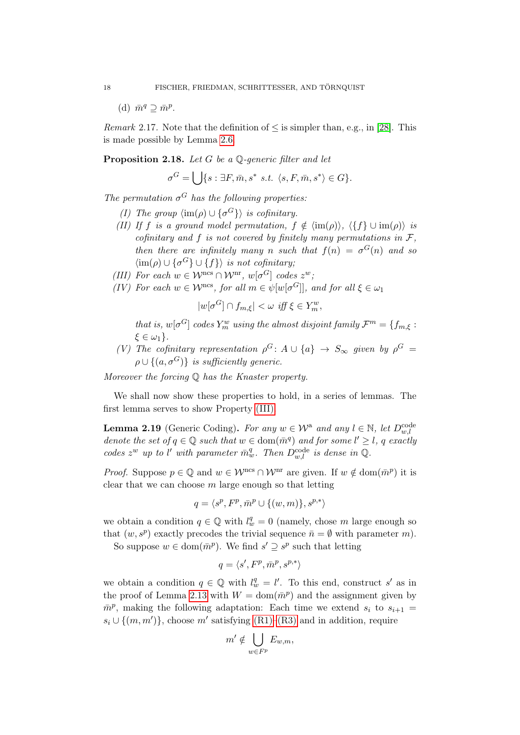(d) $\bar{m}^q \supseteq \bar{m}^p$.

*Remark* 2.17. Note that the definition of $\leq$ is simpler than, e.g., in [28]. This is made possible by Lemma 2.6.

**Proposition 2.18.** *Let $G$ be a $\mathbb{Q}$-generic filter and let*

$$\sigma^G = \bigcup\{s : \exists F, \bar{m}, s^* \text{ s.t. } \langle s, F, \bar{m}, s^*\rangle \in G\}.$$

*The permutation $\sigma^G$ has the following properties:*

*(I) The group $\langle \operatorname{im}(\rho) \cup \{\sigma^G\}\rangle$ is cofinitary.*

*(II) If $f$ is a ground model permutation, $f \notin \langle \operatorname{im}(\rho)\rangle$, $\langle \{f\} \cup \operatorname{im}(\rho)\rangle$ is cofinitary and $f$ is not covered by finitely many permutations in $\mathcal{F}$, then there are infinitely many $n$ such that $f(n) = \sigma^G(n)$ and so $\langle \operatorname{im}(\rho) \cup \{\sigma^G\} \cup \{f\}\rangle$ is not cofinitary;*

*(III) For each $w \in \mathcal{W}^{\text{ncs}} \cap \mathcal{W}^{\text{nr}}$, $w[\sigma^G]$ codes $z^w$;*

*(IV) For each $w \in \mathcal{W}^{\text{ncs}}$, for all $m \in \psi[w[\sigma^G]]$, and for all $\xi \in \omega_1$*

$$|w[\sigma^G] \cap f_{m,\xi}| < \omega \text{ iff } \xi \in Y^w_m,$$

*that is, $w[\sigma^G]$ codes $Y^w_m$ using the almost disjoint family $\mathcal{F}^m = \{f_{m,\xi} : \xi \in \omega_1\}$.*

*(V) The cofinitary representation $\rho^G \colon A \cup \{a\} \to S_\infty$ given by $\rho^G = \rho \cup \{(a, \sigma^G)\}$ is sufficiently generic.*

*Moreover the forcing $\mathbb{Q}$ has the Knaster property.*

We shall now show these properties to hold, in a series of lemmas. The first lemma serves to show Property (III).

**Lemma 2.19** (Generic Coding)**.** *For any $w \in \mathcal{W}^{\text{a}}$ and any $l \in \mathbb{N}$, let $D^{\text{code}}_{w,l}$ denote the set of $q \in \mathbb{Q}$ such that $w \in \operatorname{dom}(\bar{m}^q)$ and for some $l' \geq l$, $q$ exactly codes $z^w$ up to $l'$ with parameter $\bar{m}^q_w$. Then $D^{\text{code}}_{w,l}$ is dense in $\mathbb{Q}$.*

*Proof.* Suppose $p \in \mathbb{Q}$ and $w \in \mathcal{W}^{\text{ncs}} \cap \mathcal{W}^{\text{nr}}$ are given. If $w \notin \operatorname{dom}(\bar{m}^p)$ it is clear that we can choose $m$ large enough so that letting

$$q = \langle s^p, F^p, \bar{m}^p \cup \{(w, m)\}, s^{p,*}\rangle$$

we obtain a condition $q \in \mathbb{Q}$ with $l^q_w = 0$ (namely, chose $m$ large enough so that $(w, s^p)$ exactly precodes the trivial sequence $\bar{n} = \emptyset$ with parameter $m$).

So suppose $w \in \operatorname{dom}(\bar{m}^p)$. We find $s' \supseteq s^p$ such that letting

$$q = \langle s', F^p, \bar{m}^p, s^{p,*}\rangle$$

we obtain a condition $q \in \mathbb{Q}$ with $l^q_w = l'$. To this end, construct $s'$ as in the proof of Lemma 2.13 with $W = \operatorname{dom}(\bar{m}^p)$ and the assignment given by $\bar{m}^p$, making the following adaptation: Each time we extend $s_i$ to $s_{i+1} = s_i \cup \{(m, m')\}$, choose $m'$ satisfying (R1)–(R3) and in addition, require

$$m' \notin \bigcup_{w \in F^p} E_{w,m},$$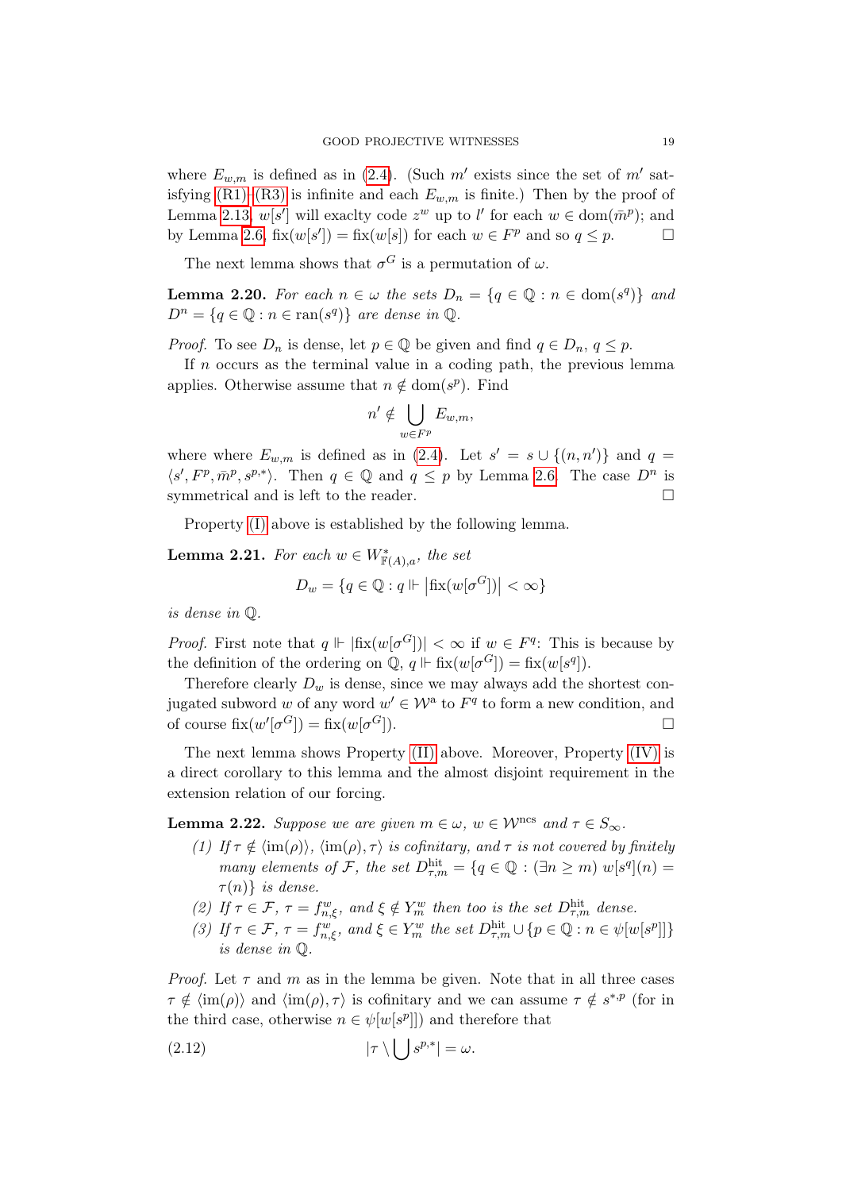where $E_{w,m}$ is defined as in (2.4). (Such $m'$ exists since the set of $m'$ satisfying (R1)–(R3) is infinite and each $E_{w,m}$ is finite.) Then by the proof of Lemma 2.13, $w[s']$ will exaclty code $z^w$ up to $l'$ for each $w \in \mathrm{dom}(\bar{m}^p)$; and by Lemma 2.6, $\mathrm{fix}(w[s']) = \mathrm{fix}(w[s])$ for each $w \in F^p$ and so $q \leq p$. $\square$

The next lemma shows that $\sigma^G$ is a permutation of $\omega$.

**Lemma 2.20.** *For each $n \in \omega$ the sets $D_n = \{q \in \mathbb{Q} : n \in \mathrm{dom}(s^q)\}$ and $D^n = \{q \in \mathbb{Q} : n \in \mathrm{ran}(s^q)\}$ are dense in $\mathbb{Q}$.*

*Proof.* To see $D_n$ is dense, let $p \in \mathbb{Q}$ be given and find $q \in D_n$, $q \leq p$.

If $n$ occurs as the terminal value in a coding path, the previous lemma applies. Otherwise assume that $n \notin \mathrm{dom}(s^p)$. Find

$$n' \notin \bigcup_{w \in F^p} E_{w,m},$$

where where $E_{w,m}$ is defined as in (2.4). Let $s' = s \cup \{(n, n')\}$ and $q = \langle s', F^p, \bar{m}^p, s^{p,*} \rangle$. Then $q \in \mathbb{Q}$ and $q \leq p$ by Lemma 2.6. The case $D^n$ is symmetrical and is left to the reader. $\square$

Property (I) above is established by the following lemma.

**Lemma 2.21.** *For each $w \in W^*_{\mathbb{F}(A),a}$, the set*

$$D_w = \{q \in \mathbb{Q} : q \Vdash \left|\mathrm{fix}(w[\sigma^G])\right| < \infty\}$$

*is dense in $\mathbb{Q}$.*

*Proof.* First note that $q \Vdash |\mathrm{fix}(w[\sigma^G])| < \infty$ if $w \in F^q$: This is because by the definition of the ordering on $\mathbb{Q}$, $q \Vdash \mathrm{fix}(w[\sigma^G]) = \mathrm{fix}(w[s^q])$.

Therefore clearly $D_w$ is dense, since we may always add the shortest conjugated subword $w$ of any word $w' \in \mathcal{W}^{\mathrm{a}}$ to $F^q$ to form a new condition, and of course $\mathrm{fix}(w'[\sigma^G]) = \mathrm{fix}(w[\sigma^G])$. $\square$

The next lemma shows Property (II) above. Moreover, Property (IV) is a direct corollary to this lemma and the almost disjoint requirement in the extension relation of our forcing.

**Lemma 2.22.** *Suppose we are given $m \in \omega$, $w \in \mathcal{W}^{\mathrm{ncs}}$ and $\tau \in S_\infty$.*

1. *If $\tau \notin \langle \mathrm{im}(\rho) \rangle$, $\langle \mathrm{im}(\rho), \tau \rangle$ is cofinitary, and $\tau$ is not covered by finitely many elements of $\mathcal{F}$, the set $D^{\mathrm{hit}}_{\tau,m} = \{q \in \mathbb{Q} : (\exists n \geq m)\ w[s^q](n) = \tau(n)\}$ is dense.*
2. *If $\tau \in \mathcal{F}$, $\tau = f^w_{n,\xi}$, and $\xi \notin Y^w_m$ then too is the set $D^{\mathrm{hit}}_{\tau,m}$ dense.*
3. *If $\tau \in \mathcal{F}$, $\tau = f^w_{n,\xi}$, and $\xi \in Y^w_m$ the set $D^{\mathrm{hit}}_{\tau,m} \cup \{p \in \mathbb{Q} : n \in \psi[w[s^p]]\}$ is dense in $\mathbb{Q}$.*

*Proof.* Let $\tau$ and $m$ as in the lemma be given. Note that in all three cases $\tau \notin \langle \mathrm{im}(\rho) \rangle$ and $\langle \mathrm{im}(\rho), \tau \rangle$ is cofinitary and we can assume $\tau \notin s^{*,p}$ (for in the third case, otherwise $n \in \psi[w[s^p]]$) and therefore that

$$|\tau \setminus \bigcup s^{p,*}| = \omega. \tag{2.12}$$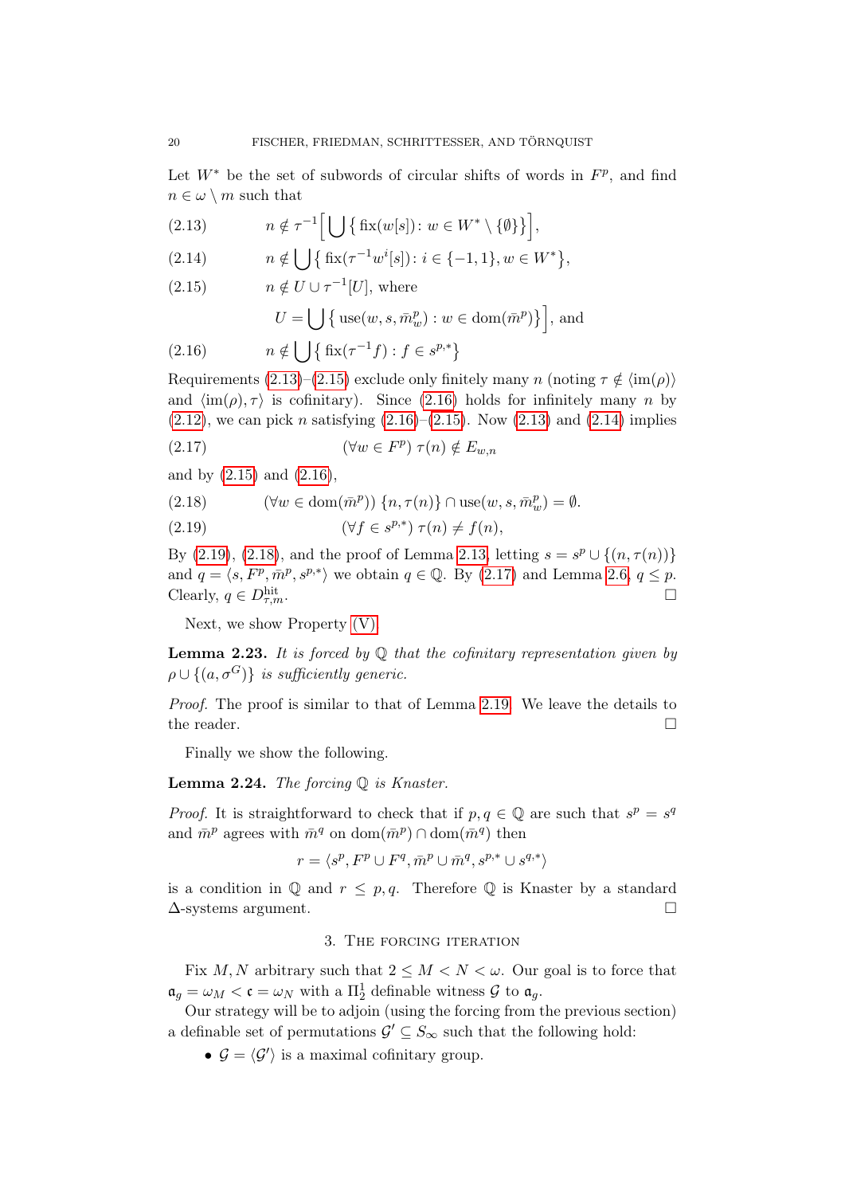Let $W^*$ be the set of subwords of circular shifts of words in $F^p$, and find $n \in \omega \setminus m$ such that

$$n \notin \tau^{-1}\Big[\bigcup\big\{\operatorname{fix}(w[s])\colon w \in W^* \setminus \{\emptyset\}\big\}\Big], \tag{2.13}$$

$$n \notin \bigcup\big\{\operatorname{fix}(\tau^{-1}w^i[s])\colon i \in \{-1,1\}, w \in W^*\big\}, \tag{2.14}$$

$$n \notin U \cup \tau^{-1}[U], \text{ where} \tag{2.15}$$

$$U = \bigcup\big\{\operatorname{use}(w, s, \bar{m}^p_w) : w \in \operatorname{dom}(\bar{m}^p)\big\}\Big], \text{ and}$$

$$n \notin \bigcup\big\{\operatorname{fix}(\tau^{-1}f) : f \in s^{p,*}\big\} \tag{2.16}$$

Requirements (2.13)–(2.15) exclude only finitely many $n$ (noting $\tau \notin \langle \operatorname{im}(\rho)\rangle$ and $\langle \operatorname{im}(\rho), \tau\rangle$ is cofinitary). Since (2.16) holds for infinitely many $n$ by (2.12), we can pick $n$ satisfying (2.16)–(2.15). Now (2.13) and (2.14) implies

$$(\forall w \in F^p)\; \tau(n) \notin E_{w,n} \tag{2.17}$$

and by (2.15) and (2.16),

$$(\forall w \in \operatorname{dom}(\bar{m}^p))\; \{n, \tau(n)\} \cap \operatorname{use}(w, s, \bar{m}^p_w) = \emptyset. \tag{2.18}$$

$$(\forall f \in s^{p,*})\; \tau(n) \neq f(n), \tag{2.19}$$

By (2.19), (2.18), and the proof of Lemma 2.13, letting $s = s^p \cup \{(n, \tau(n))\}$ and $q = \langle s, F^p, \bar{m}^p, s^{p,*}\rangle$ we obtain $q \in \mathbb{Q}$. By (2.17) and Lemma 2.6, $q \leq p$. Clearly, $q \in D^{\text{hit}}_{\tau,m}$. $\square$

Next, we show Property (V).

**Lemma 2.23.** *It is forced by $\mathbb{Q}$ that the cofinitary representation given by $\rho \cup \{(a, \sigma^G)\}$ is sufficiently generic.*

*Proof.* The proof is similar to that of Lemma 2.19. We leave the details to the reader. $\square$

Finally we show the following.

**Lemma 2.24.** *The forcing $\mathbb{Q}$ is Knaster.*

*Proof.* It is straightforward to check that if $p, q \in \mathbb{Q}$ are such that $s^p = s^q$ and $\bar{m}^p$ agrees with $\bar{m}^q$ on $\operatorname{dom}(\bar{m}^p) \cap \operatorname{dom}(\bar{m}^q)$ then

$$r = \langle s^p, F^p \cup F^q, \bar{m}^p \cup \bar{m}^q, s^{p,*} \cup s^{q,*}\rangle$$

is a condition in $\mathbb{Q}$ and $r \leq p, q$. Therefore $\mathbb{Q}$ is Knaster by a standard $\Delta$-systems argument. $\square$

## 3. The forcing iteration

Fix $M, N$ arbitrary such that $2 \leq M < N < \omega$. Our goal is to force that $\mathfrak{a}_g = \omega_M < \mathfrak{c} = \omega_N$ with a $\Pi^1_2$ definable witness $\mathcal{G}$ to $\mathfrak{a}_g$.

Our strategy will be to adjoin (using the forcing from the previous section) a definable set of permutations $\mathcal{G}' \subseteq S_\infty$ such that the following hold:

- $\mathcal{G} = \langle \mathcal{G}' \rangle$ is a maximal cofinitary group.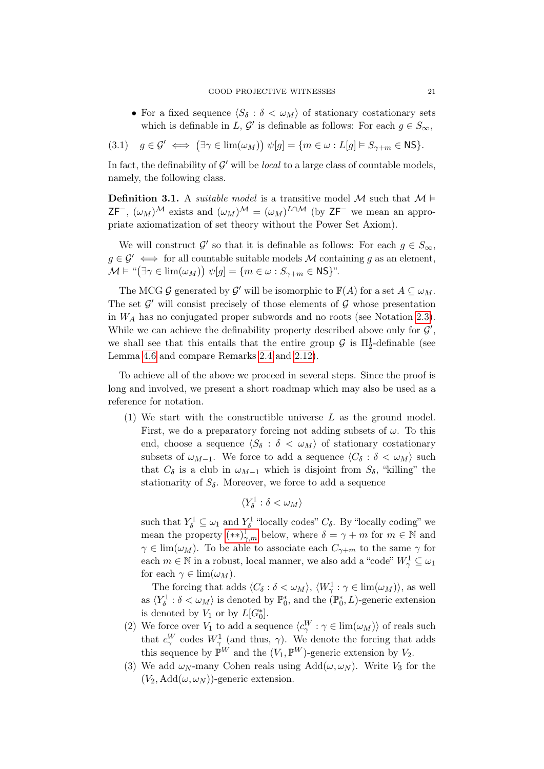- For a fixed sequence $\langle S_\delta : \delta < \omega_M \rangle$ of stationary costationary sets which is definable in $L$, $\mathcal{G}'$ is definable as follows: For each $g \in S_\infty$,

$$g \in \mathcal{G}' \iff \big(\exists \gamma \in \lim(\omega_M)\big)\ \psi[g] = \{m \in \omega : L[g] \vDash S_{\gamma+m} \in \mathsf{NS}\}. \tag{3.1}$$

In fact, the definability of $\mathcal{G}'$ will be *local* to a large class of countable models, namely, the following class.

**Definition 3.1.** A *suitable model* is a transitive model $\mathcal{M}$ such that $\mathcal{M} \vDash \mathsf{ZF}^-$, $(\omega_M)^{\mathcal{M}}$ exists and $(\omega_M)^{\mathcal{M}} = (\omega_M)^{L\cap\mathcal{M}}$ (by $\mathsf{ZF}^-$ we mean an appropriate axiomatization of set theory without the Power Set Axiom).

We will construct $\mathcal{G}'$ so that it is definable as follows: For each $g \in S_\infty$, $g \in \mathcal{G}' \iff$ for all countable suitable models $\mathcal{M}$ containing $g$ as an element, $\mathcal{M} \vDash$ "$\big(\exists \gamma \in \lim(\omega_M)\big)\ \psi[g] = \{m \in \omega : S_{\gamma+m} \in \mathsf{NS}\}$".

The MCG $\mathcal{G}$ generated by $\mathcal{G}'$ will be isomorphic to $\mathbb{F}(A)$ for a set $A \subseteq \omega_M$. The set $\mathcal{G}'$ will consist precisely of those elements of $\mathcal{G}$ whose presentation in $W_A$ has no conjugated proper subwords and no roots (see Notation 2.3). While we can achieve the definability property described above only for $\mathcal{G}'$, we shall see that this entails that the entire group $\mathcal{G}$ is $\Pi^1_2$-definable (see Lemma 4.6 and compare Remarks 2.4 and 2.12).

To achieve all of the above we proceed in several steps. Since the proof is long and involved, we present a short roadmap which may also be used as a reference for notation.

1. We start with the constructible universe $L$ as the ground model. First, we do a preparatory forcing not adding subsets of $\omega$. To this end, choose a sequence $\langle S_\delta : \delta < \omega_M \rangle$ of stationary costationary subsets of $\omega_{M-1}$. We force to add a sequence $\langle C_\delta : \delta < \omega_M \rangle$ such that $C_\delta$ is a club in $\omega_{M-1}$ which is disjoint from $S_\delta$, "killing" the stationarity of $S_\delta$. Moreover, we force to add a sequence
$$\langle Y^1_\delta : \delta < \omega_M \rangle$$
such that $Y^1_\delta \subseteq \omega_1$ and $Y^1_\delta$ "locally codes" $C_\delta$. By "locally coding" we mean the property $(**)^1_{\gamma,m}$ below, where $\delta = \gamma + m$ for $m \in \mathbb{N}$ and $\gamma \in \lim(\omega_M)$. To be able to associate each $C_{\gamma+m}$ to the same $\gamma$ for each $m \in \mathbb{N}$ in a robust, local manner, we also add a "code" $W^1_\gamma \subseteq \omega_1$ for each $\gamma \in \lim(\omega_M)$.

   The forcing that adds $\langle C_\delta : \delta < \omega_M \rangle$, $\langle W^1_\gamma : \gamma \in \lim(\omega_M) \rangle$, as well as $\langle Y^1_\delta : \delta < \omega_M \rangle$ is denoted by $\mathbb{P}^*_0$, and the $(\mathbb{P}^*_0, L)$-generic extension is denoted by $V_1$ or by $L[G^*_0]$.
2. We force over $V_1$ to add a sequence $\langle c^W_\gamma : \gamma \in \lim(\omega_M) \rangle$ of reals such that $c^W_\gamma$ codes $W^1_\gamma$ (and thus, $\gamma$). We denote the forcing that adds this sequence by $\mathbb{P}^W$ and the $(V_1, \mathbb{P}^W)$-generic extension by $V_2$.
3. We add $\omega_N$-many Cohen reals using $\mathrm{Add}(\omega, \omega_N)$. Write $V_3$ for the $(V_2, \mathrm{Add}(\omega, \omega_N))$-generic extension.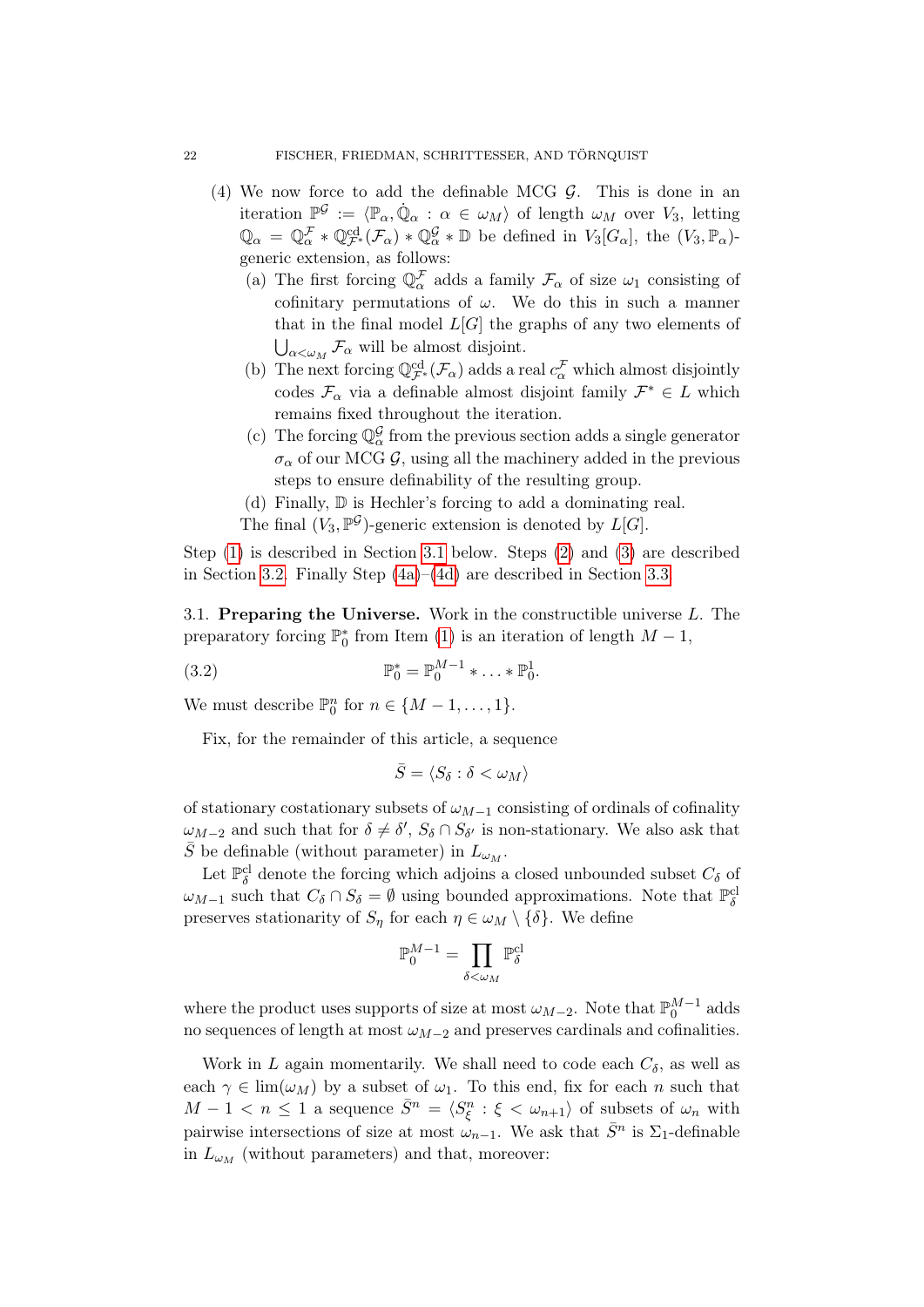(4) We now force to add the definable MCG $\mathcal{G}$. This is done in an iteration $\mathbb{P}^{\mathcal{G}} := \langle \mathbb{P}_\alpha, \dot{\mathbb{Q}}_\alpha : \alpha \in \omega_M \rangle$ of length $\omega_M$ over $V_3$, letting $\mathbb{Q}_\alpha = \mathbb{Q}^{\mathcal{F}}_\alpha * \mathbb{Q}^{\mathrm{cd}}_{\mathcal{F}^*}(\mathcal{F}_\alpha) * \mathbb{Q}^{\mathcal{G}}_\alpha * \mathbb{D}$ be defined in $V_3[G_\alpha]$, the $(V_3, \mathbb{P}_\alpha)$-generic extension, as follows:

  (a) The first forcing $\mathbb{Q}^{\mathcal{F}}_\alpha$ adds a family $\mathcal{F}_\alpha$ of size $\omega_1$ consisting of cofinitary permutations of $\omega$. We do this in such a manner that in the final model $L[G]$ the graphs of any two elements of $\bigcup_{\alpha < \omega_M} \mathcal{F}_\alpha$ will be almost disjoint.

  (b) The next forcing $\mathbb{Q}^{\mathrm{cd}}_{\mathcal{F}^*}(\mathcal{F}_\alpha)$ adds a real $c^{\mathcal{F}}_\alpha$ which almost disjointly codes $\mathcal{F}_\alpha$ via a definable almost disjoint family $\mathcal{F}^* \in L$ which remains fixed throughout the iteration.

  (c) The forcing $\mathbb{Q}^{\mathcal{G}}_\alpha$ from the previous section adds a single generator $\sigma_\alpha$ of our MCG $\mathcal{G}$, using all the machinery added in the previous steps to ensure definability of the resulting group.

  (d) Finally, $\mathbb{D}$ is Hechler's forcing to add a dominating real.

  The final $(V_3, \mathbb{P}^{\mathcal{G}})$-generic extension is denoted by $L[G]$.

Step (1) is described in Section 3.1 below. Steps (2) and (3) are described in Section 3.2. Finally Step (4a)–(4d) are described in Section 3.3.

3.1. **Preparing the Universe.** Work in the constructible universe $L$. The preparatory forcing $\mathbb{P}^*_0$ from Item (1) is an iteration of length $M - 1$,

$$\mathbb{P}^*_0 = \mathbb{P}^{M-1}_0 * \ldots * \mathbb{P}^1_0. \tag{3.2}$$

We must describe $\mathbb{P}^n_0$ for $n \in \{M-1, \ldots, 1\}$.

Fix, for the remainder of this article, a sequence

$$\bar{S} = \langle S_\delta : \delta < \omega_M \rangle$$

of stationary costationary subsets of $\omega_{M-1}$ consisting of ordinals of cofinality $\omega_{M-2}$ and such that for $\delta \neq \delta'$, $S_\delta \cap S_{\delta'}$ is non-stationary. We also ask that $\bar{S}$ be definable (without parameter) in $L_{\omega_M}$.

Let $\mathbb{P}^{\mathrm{cl}}_\delta$ denote the forcing which adjoins a closed unbounded subset $C_\delta$ of $\omega_{M-1}$ such that $C_\delta \cap S_\delta = \emptyset$ using bounded approximations. Note that $\mathbb{P}^{\mathrm{cl}}_\delta$ preserves stationarity of $S_\eta$ for each $\eta \in \omega_M \setminus \{\delta\}$. We define

$$\mathbb{P}^{M-1}_0 = \prod_{\delta < \omega_M} \mathbb{P}^{\mathrm{cl}}_\delta$$

where the product uses supports of size at most $\omega_{M-2}$. Note that $\mathbb{P}^{M-1}_0$ adds no sequences of length at most $\omega_{M-2}$ and preserves cardinals and cofinalities.

Work in $L$ again momentarily. We shall need to code each $C_\delta$, as well as each $\gamma \in \lim(\omega_M)$ by a subset of $\omega_1$. To this end, fix for each $n$ such that $M - 1 < n \leq 1$ a sequence $\bar{S}^n = \langle S^n_\xi : \xi < \omega_{n+1} \rangle$ of subsets of $\omega_n$ with pairwise intersections of size at most $\omega_{n-1}$. We ask that $\bar{S}^n$ is $\Sigma_1$-definable in $L_{\omega_M}$ (without parameters) and that, moreover: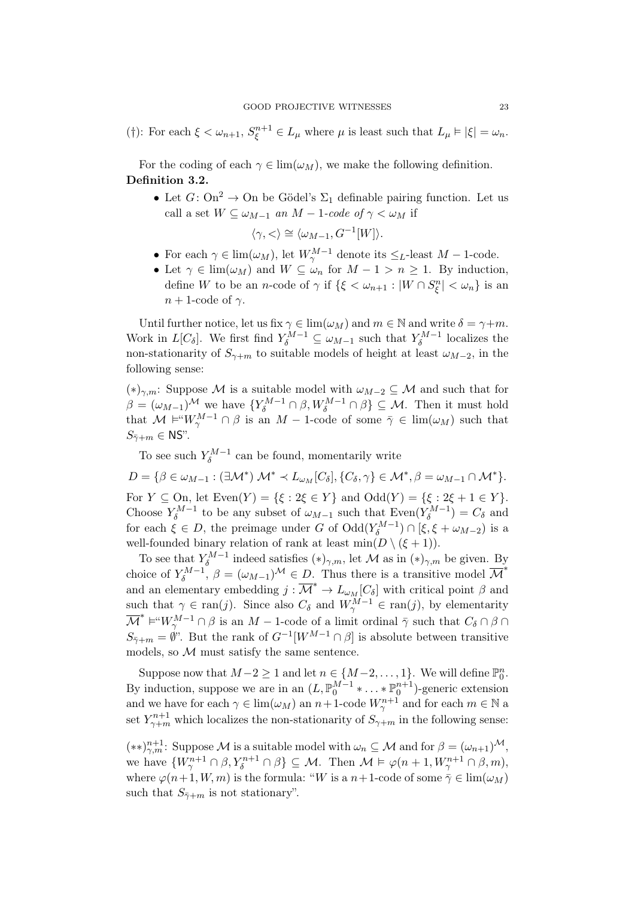(†): For each $\xi < \omega_{n+1}$, $S^{n+1}_\xi \in L_\mu$ where $\mu$ is least such that $L_\mu \vDash |\xi| = \omega_n$.

For the coding of each $\gamma \in \lim(\omega_M)$, we make the following definition.

**Definition 3.2.**

- Let $G\colon \mathrm{On}^2 \to \mathrm{On}$ be Gödel's $\Sigma_1$ definable pairing function. Let us call a set $W \subseteq \omega_{M-1}$ *an* $M-1$*-code of* $\gamma < \omega_M$ if
$$\langle \gamma, < \rangle \cong \langle \omega_{M-1}, G^{-1}[W] \rangle.$$
- For each $\gamma \in \lim(\omega_M)$, let $W^{M-1}_\gamma$ denote its $\leq_L$-least $M-1$-code.
- Let $\gamma \in \lim(\omega_M)$ and $W \subseteq \omega_n$ for $M-1 > n \geq 1$. By induction, define $W$ to be an $n$-code of $\gamma$ if $\{\xi < \omega_{n+1} : |W \cap S^n_\xi| < \omega_n\}$ is an $n+1$-code of $\gamma$.

Until further notice, let us fix $\gamma \in \lim(\omega_M)$ and $m \in \mathbb{N}$ and write $\delta = \gamma + m$. Work in $L[C_\delta]$. We first find $Y^{M-1}_\delta \subseteq \omega_{M-1}$ such that $Y^{M-1}_\delta$ localizes the non-stationarity of $S_{\gamma+m}$ to suitable models of height at least $\omega_{M-2}$, in the following sense:

$(*)_{\gamma,m}$: Suppose $\mathcal{M}$ is a suitable model with $\omega_{M-2} \subseteq \mathcal{M}$ and such that for $\beta = (\omega_{M-1})^{\mathcal{M}}$ we have $\{Y^{M-1}_\delta \cap \beta, W^{M-1}_\delta \cap \beta\} \subseteq \mathcal{M}$. Then it must hold that $\mathcal{M} \vDash$"$W^{M-1}_\gamma \cap \beta$ is an $M-1$-code of some $\bar\gamma \in \lim(\omega_M)$ such that $S_{\bar\gamma+m} \in \mathsf{NS}$".

To see such $Y^{M-1}_\delta$ can be found, momentarily write

$$D = \{\beta \in \omega_{M-1} : (\exists \mathcal{M}^*)\ \mathcal{M}^* \prec L_{\omega_M}[C_\delta], \{C_\delta, \gamma\} \in \mathcal{M}^*, \beta = \omega_{M-1} \cap \mathcal{M}^*\}.$$

For $Y \subseteq \mathrm{On}$, let $\mathrm{Even}(Y) = \{\xi : 2\xi \in Y\}$ and $\mathrm{Odd}(Y) = \{\xi : 2\xi + 1 \in Y\}$. Choose $Y^{M-1}_\delta$ to be any subset of $\omega_{M-1}$ such that $\mathrm{Even}(Y^{M-1}_\delta) = C_\delta$ and for each $\xi \in D$, the preimage under $G$ of $\mathrm{Odd}(Y^{M-1}_\delta) \cap [\xi, \xi + \omega_{M-2})$ is a well-founded binary relation of rank at least $\min(D \setminus (\xi+1))$.

To see that $Y^{M-1}_\delta$ indeed satisfies $(*)_{\gamma,m}$, let $\mathcal{M}$ as in $(*)_{\gamma,m}$ be given. By choice of $Y^{M-1}_\delta$, $\beta = (\omega_{M-1})^{\mathcal{M}} \in D$. Thus there is a transitive model $\overline{\mathcal{M}}^*$ and an elementary embedding $j : \overline{\mathcal{M}}^* \to L_{\omega_M}[C_\delta]$ with critical point $\beta$ and such that $\gamma \in \mathrm{ran}(j)$. Since also $C_\delta$ and $W^{M-1}_\gamma \in \mathrm{ran}(j)$, by elementarity $\overline{\mathcal{M}}^* \vDash$"$W^{M-1}_\gamma \cap \beta$ is an $M-1$-code of a limit ordinal $\bar\gamma$ such that $C_\delta \cap \beta \cap S_{\bar\gamma+m} = \emptyset$". But the rank of $G^{-1}[W^{M-1} \cap \beta]$ is absolute between transitive models, so $\mathcal{M}$ must satisfy the same sentence.

Suppose now that $M-2 \geq 1$ and let $n \in \{M-2, \ldots, 1\}$. We will define $\mathbb{P}^n_0$. By induction, suppose we are in an $(L, \mathbb{P}^{M-1}_0 * \ldots * \mathbb{P}^{n+1}_0)$-generic extension and we have for each $\gamma \in \lim(\omega_M)$ an $n+1$-code $W^{n+1}_\gamma$ and for each $m \in \mathbb{N}$ a set $Y^{n+1}_{\gamma+m}$ which localizes the non-stationarity of $S_{\gamma+m}$ in the following sense:

$(**)^{n+1}_{\gamma,m}$: Suppose $\mathcal{M}$ is a suitable model with $\omega_n \subseteq \mathcal{M}$ and for $\beta = (\omega_{n+1})^{\mathcal{M}}$, we have $\{W^{n+1}_\gamma \cap \beta, Y^{n+1}_\delta \cap \beta\} \subseteq \mathcal{M}$. Then $\mathcal{M} \vDash \varphi(n+1, W^{n+1}_\gamma \cap \beta, m)$, where $\varphi(n+1, W, m)$ is the formula: "$W$ is a $n+1$-code of some $\bar\gamma \in \lim(\omega_M)$ such that $S_{\bar\gamma+m}$ is not stationary".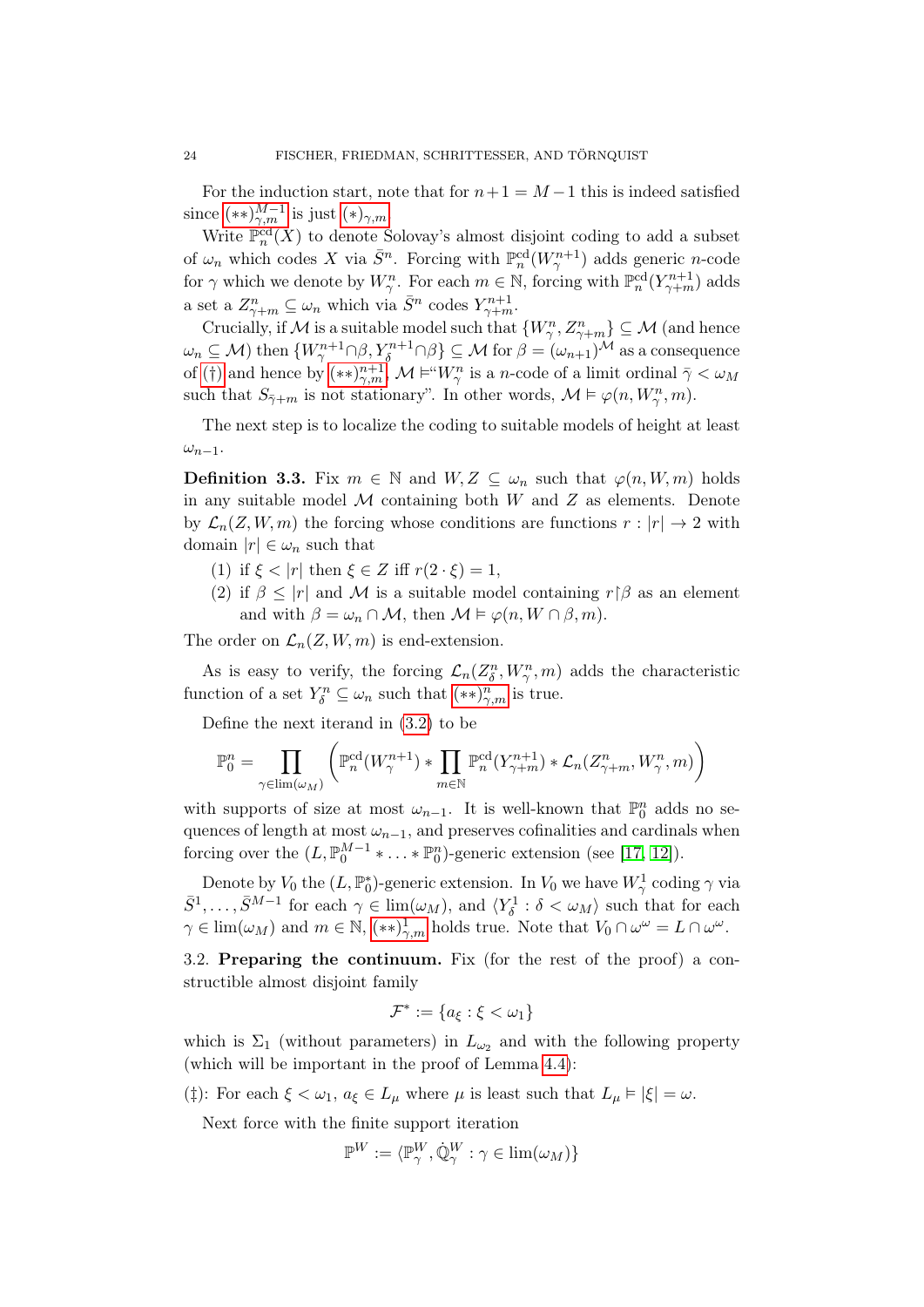For the induction start, note that for $n+1 = M-1$ this is indeed satisfied since $(**)^{M-1}_{\gamma,m}$ is just $(*)_{\gamma,m}$.

Write $\mathbb{P}^{\rm cd}_n(X)$ to denote Solovay's almost disjoint coding to add a subset of $\omega_n$ which codes $X$ via $\bar{S}^n$. Forcing with $\mathbb{P}^{\rm cd}_n(W^{n+1}_\gamma)$ adds generic $n$-code for $\gamma$ which we denote by $W^n_\gamma$. For each $m \in \mathbb{N}$, forcing with $\mathbb{P}^{\rm cd}_n(Y^{n+1}_{\gamma+m})$ adds a set a $Z^n_{\gamma+m} \subseteq \omega_n$ which via $\bar{S}^n$ codes $Y^{n+1}_{\gamma+m}$.

Crucially, if $\mathcal{M}$ is a suitable model such that $\{W^n_\gamma, Z^n_{\gamma+m}\} \subseteq \mathcal{M}$ (and hence $\omega_n \subseteq \mathcal{M}$) then $\{W^{n+1}_\gamma \cap \beta, Y^{n+1}_\delta \cap \beta\} \subseteq \mathcal{M}$ for $\beta = (\omega_{n+1})^{\mathcal{M}}$ as a consequence of (†) and hence by $(**)^{n+1}_{\gamma,m}$, $\mathcal{M} \vDash$"$W^n_\gamma$ is a $n$-code of a limit ordinal $\bar{\gamma} < \omega_M$ such that $S_{\bar{\gamma}+m}$ is not stationary". In other words, $\mathcal{M} \vDash \varphi(n, W^n_\gamma, m)$.

The next step is to localize the coding to suitable models of height at least $\omega_{n-1}$.

**Definition 3.3.** Fix $m \in \mathbb{N}$ and $W, Z \subseteq \omega_n$ such that $\varphi(n, W, m)$ holds in any suitable model $\mathcal{M}$ containing both $W$ and $Z$ as elements. Denote by $\mathcal{L}_n(Z, W, m)$ the forcing whose conditions are functions $r : |r| \to 2$ with domain $|r| \in \omega_n$ such that

1. if $\xi < |r|$ then $\xi \in Z$ iff $r(2 \cdot \xi) = 1$,
2. if $\beta \leq |r|$ and $\mathcal{M}$ is a suitable model containing $r \restriction \beta$ as an element and with $\beta = \omega_n \cap \mathcal{M}$, then $\mathcal{M} \vDash \varphi(n, W \cap \beta, m)$.

The order on $\mathcal{L}_n(Z, W, m)$ is end-extension.

As is easy to verify, the forcing $\mathcal{L}_n(Z^n_\delta, W^n_\gamma, m)$ adds the characteristic function of a set $Y^n_\delta \subseteq \omega_n$ such that $(**)^n_{\gamma,m}$ is true.

Define the next iterand in (3.2) to be

$$\mathbb{P}^n_0 = \prod_{\gamma \in \lim(\omega_M)} \left( \mathbb{P}^{\rm cd}_n(W^{n+1}_\gamma) * \prod_{m \in \mathbb{N}} \mathbb{P}^{\rm cd}_n(Y^{n+1}_{\gamma+m}) * \mathcal{L}_n(Z^n_{\gamma+m}, W^n_\gamma, m) \right)$$

with supports of size at most $\omega_{n-1}$. It is well-known that $\mathbb{P}^n_0$ adds no sequences of length at most $\omega_{n-1}$, and preserves cofinalities and cardinals when forcing over the $(L, \mathbb{P}^{M-1}_0 * \ldots * \mathbb{P}^n_0)$-generic extension (see [17, 12]).

Denote by $V_0$ the $(L, \mathbb{P}^*_0)$-generic extension. In $V_0$ we have $W^1_\gamma$ coding $\gamma$ via $\bar{S}^1, \ldots, \bar{S}^{M-1}$ for each $\gamma \in \lim(\omega_M)$, and $\langle Y^1_\delta : \delta < \omega_M \rangle$ such that for each $\gamma \in \lim(\omega_M)$ and $m \in \mathbb{N}$, $(**)^1_{\gamma,m}$ holds true. Note that $V_0 \cap \omega^\omega = L \cap \omega^\omega$.

3.2. **Preparing the continuum.** Fix (for the rest of the proof) a constructible almost disjoint family

$$\mathcal{F}^* := \{a_\xi : \xi < \omega_1\}$$

which is $\Sigma_1$ (without parameters) in $L_{\omega_2}$ and with the following property (which will be important in the proof of Lemma 4.4):

(‡): For each $\xi < \omega_1$, $a_\xi \in L_\mu$ where $\mu$ is least such that $L_\mu \vDash |\xi| = \omega$.

Next force with the finite support iteration

$$\mathbb{P}^W := \langle \mathbb{P}^W_\gamma, \dot{\mathbb{Q}}^W_\gamma : \gamma \in \lim(\omega_M) \rangle$$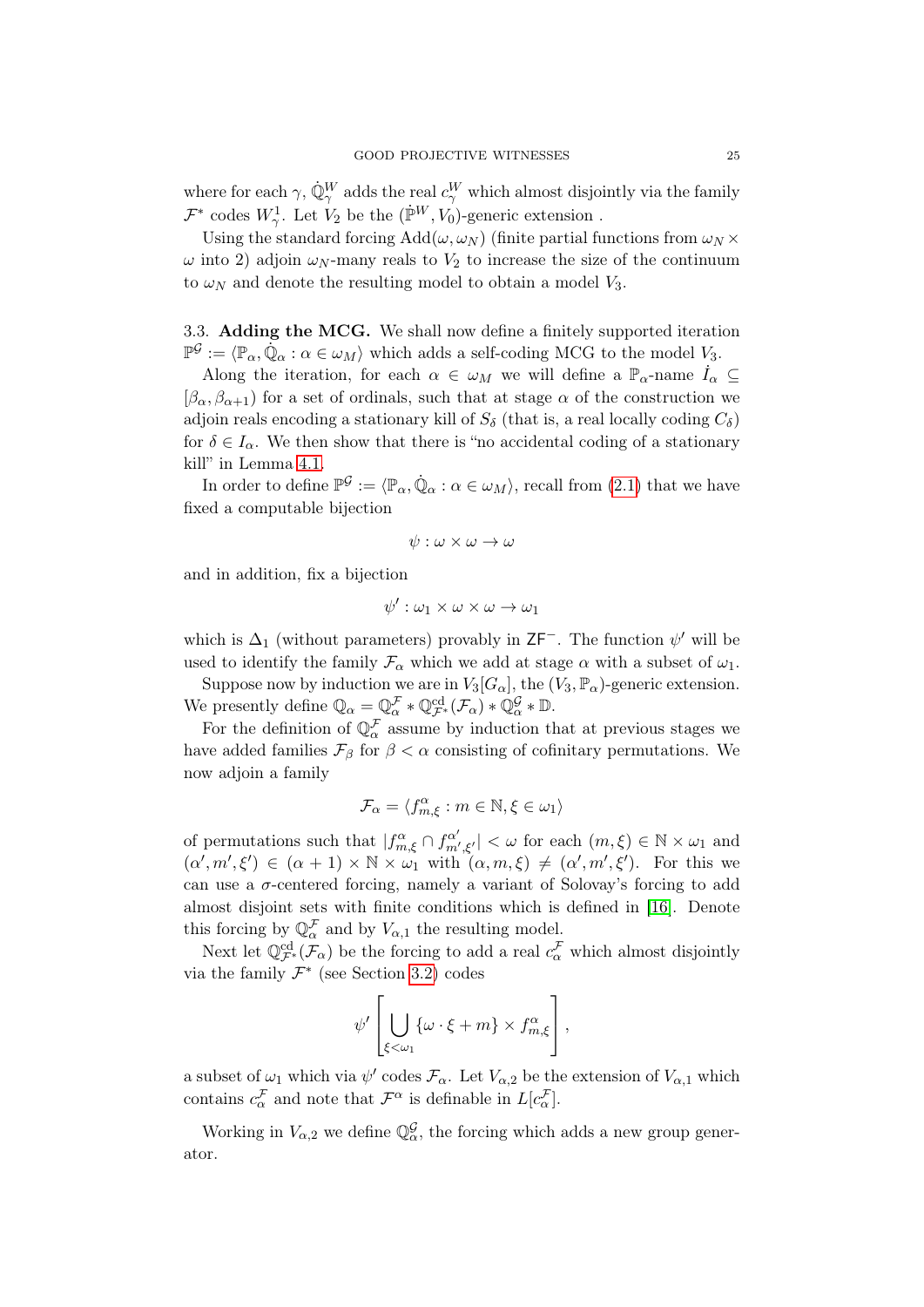where for each $\gamma$, $\dot{\mathbb{Q}}^W_\gamma$ adds the real $c^W_\gamma$ which almost disjointly via the family $\mathcal{F}^*$ codes $W^1_\gamma$. Let $V_2$ be the $(\dot{\mathbb{P}}^W, V_0)$-generic extension .

Using the standard forcing $\mathrm{Add}(\omega, \omega_N)$ (finite partial functions from $\omega_N \times \omega$ into 2) adjoin $\omega_N$-many reals to $V_2$ to increase the size of the continuum to $\omega_N$ and denote the resulting model to obtain a model $V_3$.

**3.3. Adding the MCG.** We shall now define a finitely supported iteration $\mathbb{P}^{\mathcal{G}} := \langle \mathbb{P}_\alpha, \dot{\mathbb{Q}}_\alpha : \alpha \in \omega_M \rangle$ which adds a self-coding MCG to the model $V_3$.

Along the iteration, for each $\alpha \in \omega_M$ we will define a $\mathbb{P}_\alpha$-name $\dot{I}_\alpha \subseteq [\beta_\alpha, \beta_{\alpha+1})$ for a set of ordinals, such that at stage $\alpha$ of the construction we adjoin reals encoding a stationary kill of $S_\delta$ (that is, a real locally coding $C_\delta$) for $\delta \in I_\alpha$. We then show that there is "no accidental coding of a stationary kill" in Lemma 4.1.

In order to define $\mathbb{P}^{\mathcal{G}} := \langle \mathbb{P}_\alpha, \dot{\mathbb{Q}}_\alpha : \alpha \in \omega_M \rangle$, recall from (2.1) that we have fixed a computable bijection

$$\psi : \omega \times \omega \to \omega$$

and in addition, fix a bijection

$$\psi' : \omega_1 \times \omega \times \omega \to \omega_1$$

which is $\Delta_1$ (without parameters) provably in $\mathsf{ZF}^-$. The function $\psi'$ will be used to identify the family $\mathcal{F}_\alpha$ which we add at stage $\alpha$ with a subset of $\omega_1$.

Suppose now by induction we are in $V_3[G_\alpha]$, the $(V_3, \mathbb{P}_\alpha)$-generic extension. We presently define $\mathbb{Q}_\alpha = \mathbb{Q}^{\mathcal{F}}_\alpha * \mathbb{Q}^{\mathrm{cd}}_{\mathcal{F}^*}(\mathcal{F}_\alpha) * \mathbb{Q}^{\mathcal{G}}_\alpha * \mathbb{D}$.

For the definition of $\mathbb{Q}^{\mathcal{F}}_\alpha$ assume by induction that at previous stages we have added families $\mathcal{F}_\beta$ for $\beta < \alpha$ consisting of cofinitary permutations. We now adjoin a family

$$\mathcal{F}_\alpha = \langle f^\alpha_{m,\xi} : m \in \mathbb{N}, \xi \in \omega_1 \rangle$$

of permutations such that $|f^\alpha_{m,\xi} \cap f^{\alpha'}_{m',\xi'}| < \omega$ for each $(m, \xi) \in \mathbb{N} \times \omega_1$ and $(\alpha', m', \xi') \in (\alpha + 1) \times \mathbb{N} \times \omega_1$ with $(\alpha, m, \xi) \neq (\alpha', m', \xi')$. For this we can use a $\sigma$-centered forcing, namely a variant of Solovay's forcing to add almost disjoint sets with finite conditions which is defined in [16]. Denote this forcing by $\mathbb{Q}^{\mathcal{F}}_\alpha$ and by $V_{\alpha,1}$ the resulting model.

Next let $\mathbb{Q}^{\mathrm{cd}}_{\mathcal{F}^*}(\mathcal{F}_\alpha)$ be the forcing to add a real $c^{\mathcal{F}}_\alpha$ which almost disjointly via the family $\mathcal{F}^*$ (see Section 3.2) codes

$$\psi' \left[ \bigcup_{\xi < \omega_1} \{\omega \cdot \xi + m\} \times f^\alpha_{m,\xi} \right],$$

a subset of $\omega_1$ which via $\psi'$ codes $\mathcal{F}_\alpha$. Let $V_{\alpha,2}$ be the extension of $V_{\alpha,1}$ which contains $c^{\mathcal{F}}_\alpha$ and note that $\mathcal{F}^\alpha$ is definable in $L[c^{\mathcal{F}}_\alpha]$.

Working in $V_{\alpha,2}$ we define $\mathbb{Q}^{\mathcal{G}}_\alpha$, the forcing which adds a new group generator.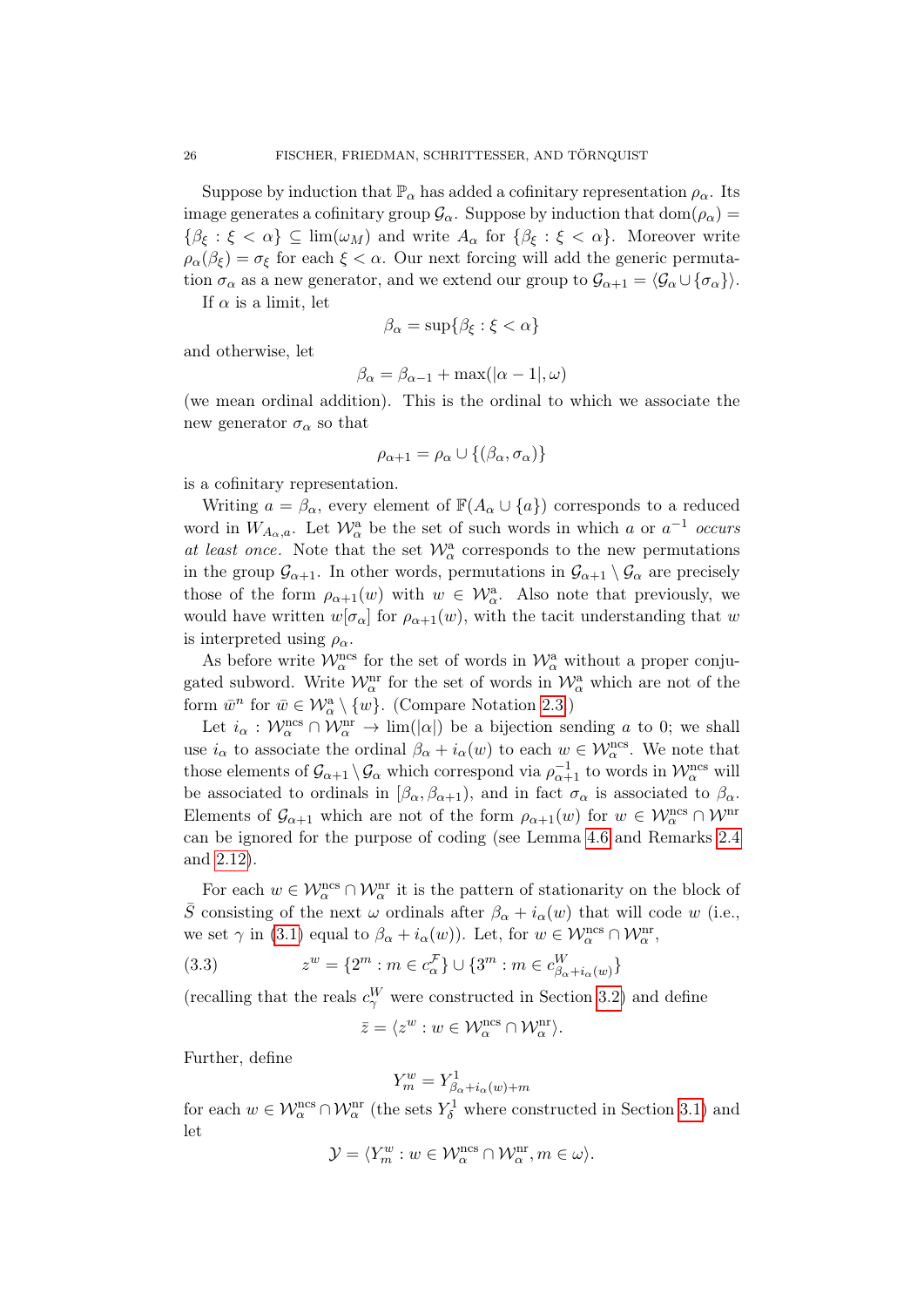Suppose by induction that $\mathbb{P}_\alpha$ has added a cofinitary representation $\rho_\alpha$. Its image generates a cofinitary group $\mathcal{G}_\alpha$. Suppose by induction that $\mathrm{dom}(\rho_\alpha) = \{\beta_\xi : \xi < \alpha\} \subseteq \lim(\omega_M)$ and write $A_\alpha$ for $\{\beta_\xi : \xi < \alpha\}$. Moreover write $\rho_\alpha(\beta_\xi) = \sigma_\xi$ for each $\xi < \alpha$. Our next forcing will add the generic permutation $\sigma_\alpha$ as a new generator, and we extend our group to $\mathcal{G}_{\alpha+1} = \langle \mathcal{G}_\alpha \cup \{\sigma_\alpha\}\rangle$.

If $\alpha$ is a limit, let

$$\beta_\alpha = \sup\{\beta_\xi : \xi < \alpha\}$$

and otherwise, let

$$\beta_\alpha = \beta_{\alpha-1} + \max(|\alpha - 1|, \omega)$$

(we mean ordinal addition). This is the ordinal to which we associate the new generator $\sigma_\alpha$ so that

$$\rho_{\alpha+1} = \rho_\alpha \cup \{(\beta_\alpha, \sigma_\alpha)\}$$

is a cofinitary representation.

Writing $a = \beta_\alpha$, every element of $\mathbb{F}(A_\alpha \cup \{a\})$ corresponds to a reduced word in $W_{A_\alpha,a}$. Let $\mathcal{W}^{\mathrm{a}}_\alpha$ be the set of such words in which $a$ or $a^{-1}$ *occurs at least once*. Note that the set $\mathcal{W}^{\mathrm{a}}_\alpha$ corresponds to the new permutations in the group $\mathcal{G}_{\alpha+1}$. In other words, permutations in $\mathcal{G}_{\alpha+1} \setminus \mathcal{G}_\alpha$ are precisely those of the form $\rho_{\alpha+1}(w)$ with $w \in \mathcal{W}^{\mathrm{a}}_\alpha$. Also note that previously, we would have written $w[\sigma_\alpha]$ for $\rho_{\alpha+1}(w)$, with the tacit understanding that $w$ is interpreted using $\rho_\alpha$.

As before write $\mathcal{W}^{\mathrm{ncs}}_\alpha$ for the set of words in $\mathcal{W}^{\mathrm{a}}_\alpha$ without a proper conjugated subword. Write $\mathcal{W}^{\mathrm{nr}}_\alpha$ for the set of words in $\mathcal{W}^{\mathrm{a}}_\alpha$ which are not of the form $\bar{w}^n$ for $\bar{w} \in \mathcal{W}^{\mathrm{a}}_\alpha \setminus \{w\}$. (Compare Notation 2.3.)

Let $i_\alpha : \mathcal{W}^{\mathrm{ncs}}_\alpha \cap \mathcal{W}^{\mathrm{nr}}_\alpha \to \lim(|\alpha|)$ be a bijection sending $a$ to 0; we shall use $i_\alpha$ to associate the ordinal $\beta_\alpha + i_\alpha(w)$ to each $w \in \mathcal{W}^{\mathrm{ncs}}_\alpha$. We note that those elements of $\mathcal{G}_{\alpha+1} \setminus \mathcal{G}_\alpha$ which correspond via $\rho^{-1}_{\alpha+1}$ to words in $\mathcal{W}^{\mathrm{ncs}}_\alpha$ will be associated to ordinals in $[\beta_\alpha, \beta_{\alpha+1})$, and in fact $\sigma_\alpha$ is associated to $\beta_\alpha$. Elements of $\mathcal{G}_{\alpha+1}$ which are not of the form $\rho_{\alpha+1}(w)$ for $w \in \mathcal{W}^{\mathrm{ncs}}_\alpha \cap \mathcal{W}^{\mathrm{nr}}$ can be ignored for the purpose of coding (see Lemma 4.6 and Remarks 2.4 and 2.12).

For each $w \in \mathcal{W}^{\mathrm{ncs}}_\alpha \cap \mathcal{W}^{\mathrm{nr}}_\alpha$ it is the pattern of stationarity on the block of $\bar{S}$ consisting of the next $\omega$ ordinals after $\beta_\alpha + i_\alpha(w)$ that will code $w$ (i.e., we set $\gamma$ in (3.1) equal to $\beta_\alpha + i_\alpha(w)$). Let, for $w \in \mathcal{W}^{\mathrm{ncs}}_\alpha \cap \mathcal{W}^{\mathrm{nr}}_\alpha$,

$$z^w = \{2^m : m \in c^{\mathcal{F}}_\alpha\} \cup \{3^m : m \in c^W_{\beta_\alpha + i_\alpha(w)}\} \tag{3.3}$$

(recalling that the reals $c^W_\gamma$ were constructed in Section 3.2) and define

$$\bar{z} = \langle z^w : w \in \mathcal{W}^{\mathrm{ncs}}_\alpha \cap \mathcal{W}^{\mathrm{nr}}_\alpha \rangle.$$

Further, define

$$Y^w_m = Y^1_{\beta_\alpha + i_\alpha(w) + m}$$

for each $w \in \mathcal{W}^{\mathrm{ncs}}_\alpha \cap \mathcal{W}^{\mathrm{nr}}_\alpha$ (the sets $Y^1_\delta$ where constructed in Section 3.1) and let

$$\mathcal{Y} = \langle Y^w_m : w \in \mathcal{W}^{\mathrm{ncs}}_\alpha \cap \mathcal{W}^{\mathrm{nr}}_\alpha, m \in \omega \rangle.$$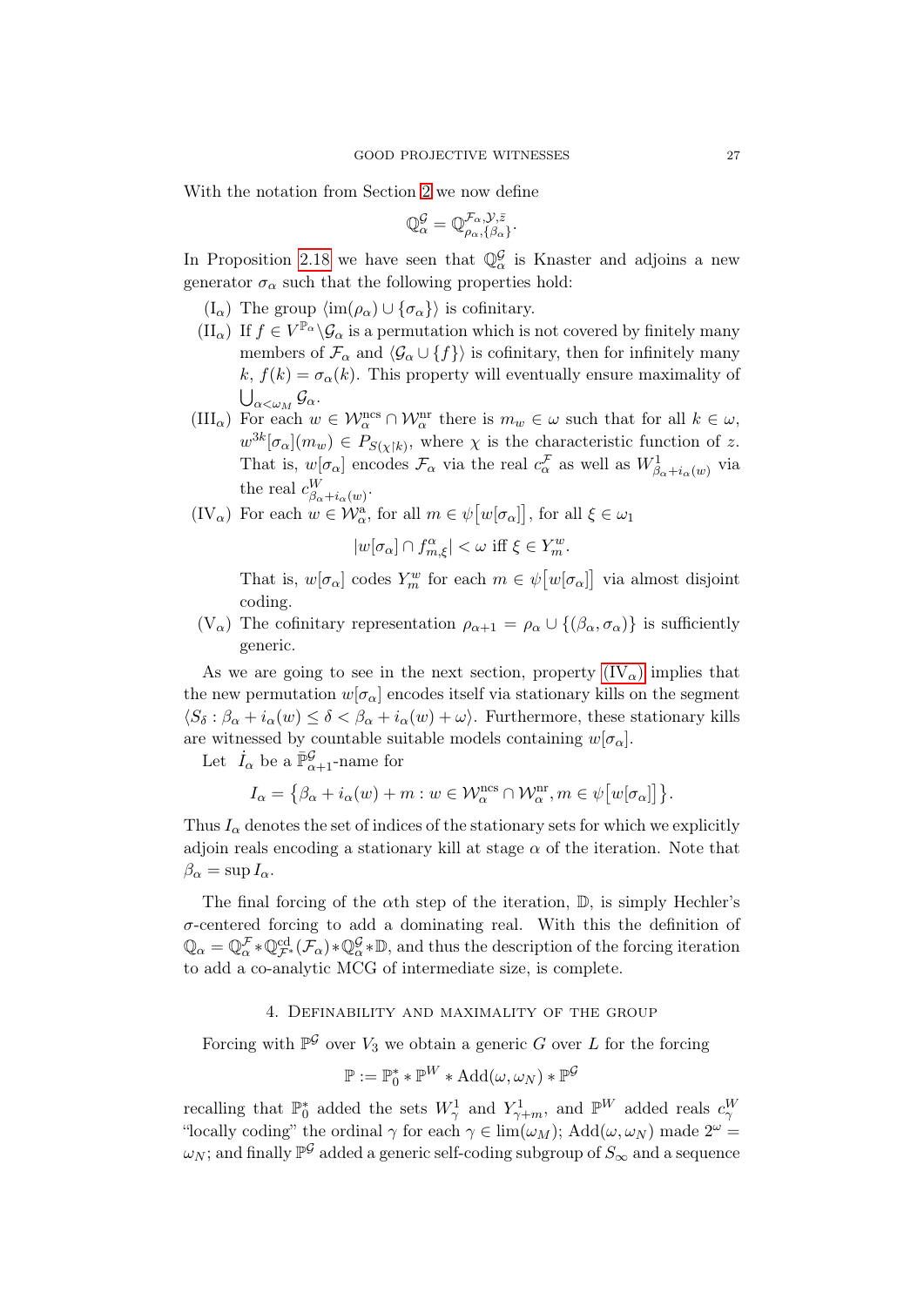With the notation from Section 2 we now define

$$\mathbb{Q}^{\mathcal{G}}_\alpha = \mathbb{Q}^{\mathcal{F}_\alpha, \mathcal{Y}, \bar{z}}_{\rho_\alpha, \{\beta_\alpha\}}.$$

In Proposition 2.18 we have seen that $\mathbb{Q}^{\mathcal{G}}_\alpha$ is Knaster and adjoins a new generator $\sigma_\alpha$ such that the following properties hold:

- (I$_\alpha$) The group $\langle \operatorname{im}(\rho_\alpha) \cup \{\sigma_\alpha\}\rangle$ is cofinitary.
- (II$_\alpha$) If $f \in V^{\mathbb{P}_\alpha} \setminus \mathcal{G}_\alpha$ is a permutation which is not covered by finitely many members of $\mathcal{F}_\alpha$ and $\langle \mathcal{G}_\alpha \cup \{f\}\rangle$ is cofinitary, then for infinitely many $k$, $f(k) = \sigma_\alpha(k)$. This property will eventually ensure maximality of $\bigcup_{\alpha<\omega_M} \mathcal{G}_\alpha$.
- (III$_\alpha$) For each $w \in \mathcal{W}^{\mathrm{ncs}}_\alpha \cap \mathcal{W}^{\mathrm{nr}}_\alpha$ there is $m_w \in \omega$ such that for all $k \in \omega$, $w^{3k}[\sigma_\alpha](m_w) \in P_{S(\chi \restriction k)}$, where $\chi$ is the characteristic function of $z$. That is, $w[\sigma_\alpha]$ encodes $\mathcal{F}_\alpha$ via the real $c^{\mathcal{F}}_\alpha$ as well as $W^1_{\beta_\alpha+i_\alpha(w)}$ via the real $c^W_{\beta_\alpha+i_\alpha(w)}$.
- (IV$_\alpha$) For each $w \in \mathcal{W}^{\mathrm{a}}_\alpha$, for all $m \in \psi\big[w[\sigma_\alpha]\big]$, for all $\xi \in \omega_1$

  $$|w[\sigma_\alpha] \cap f^\alpha_{m,\xi}| < \omega \text{ iff } \xi \in Y^w_m.$$

  That is, $w[\sigma_\alpha]$ codes $Y^w_m$ for each $m \in \psi\big[w[\sigma_\alpha]\big]$ via almost disjoint coding.
- (V$_\alpha$) The cofinitary representation $\rho_{\alpha+1} = \rho_\alpha \cup \{(\beta_\alpha, \sigma_\alpha)\}$ is sufficiently generic.

As we are going to see in the next section, property (IV$_\alpha$) implies that the new permutation $w[\sigma_\alpha]$ encodes itself via stationary kills on the segment $\langle S_\delta : \beta_\alpha + i_\alpha(w) \le \delta < \beta_\alpha + i_\alpha(w) + \omega\rangle$. Furthermore, these stationary kills are witnessed by countable suitable models containing $w[\sigma_\alpha]$.

Let $\dot{I}_\alpha$ be a $\bar{\mathbb{P}}^{\mathcal{G}}_{\alpha+1}$-name for

$$I_\alpha = \big\{\beta_\alpha + i_\alpha(w) + m : w \in \mathcal{W}^{\mathrm{ncs}}_\alpha \cap \mathcal{W}^{\mathrm{nr}}_\alpha, m \in \psi\big[w[\sigma_\alpha]\big]\big\}.$$

Thus $I_\alpha$ denotes the set of indices of the stationary sets for which we explicitly adjoin reals encoding a stationary kill at stage $\alpha$ of the iteration. Note that $\beta_\alpha = \sup I_\alpha$.

The final forcing of the $\alpha$th step of the iteration, $\mathbb{D}$, is simply Hechler's $\sigma$-centered forcing to add a dominating real. With this the definition of $\mathbb{Q}_\alpha = \mathbb{Q}^{\mathcal{F}}_\alpha * \mathbb{Q}^{\mathrm{cd}}_{\mathcal{F}^*}(\mathcal{F}_\alpha) * \mathbb{Q}^{\mathcal{G}}_\alpha * \mathbb{D}$, and thus the description of the forcing iteration to add a co-analytic MCG of intermediate size, is complete.

## 4. Definability and maximality of the group

Forcing with $\mathbb{P}^{\mathcal{G}}$ over $V_3$ we obtain a generic $G$ over $L$ for the forcing

$$\mathbb{P} := \mathbb{P}^*_0 * \mathbb{P}^W * \operatorname{Add}(\omega, \omega_N) * \mathbb{P}^{\mathcal{G}}$$

recalling that $\mathbb{P}^*_0$ added the sets $W^1_\gamma$ and $Y^1_{\gamma+m}$, and $\mathbb{P}^W$ added reals $c^W_\gamma$ "locally coding" the ordinal $\gamma$ for each $\gamma \in \lim(\omega_M)$; $\operatorname{Add}(\omega, \omega_N)$ made $2^\omega = \omega_N$; and finally $\mathbb{P}^{\mathcal{G}}$ added a generic self-coding subgroup of $S_\infty$ and a sequence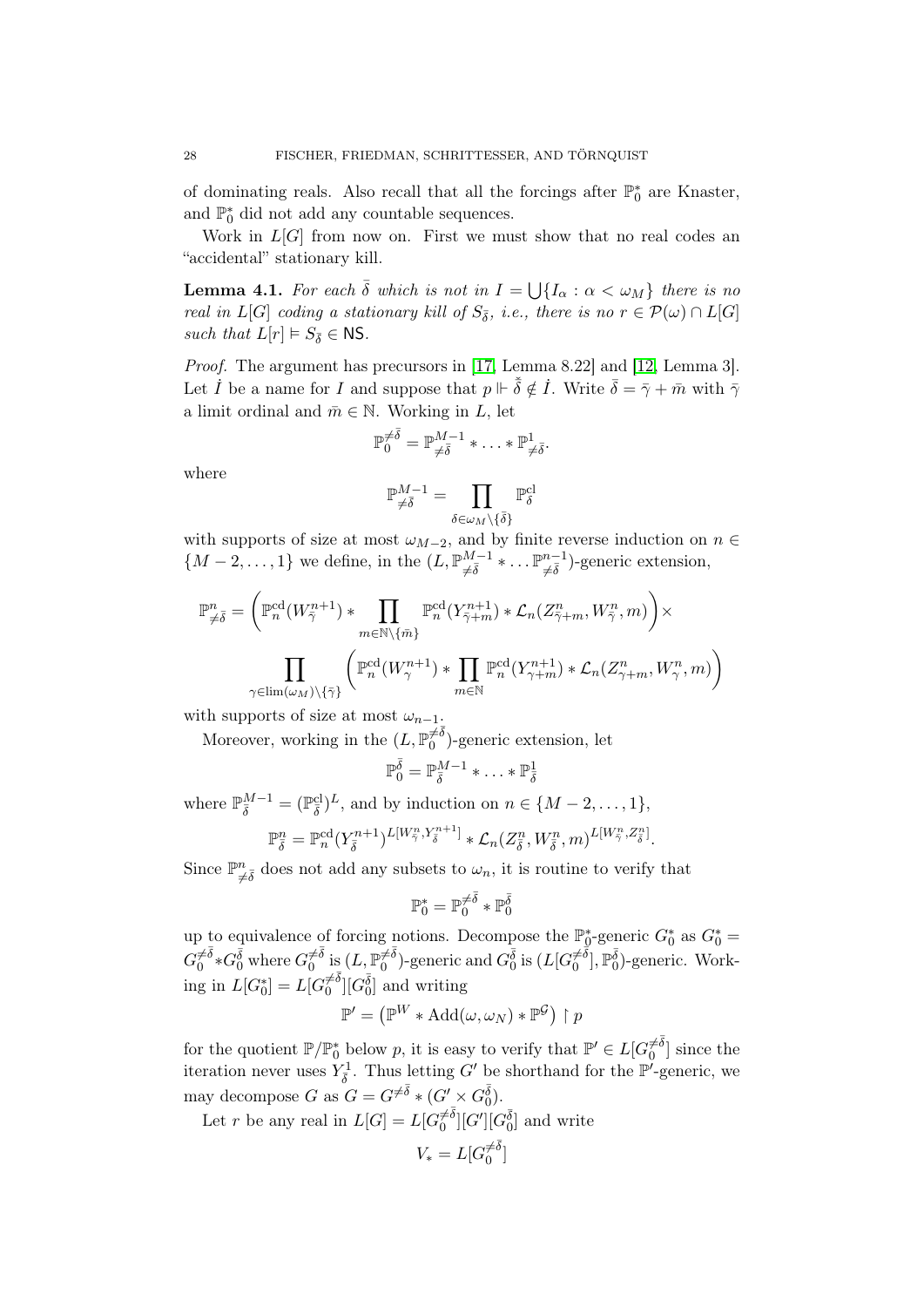of dominating reals. Also recall that all the forcings after $\mathbb{P}_0^*$ are Knaster, and $\mathbb{P}_0^*$ did not add any countable sequences.

Work in $L[G]$ from now on. First we must show that no real codes an "accidental" stationary kill.

**Lemma 4.1.** *For each $\bar{\delta}$ which is not in $I = \bigcup\{I_\alpha : \alpha < \omega_M\}$ there is no real in $L[G]$ coding a stationary kill of $S_{\bar{\delta}}$, i.e., there is no $r \in \mathcal{P}(\omega) \cap L[G]$ such that $L[r] \vDash S_{\bar{\delta}} \in \mathsf{NS}$.*

*Proof.* The argument has precursors in [17, Lemma 8.22] and [12, Lemma 3]. Let $\dot{I}$ be a name for $I$ and suppose that $p \Vdash \check{\bar{\delta}} \notin \dot{I}$. Write $\bar{\delta} = \bar{\gamma} + \bar{m}$ with $\bar{\gamma}$ a limit ordinal and $\bar{m} \in \mathbb{N}$. Working in $L$, let

$$\mathbb{P}_0^{\neq\bar{\delta}} = \mathbb{P}_{\neq\bar{\delta}}^{M-1} * \ldots * \mathbb{P}_{\neq\bar{\delta}}^{1}.$$

where

$$\mathbb{P}_{\neq\bar{\delta}}^{M-1} = \prod_{\delta \in \omega_M \setminus \{\bar{\delta}\}} \mathbb{P}_\delta^{\mathrm{cl}}$$

with supports of size at most $\omega_{M-2}$, and by finite reverse induction on $n \in \{M-2, \ldots, 1\}$ we define, in the $(L, \mathbb{P}_{\neq\bar{\delta}}^{M-1} * \ldots \mathbb{P}_{\neq\bar{\delta}}^{n-1})$-generic extension,

$$\mathbb{P}_{\neq\bar{\delta}}^{n} = \left( \mathbb{P}_n^{\mathrm{cd}}(W_{\bar{\gamma}}^{n+1}) * \prod_{m \in \mathbb{N} \setminus \{\bar{m}\}} \mathbb{P}_n^{\mathrm{cd}}(Y_{\bar{\gamma}+m}^{n+1}) * \mathcal{L}_n(Z_{\bar{\gamma}+m}^{n}, W_{\bar{\gamma}}^{n}, m) \right) \times$$
$$\prod_{\gamma \in \lim(\omega_M) \setminus \{\bar{\gamma}\}} \left( \mathbb{P}_n^{\mathrm{cd}}(W_\gamma^{n+1}) * \prod_{m \in \mathbb{N}} \mathbb{P}_n^{\mathrm{cd}}(Y_{\gamma+m}^{n+1}) * \mathcal{L}_n(Z_{\gamma+m}^{n}, W_\gamma^{n}, m) \right)$$

with supports of size at most $\omega_{n-1}$.

Moreover, working in the $(L, \mathbb{P}_0^{\neq\bar{\delta}})$-generic extension, let

$$\mathbb{P}_0^{\bar{\delta}} = \mathbb{P}_{\bar{\delta}}^{M-1} * \ldots * \mathbb{P}_{\bar{\delta}}^{1}$$

where $\mathbb{P}_{\bar{\delta}}^{M-1} = (\mathbb{P}_{\bar{\delta}}^{\mathrm{cl}})^L$, and by induction on $n \in \{M-2, \ldots, 1\}$,

$$\mathbb{P}_{\bar{\delta}}^{n} = \mathbb{P}_n^{\mathrm{cd}}(Y_{\bar{\delta}}^{n+1})^{L[W_{\bar{\gamma}}^{n}, Y_{\bar{\delta}}^{n+1}]} * \mathcal{L}_n(Z_{\bar{\delta}}^{n}, W_{\bar{\delta}}^{n}, m)^{L[W_{\bar{\gamma}}^{n}, Z_{\bar{\delta}}^{n}]}.$$

Since $\mathbb{P}_{\neq\bar{\delta}}^{n}$ does not add any subsets to $\omega_n$, it is routine to verify that

$$\mathbb{P}_0^* = \mathbb{P}_0^{\neq\bar{\delta}} * \mathbb{P}_0^{\bar{\delta}}$$

up to equivalence of forcing notions. Decompose the $\mathbb{P}_0^*$-generic $G_0^*$ as $G_0^* = G_0^{\neq\bar{\delta}} * G_0^{\bar{\delta}}$ where $G_0^{\neq\bar{\delta}}$ is $(L, \mathbb{P}_0^{\neq\bar{\delta}})$-generic and $G_0^{\bar{\delta}}$ is $(L[G_0^{\neq\bar{\delta}}], \mathbb{P}_0^{\bar{\delta}})$-generic. Working in $L[G_0^*] = L[G_0^{\neq\bar{\delta}}][G_0^{\bar{\delta}}]$ and writing

$$\mathbb{P}' = \left(\mathbb{P}^W * \mathrm{Add}(\omega, \omega_N) * \mathbb{P}^{\mathcal{G}}\right) \restriction p$$

for the quotient $\mathbb{P}/\mathbb{P}_0^*$ below $p$, it is easy to verify that $\mathbb{P}' \in L[G_0^{\neq\bar{\delta}}]$ since the iteration never uses $Y_{\bar{\delta}}^1$. Thus letting $G'$ be shorthand for the $\mathbb{P}'$-generic, we may decompose $G$ as $G = G^{\neq\bar{\delta}} * (G' \times G_0^{\bar{\delta}})$.

Let $r$ be any real in $L[G] = L[G_0^{\neq\bar{\delta}}][G'][G_0^{\bar{\delta}}]$ and write

$$V_* = L[G_0^{\neq\bar{\delta}}]$$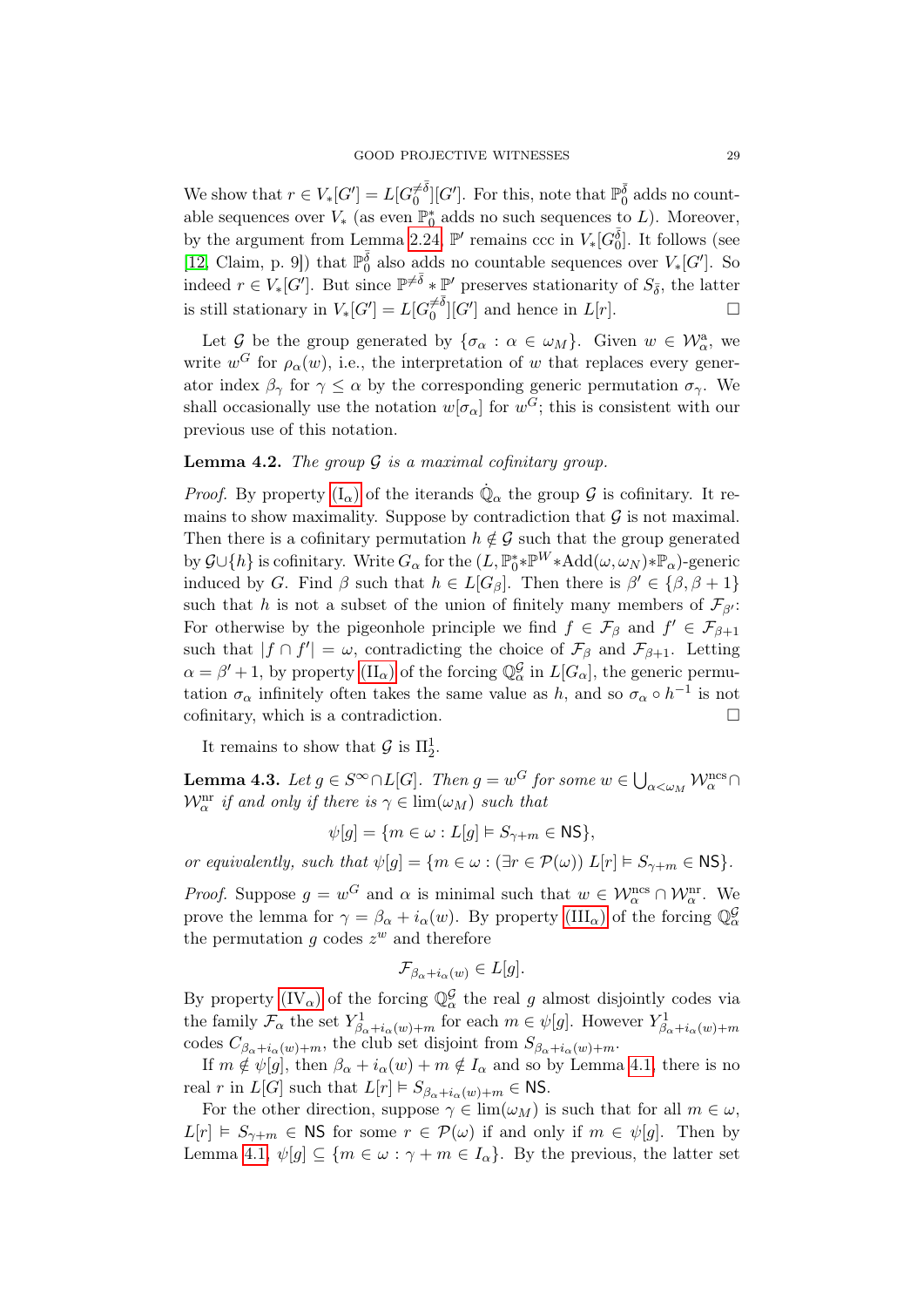We show that $r \in V_*[G'] = L[G_0^{\neq\bar{\delta}}][G']$. For this, note that $\mathbb{P}_0^{\bar{\delta}}$ adds no countable sequences over $V_*$ (as even $\mathbb{P}_0^*$ adds no such sequences to $L$). Moreover, by the argument from Lemma 2.24, $\mathbb{P}'$ remains ccc in $V_*[G_0^{\bar{\delta}}]$. It follows (see [12, Claim, p. 9]) that $\mathbb{P}_0^{\bar{\delta}}$ also adds no countable sequences over $V_*[G']$. So indeed $r \in V_*[G']$. But since $\mathbb{P}^{\neq\bar{\delta}} * \mathbb{P}'$ preserves stationarity of $S_{\bar{\delta}}$, the latter is still stationary in $V_*[G'] = L[G_0^{\neq\bar{\delta}}][G']$ and hence in $L[r]$. $\square$

Let $\mathcal{G}$ be the group generated by $\{\sigma_\alpha : \alpha \in \omega_M\}$. Given $w \in \mathcal{W}_\alpha^{\mathrm{a}}$, we write $w^G$ for $\rho_\alpha(w)$, i.e., the interpretation of $w$ that replaces every generator index $\beta_\gamma$ for $\gamma \leq \alpha$ by the corresponding generic permutation $\sigma_\gamma$. We shall occasionally use the notation $w[\sigma_\alpha]$ for $w^G$; this is consistent with our previous use of this notation.

**Lemma 4.2.** *The group $\mathcal{G}$ is a maximal cofinitary group.*

*Proof.* By property $(\mathrm{I}_\alpha)$ of the iterands $\dot{\mathbb{Q}}_\alpha$ the group $\mathcal{G}$ is cofinitary. It remains to show maximality. Suppose by contradiction that $\mathcal{G}$ is not maximal. Then there is a cofinitary permutation $h \notin \mathcal{G}$ such that the group generated by $\mathcal{G} \cup \{h\}$ is cofinitary. Write $G_\alpha$ for the $(L, \mathbb{P}_0^* * \mathbb{P}^W * \mathrm{Add}(\omega, \omega_N) * \mathbb{P}_\alpha)$-generic induced by $G$. Find $\beta$ such that $h \in L[G_\beta]$. Then there is $\beta' \in \{\beta, \beta+1\}$ such that $h$ is not a subset of the union of finitely many members of $\mathcal{F}_{\beta'}$: For otherwise by the pigeonhole principle we find $f \in \mathcal{F}_\beta$ and $f' \in \mathcal{F}_{\beta+1}$ such that $|f \cap f'| = \omega$, contradicting the choice of $\mathcal{F}_\beta$ and $\mathcal{F}_{\beta+1}$. Letting $\alpha = \beta' + 1$, by property $(\mathrm{II}_\alpha)$ of the forcing $\mathbb{Q}_\alpha^{\mathcal{G}}$ in $L[G_\alpha]$, the generic permutation $\sigma_\alpha$ infinitely often takes the same value as $h$, and so $\sigma_\alpha \circ h^{-1}$ is not cofinitary, which is a contradiction. $\square$

It remains to show that $\mathcal{G}$ is $\Pi^1_2$.

**Lemma 4.3.** *Let $g \in S^\infty \cap L[G]$. Then $g = w^G$ for some $w \in \bigcup_{\alpha<\omega_M} \mathcal{W}_\alpha^{\mathrm{ncs}} \cap \mathcal{W}_\alpha^{\mathrm{nr}}$ if and only if there is $\gamma \in \lim(\omega_M)$ such that*

$$\psi[g] = \{m \in \omega : L[g] \vDash S_{\gamma+m} \in \mathsf{NS}\},$$

*or equivalently, such that $\psi[g] = \{m \in \omega : (\exists r \in \mathcal{P}(\omega))\ L[r] \vDash S_{\gamma+m} \in \mathsf{NS}\}$.*

*Proof.* Suppose $g = w^G$ and $\alpha$ is minimal such that $w \in \mathcal{W}_\alpha^{\mathrm{ncs}} \cap \mathcal{W}_\alpha^{\mathrm{nr}}$. We prove the lemma for $\gamma = \beta_\alpha + i_\alpha(w)$. By property $(\mathrm{III}_\alpha)$ of the forcing $\mathbb{Q}_\alpha^{\mathcal{G}}$ the permutation $g$ codes $z^w$ and therefore

$$\mathcal{F}_{\beta_\alpha + i_\alpha(w)} \in L[g].$$

By property $(\mathrm{IV}_\alpha)$ of the forcing $\mathbb{Q}_\alpha^{\mathcal{G}}$ the real $g$ almost disjointly codes via the family $\mathcal{F}_\alpha$ the set $Y^1_{\beta_\alpha+i_\alpha(w)+m}$ for each $m \in \psi[g]$. However $Y^1_{\beta_\alpha+i_\alpha(w)+m}$ codes $C_{\beta_\alpha+i_\alpha(w)+m}$, the club set disjoint from $S_{\beta_\alpha+i_\alpha(w)+m}$.

If $m \notin \psi[g]$, then $\beta_\alpha + i_\alpha(w) + m \notin I_\alpha$ and so by Lemma 4.1, there is no real $r$ in $L[G]$ such that $L[r] \vDash S_{\beta_\alpha+i_\alpha(w)+m} \in \mathsf{NS}$.

For the other direction, suppose $\gamma \in \lim(\omega_M)$ is such that for all $m \in \omega$, $L[r] \vDash S_{\gamma+m} \in \mathsf{NS}$ for some $r \in \mathcal{P}(\omega)$ if and only if $m \in \psi[g]$. Then by Lemma 4.1, $\psi[g] \subseteq \{m \in \omega : \gamma + m \in I_\alpha\}$. By the previous, the latter set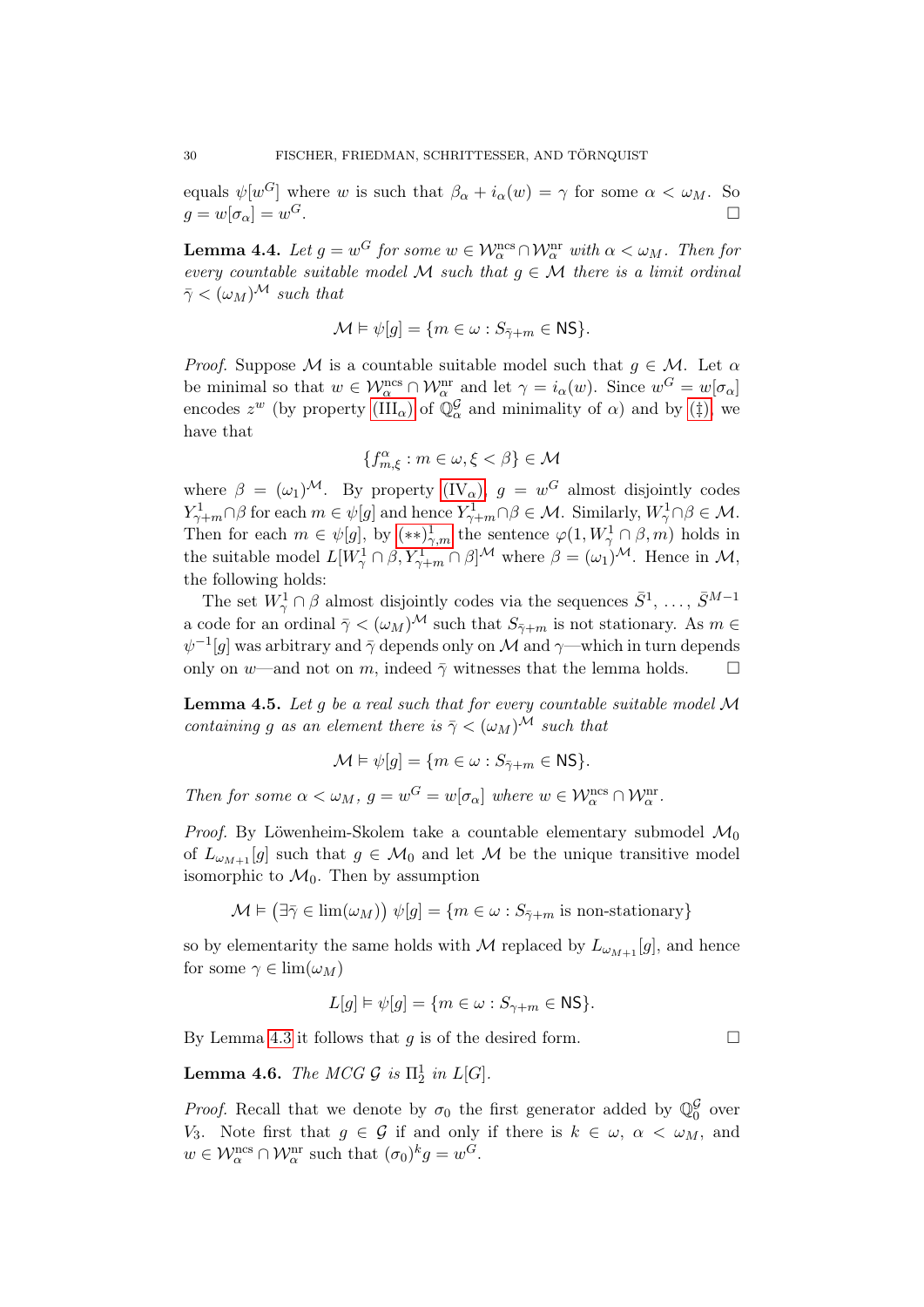equals $\psi[w^G]$ where $w$ is such that $\beta_\alpha + i_\alpha(w) = \gamma$ for some $\alpha < \omega_M$. So $g = w[\sigma_\alpha] = w^G$. $\square$

**Lemma 4.4.** *Let $g = w^G$ for some $w \in \mathcal{W}^{\rm ncs}_\alpha \cap \mathcal{W}^{\rm nr}_\alpha$ with $\alpha < \omega_M$. Then for every countable suitable model $\mathcal{M}$ such that $g \in \mathcal{M}$ there is a limit ordinal $\bar\gamma < (\omega_M)^{\mathcal{M}}$ such that*

$$\mathcal{M} \vDash \psi[g] = \{m \in \omega : S_{\bar\gamma+m} \in \mathsf{NS}\}.$$

*Proof.* Suppose $\mathcal{M}$ is a countable suitable model such that $g \in \mathcal{M}$. Let $\alpha$ be minimal so that $w \in \mathcal{W}^{\rm ncs}_\alpha \cap \mathcal{W}^{\rm nr}_\alpha$ and let $\gamma = i_\alpha(w)$. Since $w^G = w[\sigma_\alpha]$ encodes $z^w$ (by property (III$_\alpha$) of $\mathbb{Q}^{\mathcal{G}}_\alpha$ and minimality of $\alpha$) and by (‡), we have that

$$\{f^\alpha_{m,\xi} : m \in \omega, \xi < \beta\} \in \mathcal{M}$$

where $\beta = (\omega_1)^{\mathcal{M}}$. By property (IV$_\alpha$), $g = w^G$ almost disjointly codes $Y^1_{\gamma+m} \cap \beta$ for each $m \in \psi[g]$ and hence $Y^1_{\gamma+m} \cap \beta \in \mathcal{M}$. Similarly, $W^1_\gamma \cap \beta \in \mathcal{M}$. Then for each $m \in \psi[g]$, by $(**)^1_{\gamma,m}$ the sentence $\varphi(1, W^1_\gamma \cap \beta, m)$ holds in the suitable model $L[W^1_\gamma \cap \beta, Y^1_{\gamma+m} \cap \beta]^{\mathcal{M}}$ where $\beta = (\omega_1)^{\mathcal{M}}$. Hence in $\mathcal{M}$, the following holds:

The set $W^1_\gamma \cap \beta$ almost disjointly codes via the sequences $\bar S^1, \ldots, \bar S^{M-1}$ a code for an ordinal $\bar\gamma < (\omega_M)^{\mathcal{M}}$ such that $S_{\bar\gamma+m}$ is not stationary. As $m \in \psi^{-1}[g]$ was arbitrary and $\bar\gamma$ depends only on $\mathcal{M}$ and $\gamma$—which in turn depends only on $w$—and not on $m$, indeed $\bar\gamma$ witnesses that the lemma holds. $\square$

**Lemma 4.5.** *Let $g$ be a real such that for every countable suitable model $\mathcal{M}$ containing $g$ as an element there is $\bar\gamma < (\omega_M)^{\mathcal{M}}$ such that*

$$\mathcal{M} \vDash \psi[g] = \{m \in \omega : S_{\bar\gamma+m} \in \mathsf{NS}\}.$$

*Then for some $\alpha < \omega_M$, $g = w^G = w[\sigma_\alpha]$ where $w \in \mathcal{W}^{\rm ncs}_\alpha \cap \mathcal{W}^{\rm nr}_\alpha$.*

*Proof.* By Löwenheim-Skolem take a countable elementary submodel $\mathcal{M}_0$ of $L_{\omega_{M+1}}[g]$ such that $g \in \mathcal{M}_0$ and let $\mathcal{M}$ be the unique transitive model isomorphic to $\mathcal{M}_0$. Then by assumption

$$\mathcal{M} \vDash \big(\exists \bar\gamma \in \lim(\omega_M)\big)\ \psi[g] = \{m \in \omega : S_{\bar\gamma+m} \text{ is non-stationary}\}$$

so by elementarity the same holds with $\mathcal{M}$ replaced by $L_{\omega_{M+1}}[g]$, and hence for some $\gamma \in \lim(\omega_M)$

$$L[g] \vDash \psi[g] = \{m \in \omega : S_{\gamma+m} \in \mathsf{NS}\}.$$

By Lemma 4.3 it follows that $g$ is of the desired form. $\square$

**Lemma 4.6.** *The MCG $\mathcal{G}$ is $\Pi^1_2$ in $L[G]$.*

*Proof.* Recall that we denote by $\sigma_0$ the first generator added by $\mathbb{Q}^{\mathcal{G}}_0$ over $V_3$. Note first that $g \in \mathcal{G}$ if and only if there is $k \in \omega$, $\alpha < \omega_M$, and $w \in \mathcal{W}^{\rm ncs}_\alpha \cap \mathcal{W}^{\rm nr}_\alpha$ such that $(\sigma_0)^k g = w^G$.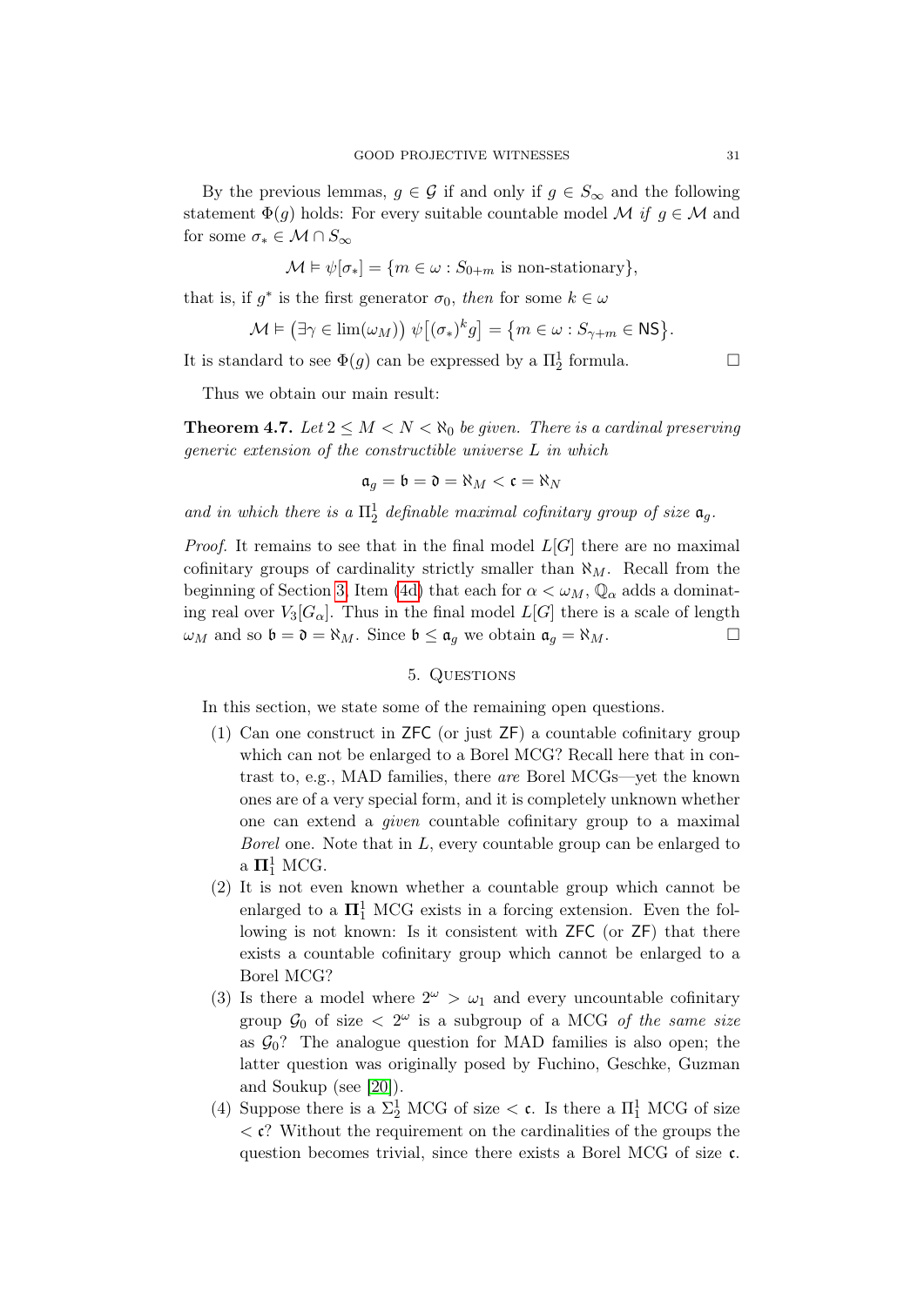By the previous lemmas, $g \in \mathcal{G}$ if and only if $g \in S_\infty$ and the following statement $\Phi(g)$ holds: For every suitable countable model $\mathcal{M}$ *if* $g \in \mathcal{M}$ and for some $\sigma_* \in \mathcal{M} \cap S_\infty$

$$\mathcal{M} \vDash \psi[\sigma_*] = \{m \in \omega : S_{0+m} \text{ is non-stationary}\},$$

that is, if $g^*$ is the first generator $\sigma_0$, *then* for some $k \in \omega$

$$\mathcal{M} \vDash \big(\exists \gamma \in \lim(\omega_M)\big)\ \psi\big[(\sigma_*)^k g\big] = \big\{m \in \omega : S_{\gamma+m} \in \mathsf{NS}\big\}.$$

It is standard to see $\Phi(g)$ can be expressed by a $\Pi^1_2$ formula. □

Thus we obtain our main result:

**Theorem 4.7.** *Let $2 \leq M < N < \aleph_0$ be given. There is a cardinal preserving generic extension of the constructible universe $L$ in which*

$$\mathfrak{a}_g = \mathfrak{b} = \mathfrak{d} = \aleph_M < \mathfrak{c} = \aleph_N$$

*and in which there is a $\Pi^1_2$ definable maximal cofinitary group of size $\mathfrak{a}_g$.*

*Proof.* It remains to see that in the final model $L[G]$ there are no maximal cofinitary groups of cardinality strictly smaller than $\aleph_M$. Recall from the beginning of Section 3, Item (4d) that each for $\alpha < \omega_M$, $\mathbb{Q}_\alpha$ adds a dominating real over $V_3[G_\alpha]$. Thus in the final model $L[G]$ there is a scale of length $\omega_M$ and so $\mathfrak{b} = \mathfrak{d} = \aleph_M$. Since $\mathfrak{b} \leq \mathfrak{a}_g$ we obtain $\mathfrak{a}_g = \aleph_M$. □

## 5. Questions

In this section, we state some of the remaining open questions.

1. Can one construct in $\mathsf{ZFC}$ (or just $\mathsf{ZF}$) a countable cofinitary group which can not be enlarged to a Borel MCG? Recall here that in contrast to, e.g., MAD families, there *are* Borel MCGs—yet the known ones are of a very special form, and it is completely unknown whether one can extend a *given* countable cofinitary group to a maximal *Borel* one. Note that in $L$, every countable group can be enlarged to a $\mathbf{\Pi}^1_1$ MCG.
2. It is not even known whether a countable group which cannot be enlarged to a $\mathbf{\Pi}^1_1$ MCG exists in a forcing extension. Even the following is not known: Is it consistent with $\mathsf{ZFC}$ (or $\mathsf{ZF}$) that there exists a countable cofinitary group which cannot be enlarged to a Borel MCG?
3. Is there a model where $2^\omega > \omega_1$ and every uncountable cofinitary group $\mathcal{G}_0$ of size $< 2^\omega$ is a subgroup of a MCG *of the same size* as $\mathcal{G}_0$? The analogue question for MAD families is also open; the latter question was originally posed by Fuchino, Geschke, Guzman and Soukup (see [20]).
4. Suppose there is a $\Sigma^1_2$ MCG of size $< \mathfrak{c}$. Is there a $\Pi^1_1$ MCG of size $< \mathfrak{c}$? Without the requirement on the cardinalities of the groups the question becomes trivial, since there exists a Borel MCG of size $\mathfrak{c}$.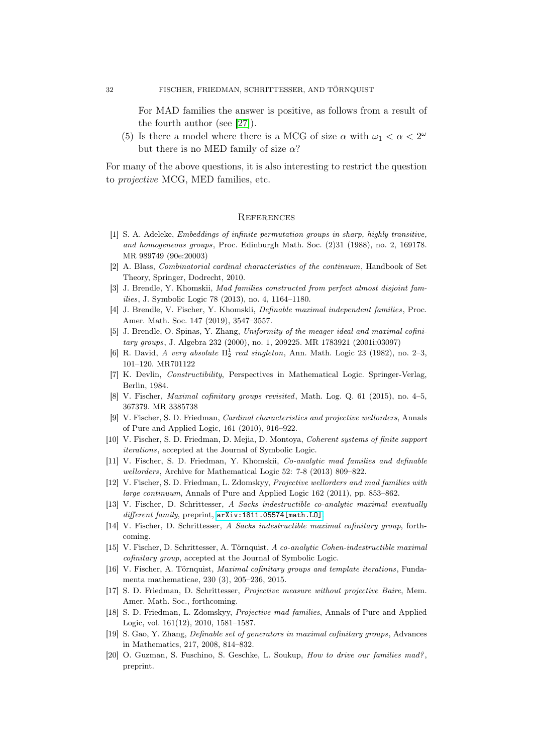For MAD families the answer is positive, as follows from a result of the fourth author (see [27]).

(5) Is there a model where there is a MCG of size $\alpha$ with $\omega_1 < \alpha < 2^\omega$ but there is no MED family of size $\alpha$?

For many of the above questions, it is also interesting to restrict the question to *projective* MCG, MED families, etc.

## References

[1] S. A. Adeleke, *Embeddings of infinite permutation groups in sharp, highly transitive, and homogeneous groups*, Proc. Edinburgh Math. Soc. (2)31 (1988), no. 2, 169178. MR 989749 (90e:20003)

[2] A. Blass, *Combinatorial cardinal characteristics of the continuum*, Handbook of Set Theory, Springer, Dodrecht, 2010.

[3] J. Brendle, Y. Khomskii, *Mad families constructed from perfect almost disjoint families*, J. Symbolic Logic 78 (2013), no. 4, 1164–1180.

[4] J. Brendle, V. Fischer, Y. Khomskii, *Definable maximal independent families*, Proc. Amer. Math. Soc. 147 (2019), 3547–3557.

[5] J. Brendle, O. Spinas, Y. Zhang, *Uniformity of the meager ideal and maximal cofinitary groups*, J. Algebra 232 (2000), no. 1, 209225. MR 1783921 (2001i:03097)

[6] R. David, *A very absolute $\Pi^1_2$ real singleton*, Ann. Math. Logic 23 (1982), no. 2–3, 101–120. MR701122

[7] K. Devlin, *Constructibility*, Perspectives in Mathematical Logic. Springer-Verlag, Berlin, 1984.

[8] V. Fischer, *Maximal cofinitary groups revisited*, Math. Log. Q. 61 (2015), no. 4–5, 367379. MR 3385738

[9] V. Fischer, S. D. Friedman, *Cardinal characteristics and projective wellorders*, Annals of Pure and Applied Logic, 161 (2010), 916–922.

[10] V. Fischer, S. D. Friedman, D. Mejia, D. Montoya, *Coherent systems of finite support iterations*, accepted at the Journal of Symbolic Logic.

[11] V. Fischer, S. D. Friedman, Y. Khomskii, *Co-analytic mad families and definable wellorders*, Archive for Mathematical Logic 52: 7-8 (2013) 809–822.

[12] V. Fischer, S. D. Friedman, L. Zdomskyy, *Projective wellorders and mad families with large continuum*, Annals of Pure and Applied Logic 162 (2011), pp. 853–862.

[13] V. Fischer, D. Schrittesser, *A Sacks indestructible co-analytic maximal eventually different family*, preprint, arXiv:1811.05574[math.LO].

[14] V. Fischer, D. Schrittesser, *A Sacks indestructible maximal cofinitary group*, forthcoming.

[15] V. Fischer, D. Schrittesser, A. Törnquist, *A co-analytic Cohen-indestructible maximal cofinitary group*, accepted at the Journal of Symbolic Logic.

[16] V. Fischer, A. Törnquist, *Maximal cofinitary groups and template iterations*, Fundamenta mathematicae, 230 (3), 205–236, 2015.

[17] S. D. Friedman, D. Schrittesser, *Projective measure without projective Baire*, Mem. Amer. Math. Soc., forthcoming.

[18] S. D. Friedman, L. Zdomskyy, *Projective mad families*, Annals of Pure and Applied Logic, vol. 161(12), 2010, 1581–1587.

[19] S. Gao, Y. Zhang, *Definable set of generators in maximal cofinitary groups*, Advances in Mathematics, 217, 2008, 814–832.

[20] O. Guzman, S. Fuschino, S. Geschke, L. Soukup, *How to drive our families mad?*, preprint.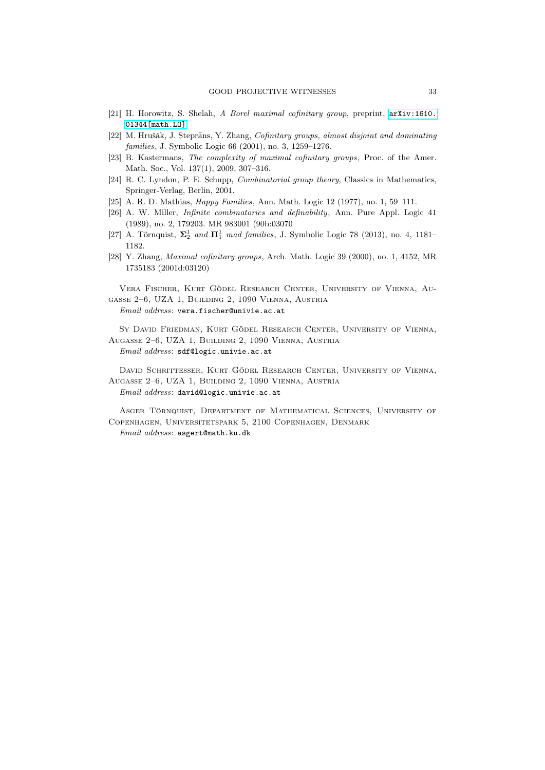[21] H. Horowitz, S. Shelah, *A Borel maximal cofinitary group*, preprint, arXiv:1610.01344[math.LO]

[22] M. Hrušák, J. Steprāns, Y. Zhang, *Cofinitary groups, almost disjoint and dominating families*, J. Symbolic Logic 66 (2001), no. 3, 1259–1276.

[23] B. Kastermans, *The complexity of maximal cofinitary groups*, Proc. of the Amer. Math. Soc., Vol. 137(1), 2009, 307–316.

[24] R. C. Lyndon, P. E. Schupp, *Combinatorial group theory*, Classics in Mathematics, Springer-Verlag, Berlin, 2001.

[25] A. R. D. Mathias, *Happy Families*, Ann. Math. Logic 12 (1977), no. 1, 59–111.

[26] A. W. Miller, *Infinite combinatorics and definability*, Ann. Pure Appl. Logic 41 (1989), no. 2, 179203. MR 983001 (90b:03070

[27] A. Törnquist, *$\mathbf{\Sigma}^1_2$ and $\mathbf{\Pi}^1_1$ mad families*, J. Symbolic Logic 78 (2013), no. 4, 1181–1182.

[28] Y. Zhang, *Maximal cofinitary groups*, Arch. Math. Logic 39 (2000), no. 1, 4152, MR 1735183 (2001d:03120)

Vera Fischer, Kurt Gödel Research Center, University of Vienna, Augasse 2–6, UZA 1, Building 2, 1090 Vienna, Austria
*Email address*: vera.fischer@univie.ac.at

Sy David Friedman, Kurt Gödel Research Center, University of Vienna, Augasse 2–6, UZA 1, Building 2, 1090 Vienna, Austria
*Email address*: sdf@logic.univie.ac.at

David Schrittesser, Kurt Gödel Research Center, University of Vienna, Augasse 2–6, UZA 1, Building 2, 1090 Vienna, Austria
*Email address*: david@logic.univie.ac.at

Asger Törnquist, Department of Mathematical Sciences, University of Copenhagen, Universitetspark 5, 2100 Copenhagen, Denmark
*Email address*: asgert@math.ku.dk